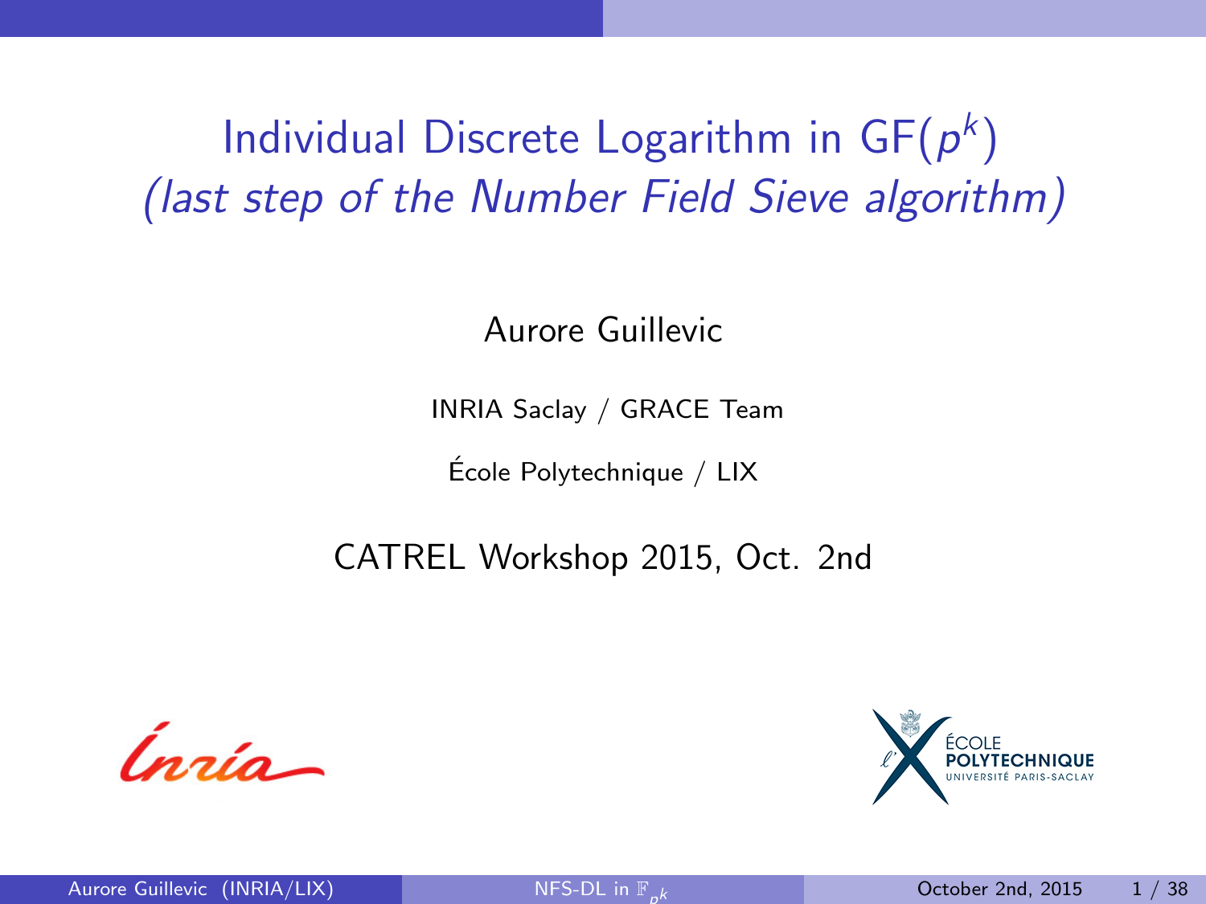# Individual Discrete Logarithm in GF($p^k$)

*(last step of the Number Field Sieve algorithm)*

Aurore Guillevic

INRIA Saclay / GRACE Team

École Polytechnique / LIX

CATREL Workshop 2015, Oct. 2nd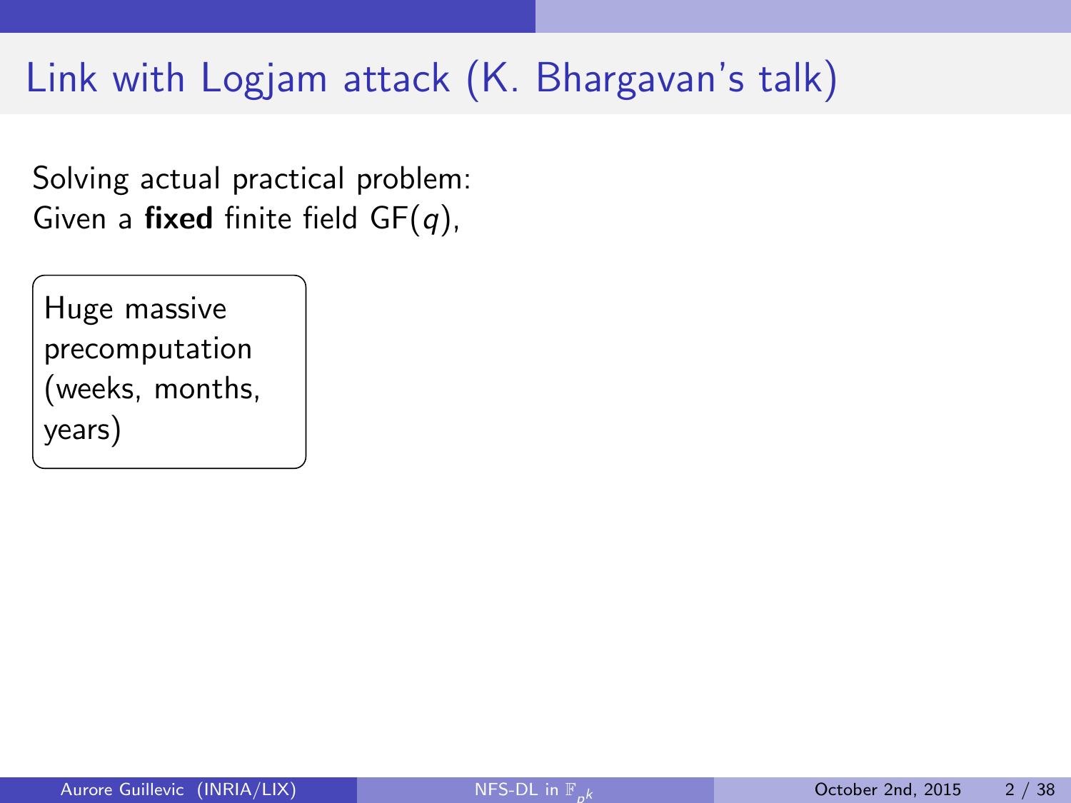# Link with Logjam attack (K. Bhargavan's talk)

Solving actual practical problem:
Given a **fixed** finite field $\mathrm{GF}(q)$,

Huge massive precomputation (weeks, months, years)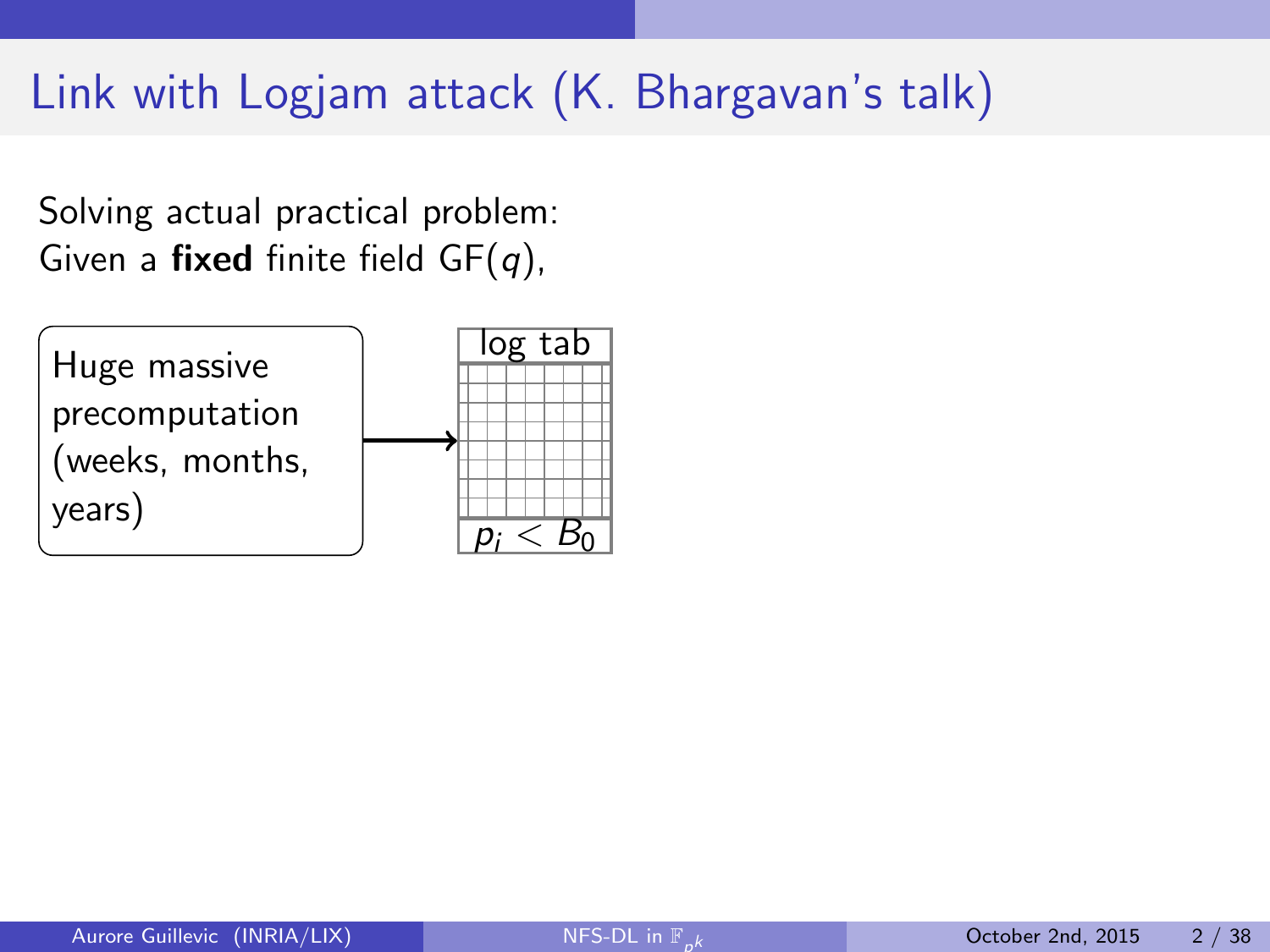# Link with Logjam attack (K. Bhargavan's talk)

Solving actual practical problem:
Given a **fixed** finite field GF($q$),

Huge massive precomputation (weeks, months, years) → log tab $p_i < B_0$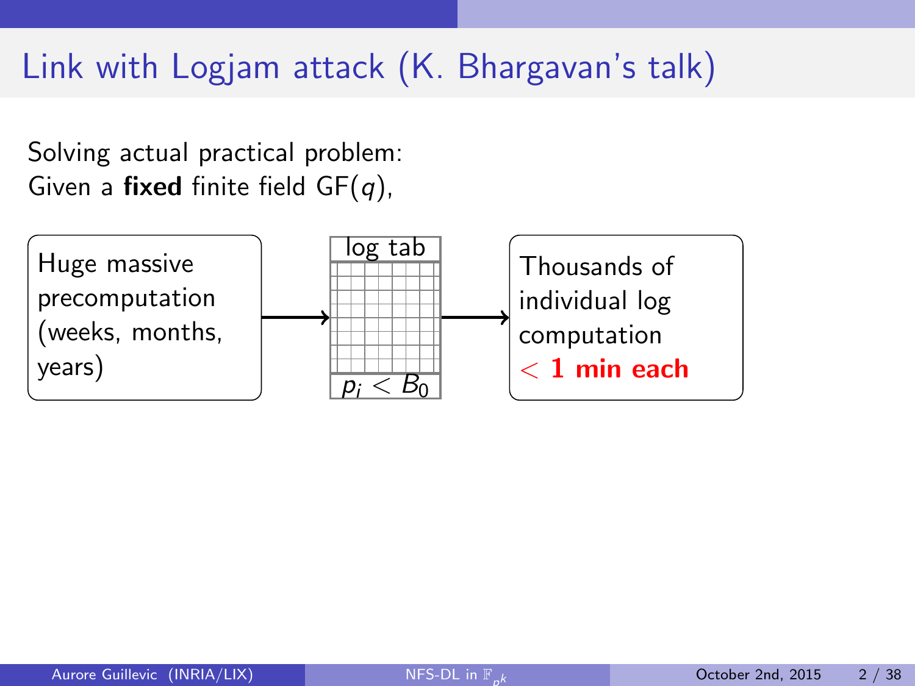# Link with Logjam attack (K. Bhargavan's talk)

Solving actual practical problem:
Given a **fixed** finite field $\mathrm{GF}(q)$,

Huge massive precomputation (weeks, months, years) → log tab ($p_i < B_0$) → Thousands of individual log computation **< 1 min each**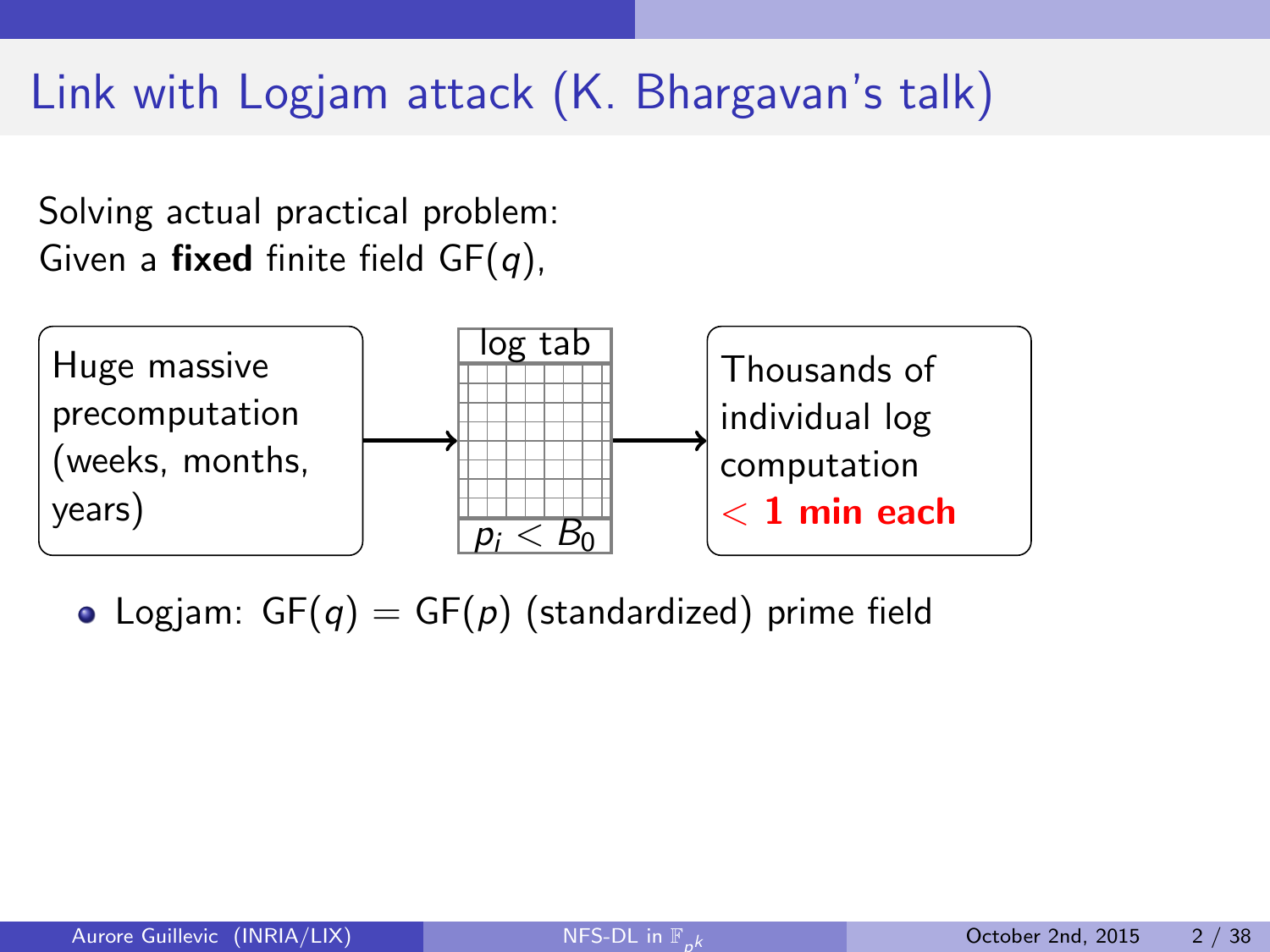# Link with Logjam attack (K. Bhargavan's talk)

Solving actual practical problem:
Given a **fixed** finite field $\mathrm{GF}(q)$,

Huge massive precomputation (weeks, months, years) → log tab ($p_i < B_0$) → Thousands of individual log computation **< 1 min each**

- Logjam: $\mathrm{GF}(q) = \mathrm{GF}(p)$ (standardized) prime field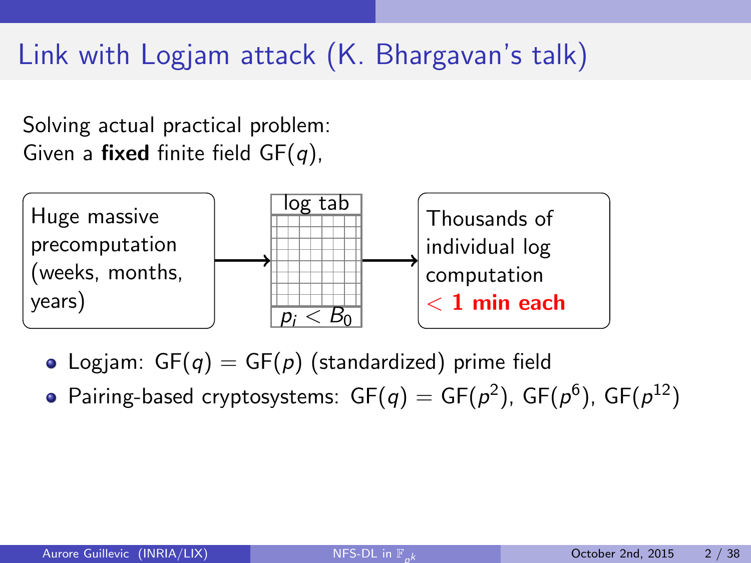# Link with Logjam attack (K. Bhargavan's talk)

Solving actual practical problem:
Given a **fixed** finite field GF($q$),

Huge massive precomputation (weeks, months, years) → log tab ($p_i < B_0$) → Thousands of individual log computation **< 1 min each**

- Logjam: GF($q$) = GF($p$) (standardized) prime field
- Pairing-based cryptosystems: GF($q$) = GF($p^2$), GF($p^6$), GF($p^{12}$)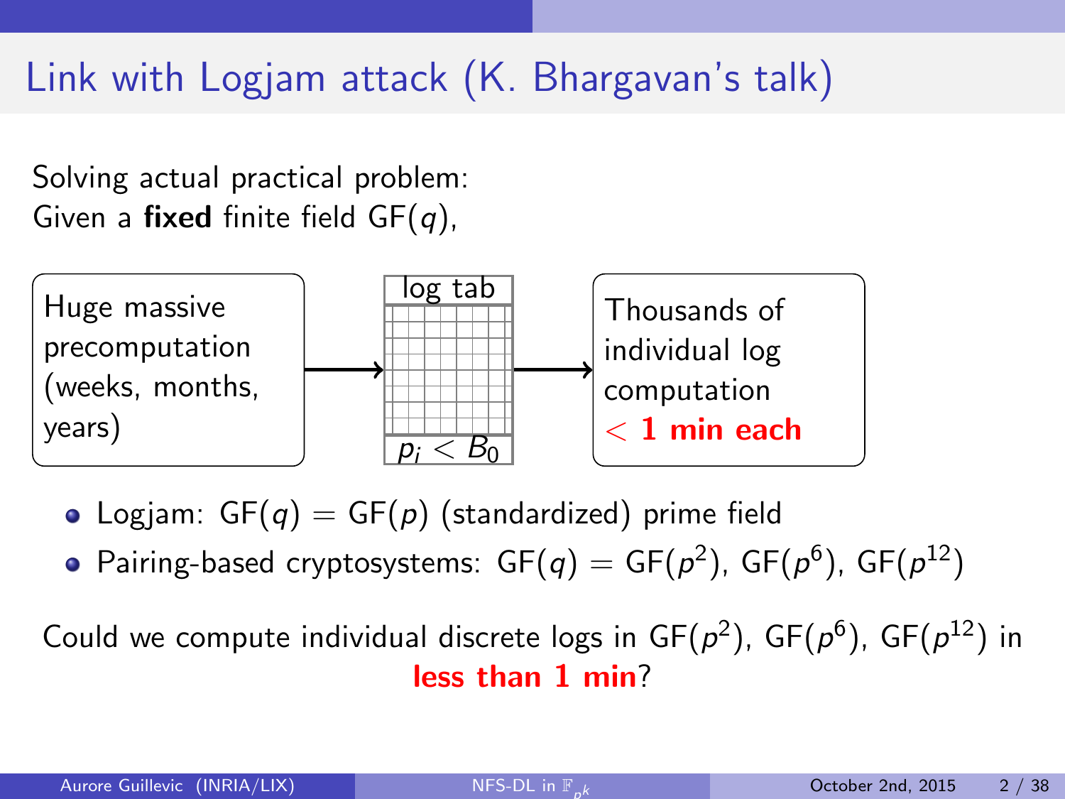# Link with Logjam attack (K. Bhargavan's talk)

Solving actual practical problem:
Given a **fixed** finite field GF($q$),

Huge massive precomputation (weeks, months, years) → log tab ($p_i < B_0$) → Thousands of individual log computation **< 1 min each**

- Logjam: GF($q$) = GF($p$) (standardized) prime field
- Pairing-based cryptosystems: GF($q$) = GF($p^2$), GF($p^6$), GF($p^{12}$)

Could we compute individual discrete logs in GF($p^2$), GF($p^6$), GF($p^{12}$) in **less than 1 min**?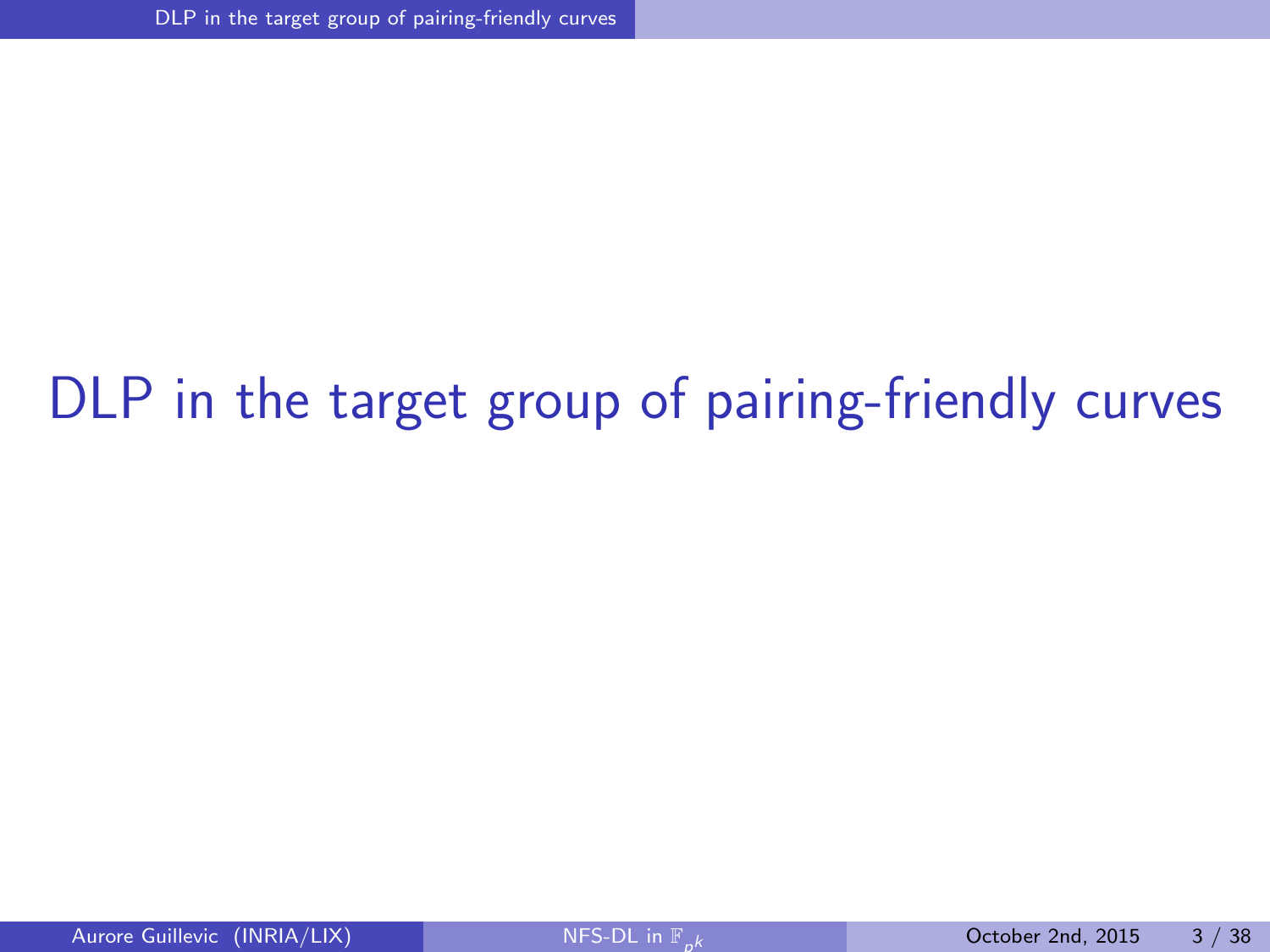# DLP in the target group of pairing-friendly curves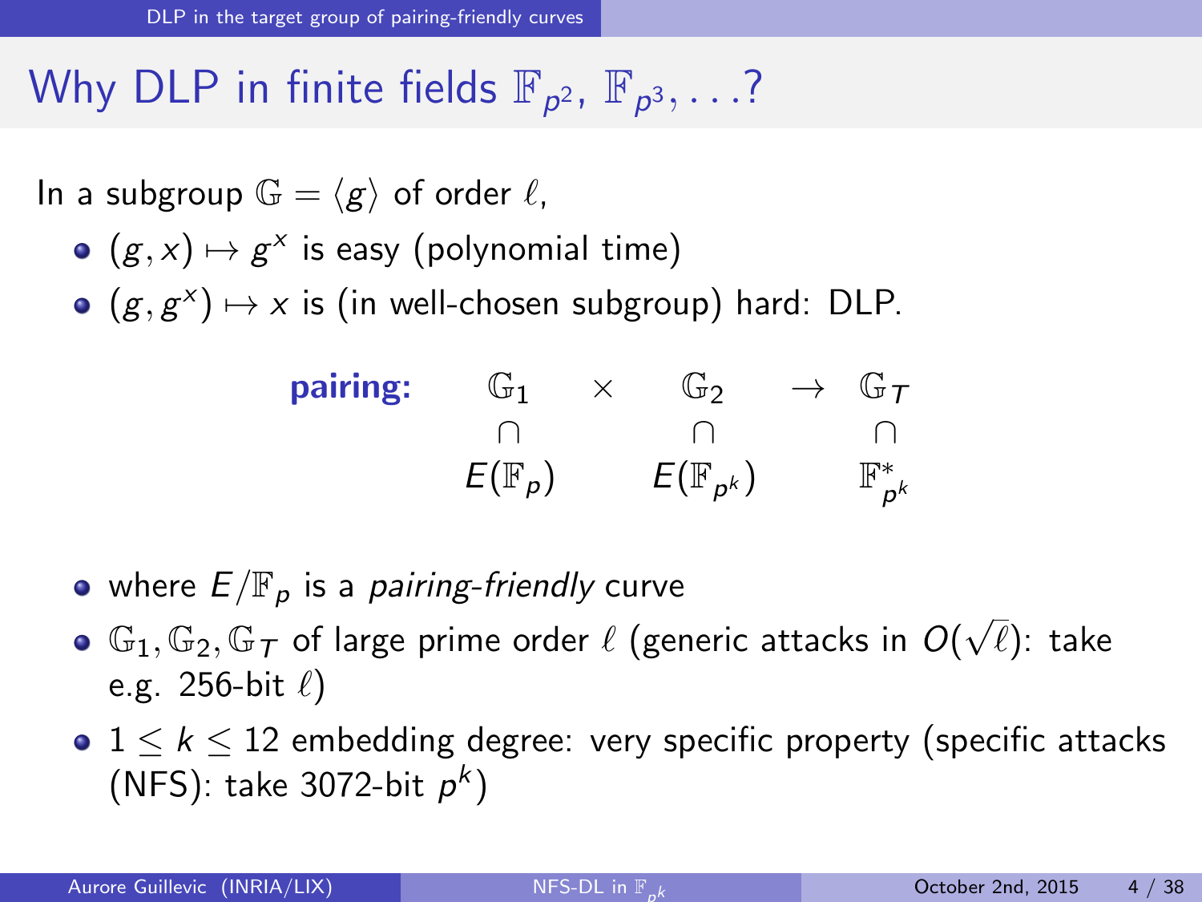# Why DLP in finite fields $\mathbb{F}_{p^2}$, $\mathbb{F}_{p^3}, \ldots$?

In a subgroup $\mathbb{G} = \langle g \rangle$ of order $\ell$,

- $(g, x) \mapsto g^x$ is easy (polynomial time)
- $(g, g^x) \mapsto x$ is (in well-chosen subgroup) hard: DLP.

$$\textbf{pairing:} \quad \begin{array}{ccccc} \mathbb{G}_1 & \times & \mathbb{G}_2 & \to & \mathbb{G}_T \\ \cap & & \cap & & \cap \\ E(\mathbb{F}_p) & & E(\mathbb{F}_{p^k}) & & \mathbb{F}_{p^k}^* \end{array}$$

- where $E/\mathbb{F}_p$ is a *pairing-friendly* curve
- $\mathbb{G}_1, \mathbb{G}_2, \mathbb{G}_T$ of large prime order $\ell$ (generic attacks in $O(\sqrt{\ell})$: take e.g. 256-bit $\ell$)
- $1 \leq k \leq 12$ embedding degree: very specific property (specific attacks (NFS): take 3072-bit $p^k$)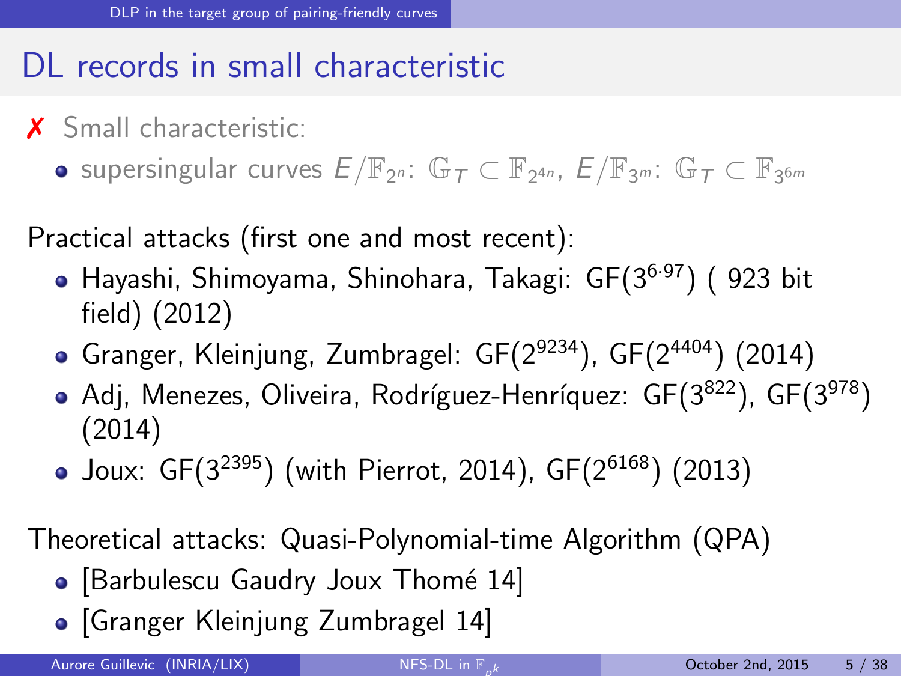# DL records in small characteristic

✗ Small characteristic:

- supersingular curves $E/\mathbb{F}_{2^n}$: $\mathbb{G}_T \subset \mathbb{F}_{2^{4n}}$, $E/\mathbb{F}_{3^m}$: $\mathbb{G}_T \subset \mathbb{F}_{3^{6m}}$

Practical attacks (first one and most recent):

- Hayashi, Shimoyama, Shinohara, Takagi: GF($3^{6\cdot 97}$) ( 923 bit field) (2012)
- Granger, Kleinjung, Zumbragel: GF($2^{9234}$), GF($2^{4404}$) (2014)
- Adj, Menezes, Oliveira, Rodríguez-Henríquez: GF($3^{822}$), GF($3^{978}$) (2014)
- Joux: GF($3^{2395}$) (with Pierrot, 2014), GF($2^{6168}$) (2013)

Theoretical attacks: Quasi-Polynomial-time Algorithm (QPA)

- [Barbulescu Gaudry Joux Thomé 14]
- [Granger Kleinjung Zumbragel 14]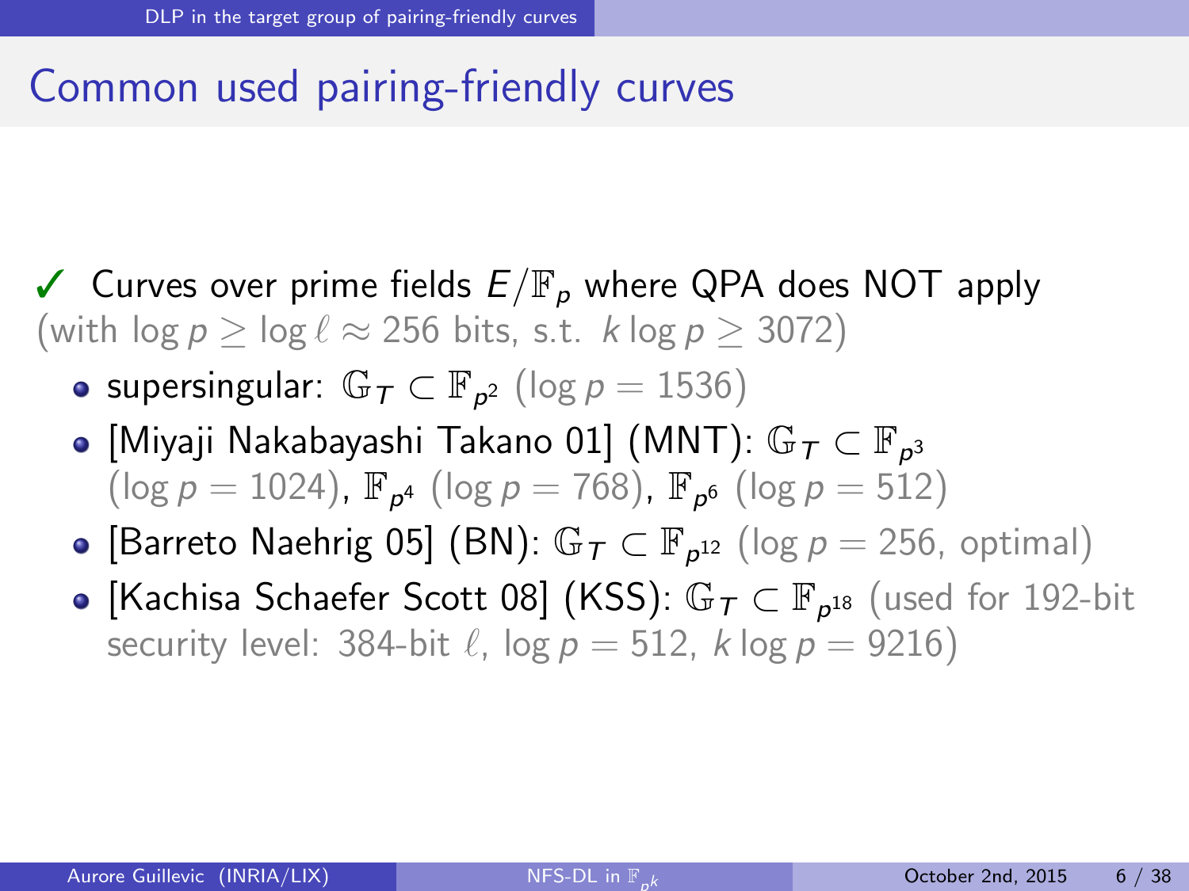# Common used pairing-friendly curves

✓ Curves over prime fields $E/\mathbb{F}_p$ where QPA does NOT apply (with $\log p \geq \log \ell \approx 256$ bits, s.t. $k \log p \geq 3072$)

- supersingular: $\mathbb{G}_T \subset \mathbb{F}_{p^2}$ ($\log p = 1536$)
- [Miyaji Nakabayashi Takano 01] (MNT): $\mathbb{G}_T \subset \mathbb{F}_{p^3}$ ($\log p = 1024$), $\mathbb{F}_{p^4}$ ($\log p = 768$), $\mathbb{F}_{p^6}$ ($\log p = 512$)
- [Barreto Naehrig 05] (BN): $\mathbb{G}_T \subset \mathbb{F}_{p^{12}}$ ($\log p = 256$, optimal)
- [Kachisa Schaefer Scott 08] (KSS): $\mathbb{G}_T \subset \mathbb{F}_{p^{18}}$ (used for 192-bit security level: 384-bit $\ell$, $\log p = 512$, $k \log p = 9216$)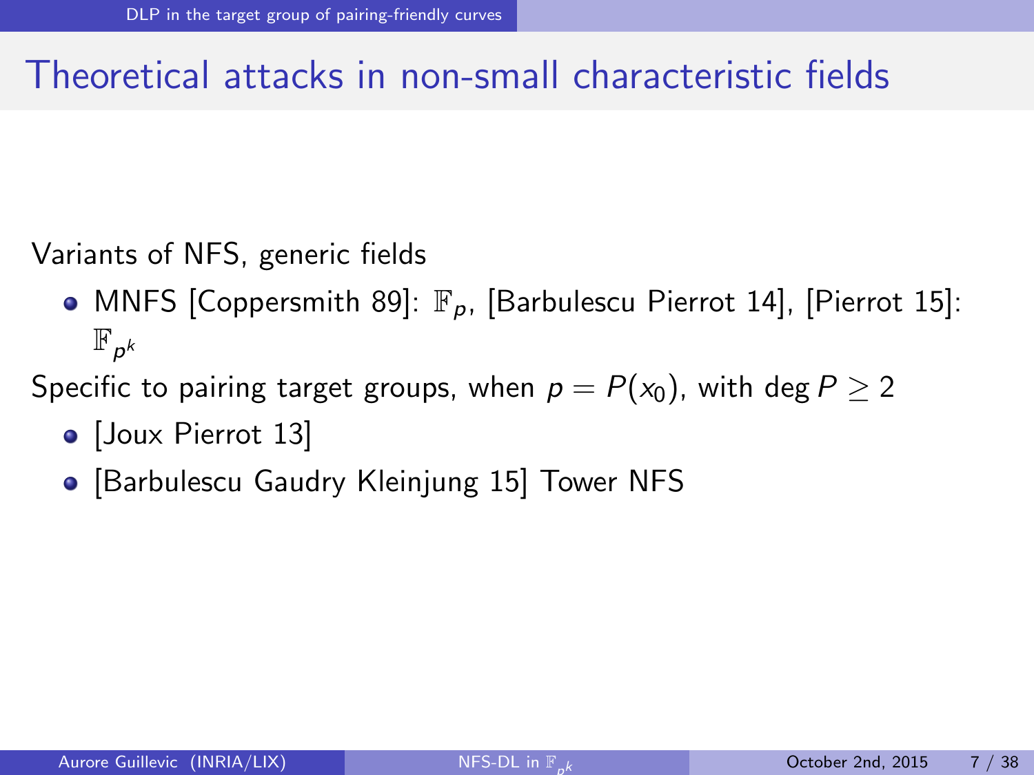# Theoretical attacks in non-small characteristic fields

Variants of NFS, generic fields

- MNFS [Coppersmith 89]: $\mathbb{F}_p$, [Barbulescu Pierrot 14], [Pierrot 15]: $\mathbb{F}_{p^k}$

Specific to pairing target groups, when $p = P(x_0)$, with $\deg P \geq 2$

- [Joux Pierrot 13]
- [Barbulescu Gaudry Kleinjung 15] Tower NFS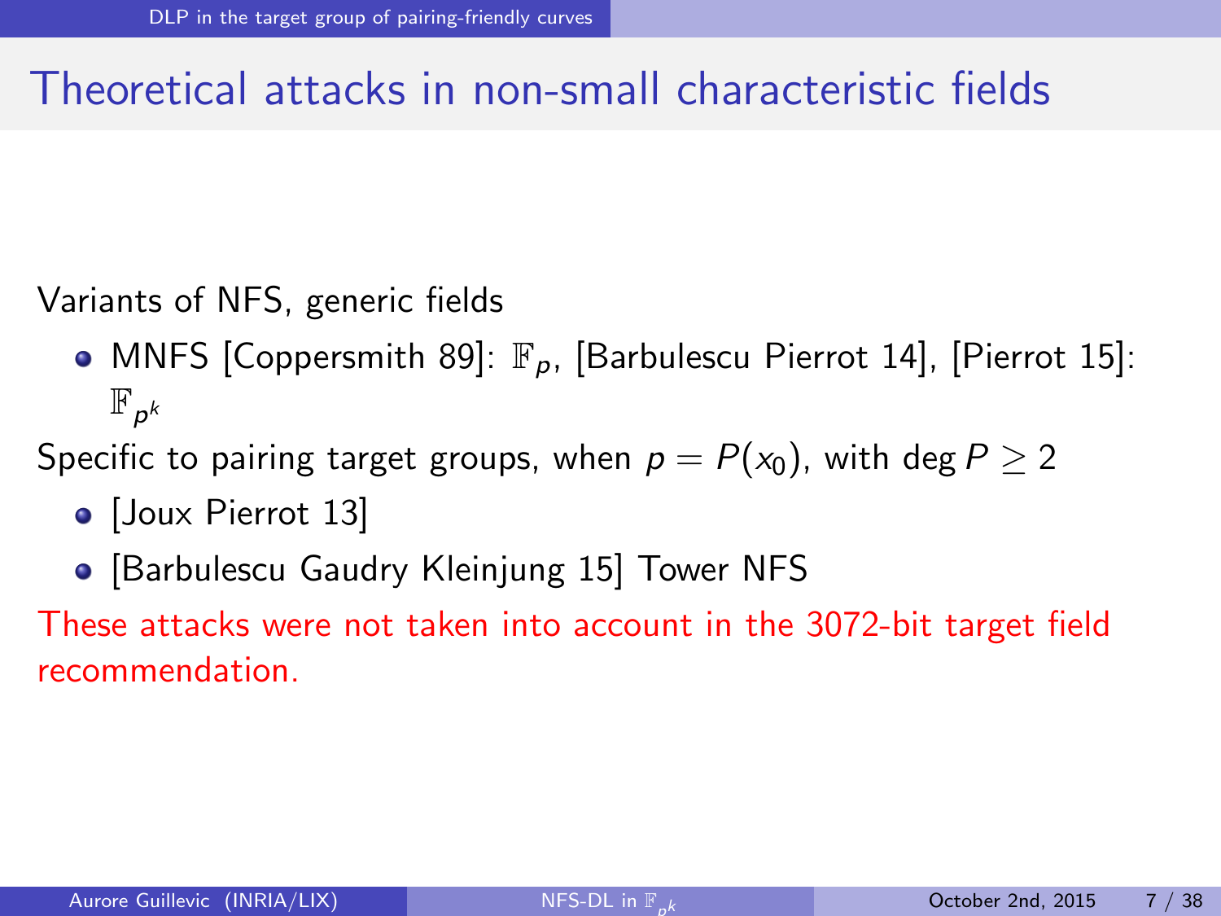# Theoretical attacks in non-small characteristic fields

Variants of NFS, generic fields

- MNFS [Coppersmith 89]: $\mathbb{F}_p$, [Barbulescu Pierrot 14], [Pierrot 15]: $\mathbb{F}_{p^k}$

Specific to pairing target groups, when $p = P(x_0)$, with $\deg P \geq 2$

- [Joux Pierrot 13]
- [Barbulescu Gaudry Kleinjung 15] Tower NFS

These attacks were not taken into account in the 3072-bit target field recommendation.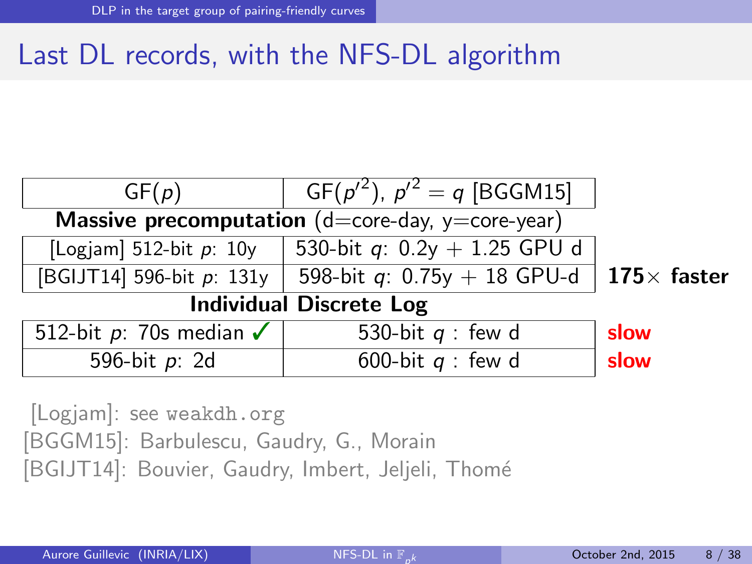# Last DL records, with the NFS-DL algorithm

| GF($p$) | GF($p'^2$), $p'^2 = q$ [BGGM15] | |
|---|---|---|
| **Massive precomputation** (d=core-day, y=core-year) | | |
| [Logjam] 512-bit $p$: 10y | 530-bit $q$: 0.2y + 1.25 GPU d | |
| [BGIJT14] 596-bit $p$: 131y | 598-bit $q$: 0.75y + 18 GPU-d | **175× faster** |
| **Individual Discrete Log** | | |
| 512-bit $p$: 70s median ✓ | 530-bit $q$ : few d | **slow** |
| 596-bit $p$: 2d | 600-bit $q$ : few d | **slow** |

[Logjam]: see weakdh.org
[BGGM15]: Barbulescu, Gaudry, G., Morain
[BGIJT14]: Bouvier, Gaudry, Imbert, Jeljeli, Thomé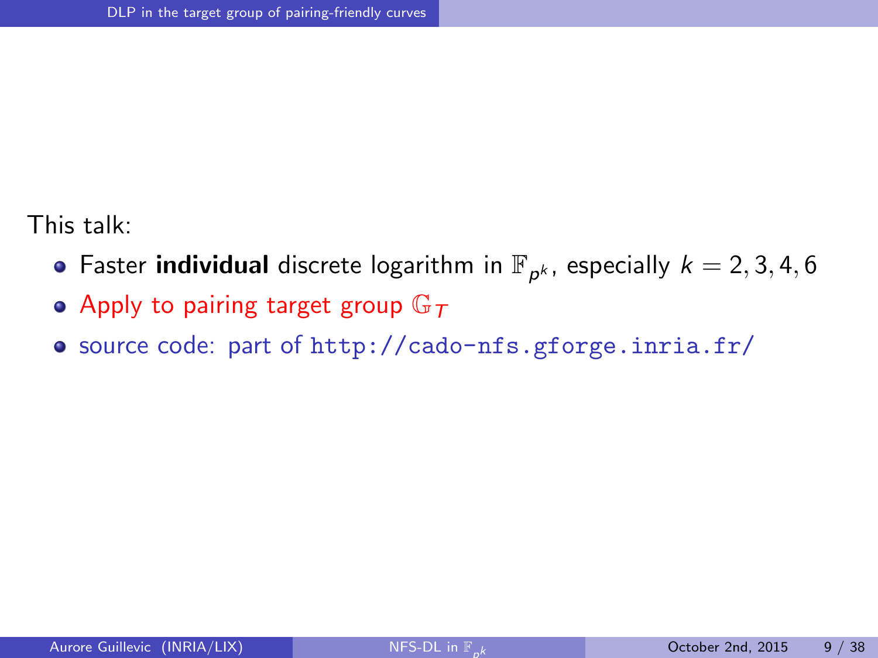This talk:

- Faster **individual** discrete logarithm in $\mathbb{F}_{p^k}$, especially $k = 2, 3, 4, 6$
- Apply to pairing target group $\mathbb{G}_T$
- source code: part of `http://cado-nfs.gforge.inria.fr/`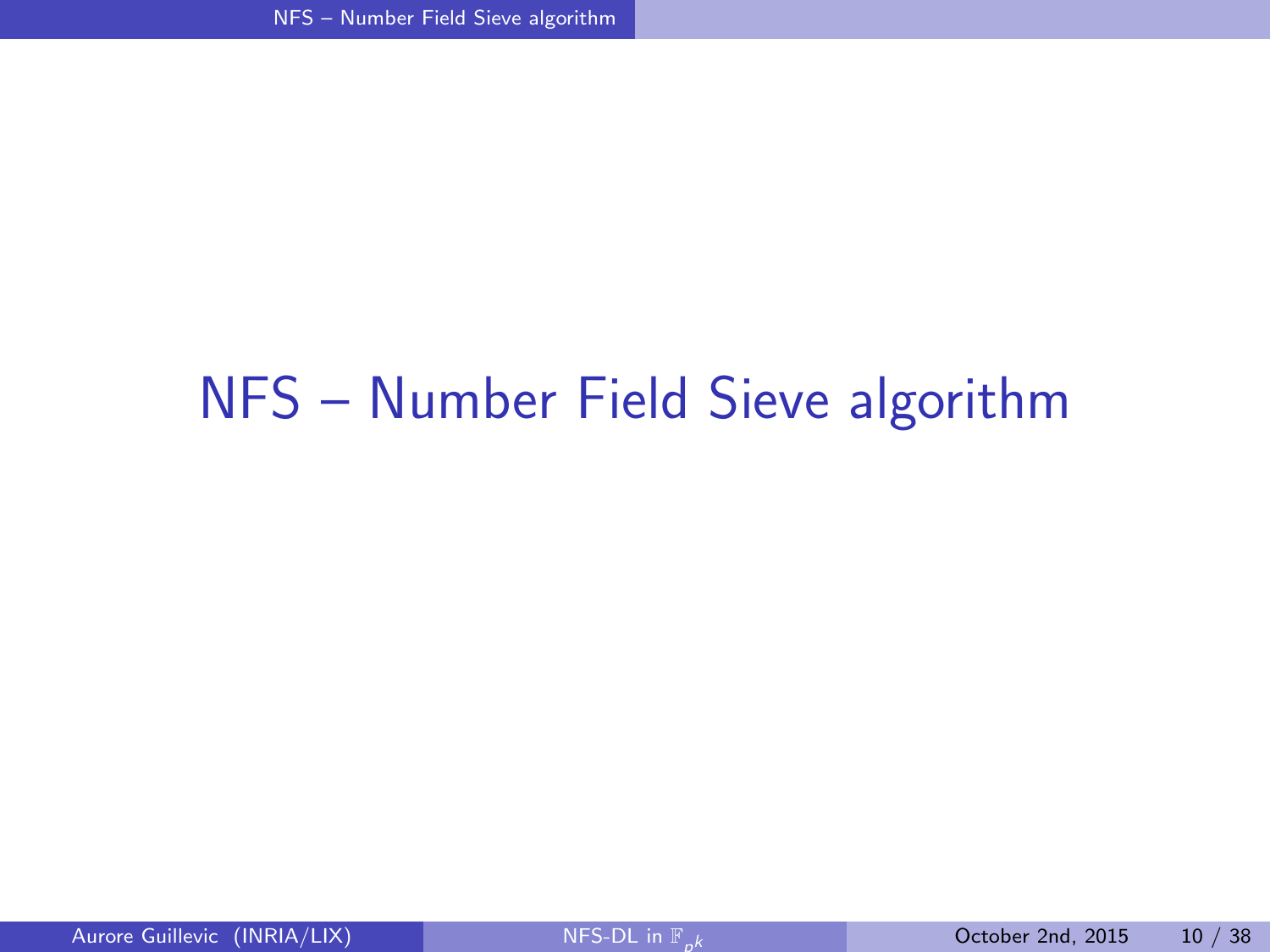# NFS – Number Field Sieve algorithm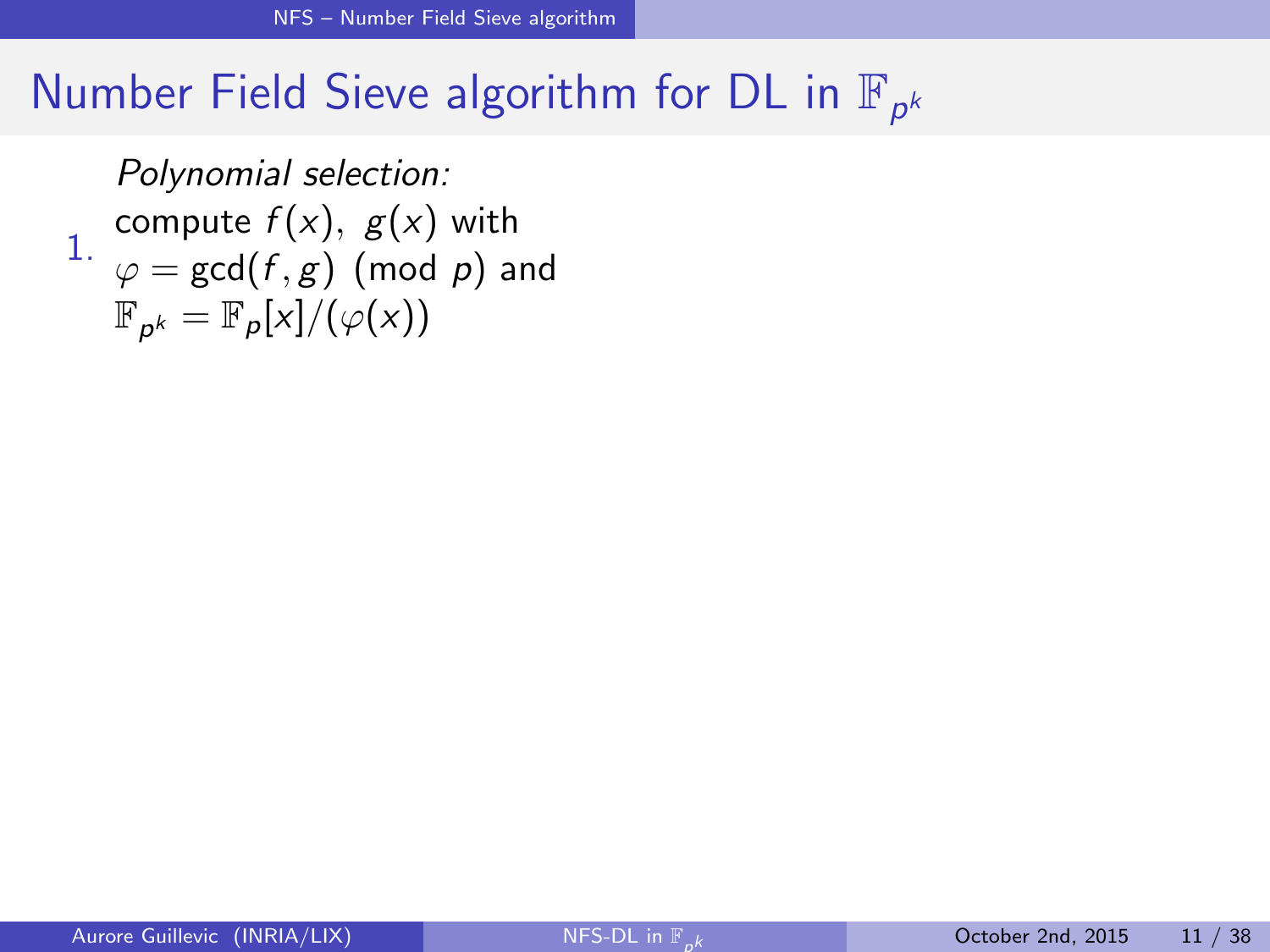# Number Field Sieve algorithm for DL in $\mathbb{F}_{p^k}$

1. *Polynomial selection:*
   compute $f(x),\ g(x)$ with
   $\varphi = \gcd(f, g) \pmod{p}$ and
   $\mathbb{F}_{p^k} = \mathbb{F}_p[x]/(\varphi(x))$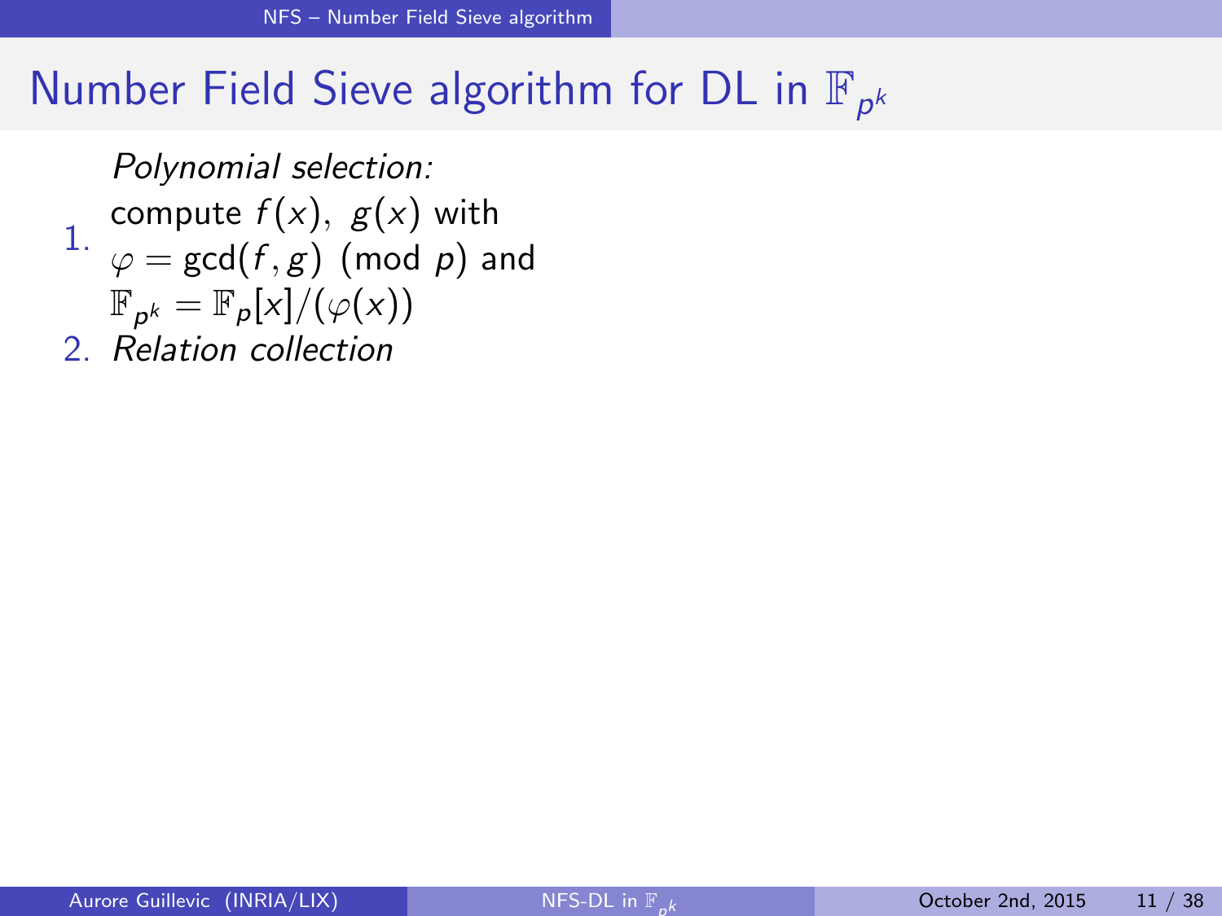# Number Field Sieve algorithm for DL in $\mathbb{F}_{p^k}$

1. *Polynomial selection:* compute $f(x),\ g(x)$ with $\varphi = \gcd(f, g) \pmod p$ and $\mathbb{F}_{p^k} = \mathbb{F}_p[x]/(\varphi(x))$
2. *Relation collection*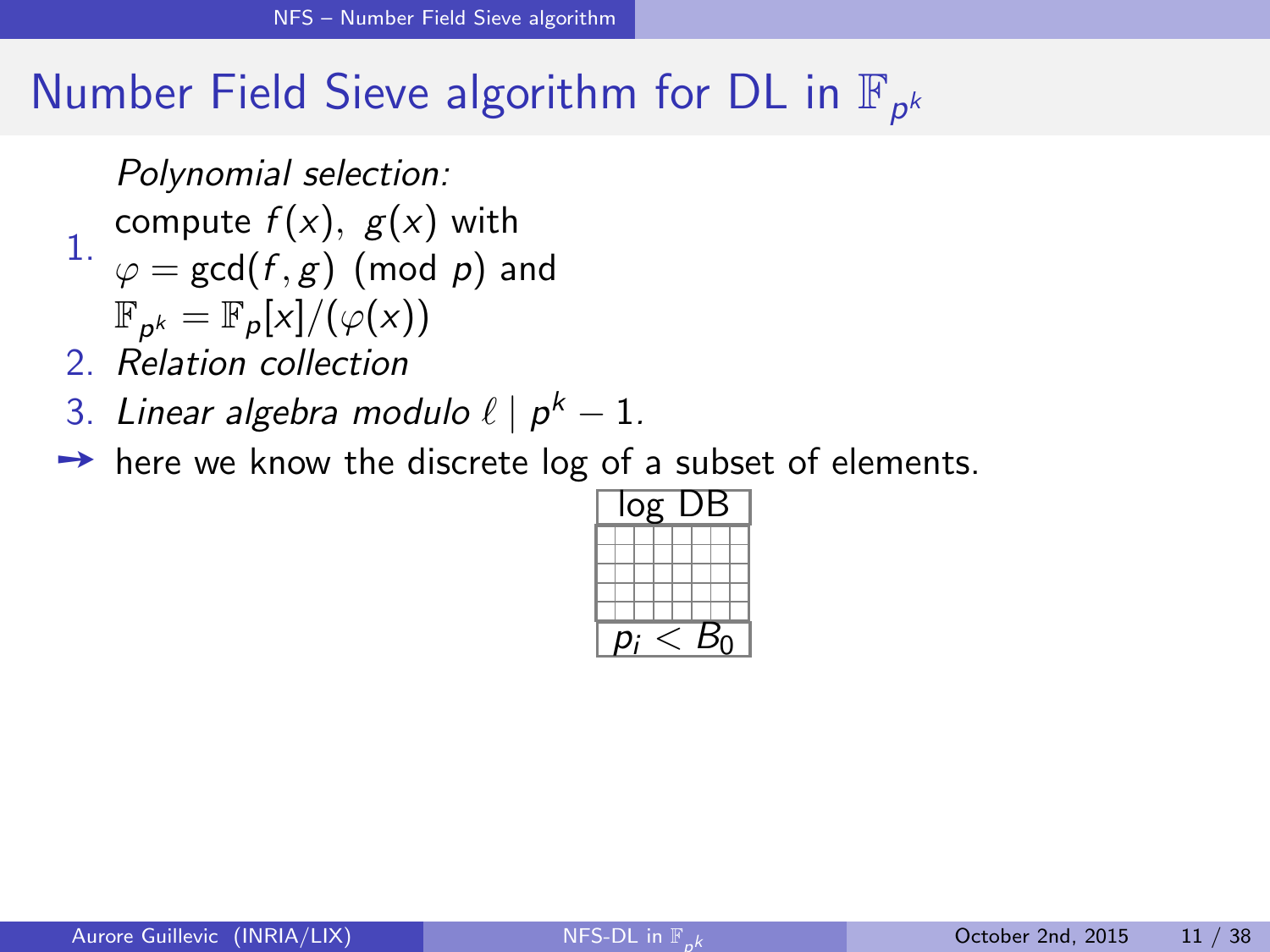# Number Field Sieve algorithm for DL in $\mathbb{F}_{p^k}$

1. *Polynomial selection:*
   compute $f(x),\ g(x)$ with
   $\varphi = \gcd(f, g) \pmod{p}$ and
   $\mathbb{F}_{p^k} = \mathbb{F}_p[x]/(\varphi(x))$
2. *Relation collection*
3. *Linear algebra modulo $\ell \mid p^k - 1$.*

➙ here we know the discrete log of a subset of elements.

log DB

$p_i < B_0$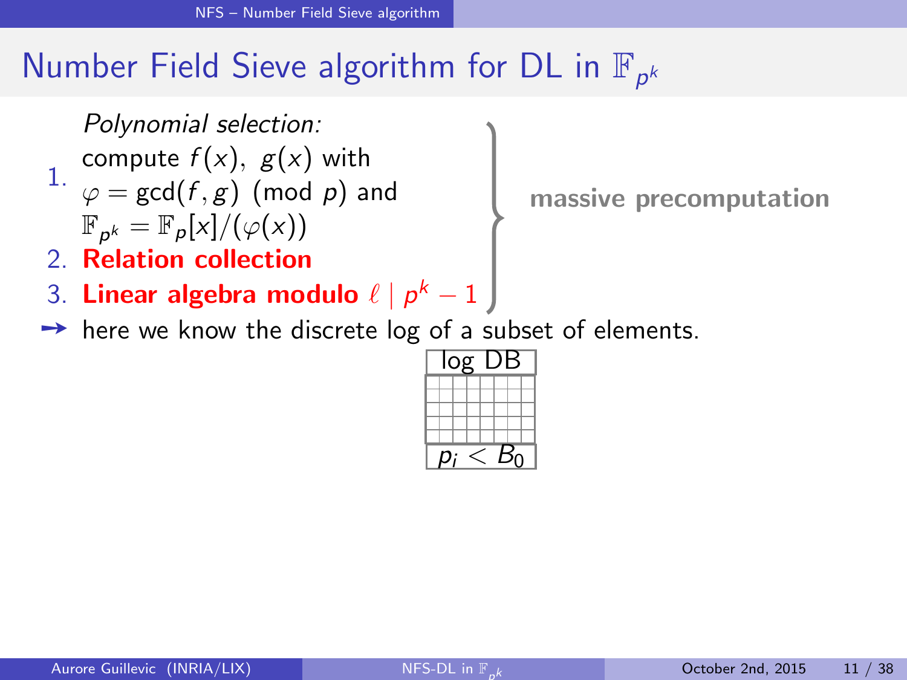# Number Field Sieve algorithm for DL in $\mathbb{F}_{p^k}$

1. *Polynomial selection:* compute $f(x),\ g(x)$ with $\varphi = \gcd(f, g) \pmod p$ and $\mathbb{F}_{p^k} = \mathbb{F}_p[x]/(\varphi(x))$
2. **Relation collection**
3. **Linear algebra modulo $\ell \mid p^k - 1$**

} **massive precomputation**

➙ here we know the discrete log of a subset of elements.

| log DB |
|---|
| $p_i < B_0$ |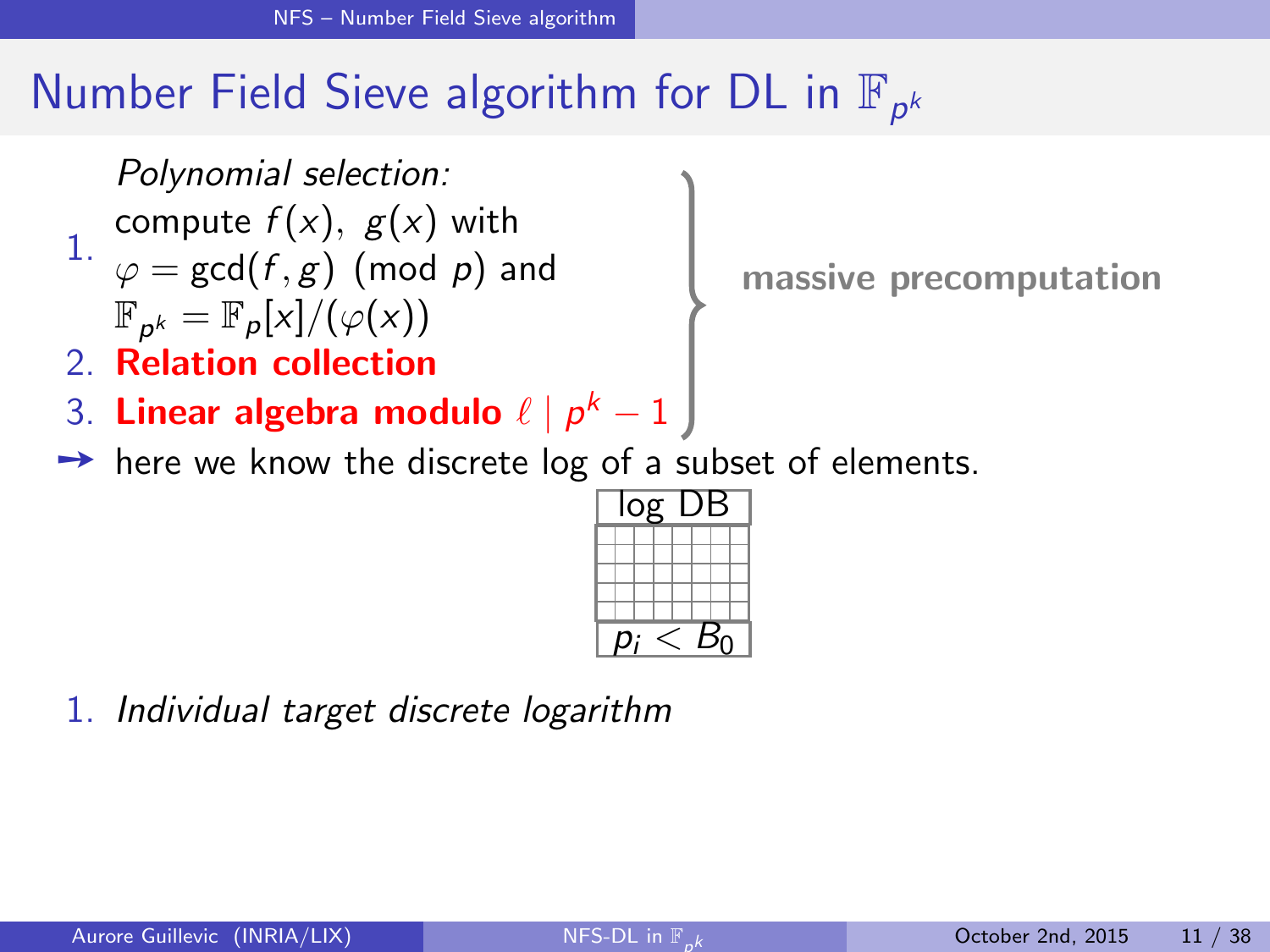# Number Field Sieve algorithm for DL in $\mathbb{F}_{p^k}$

1. *Polynomial selection:* compute $f(x),\ g(x)$ with $\varphi = \gcd(f, g) \pmod p$ and $\mathbb{F}_{p^k} = \mathbb{F}_p[x]/(\varphi(x))$
2. **Relation collection**
3. **Linear algebra modulo $\ell \mid p^k - 1$**

} **massive precomputation**

➙ here we know the discrete log of a subset of elements.

| log DB |
|---|
| $p_i < B_0$ |

1. *Individual target discrete logarithm*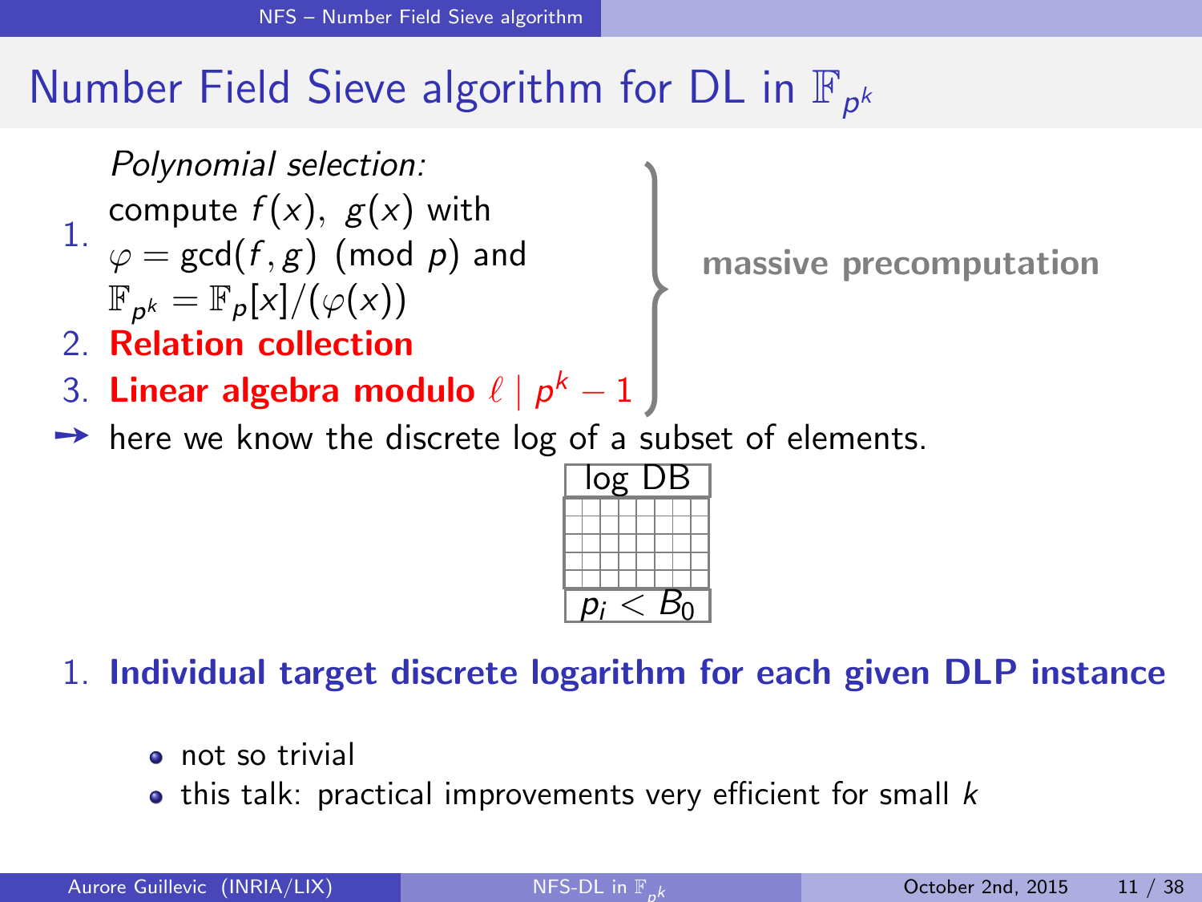# Number Field Sieve algorithm for DL in $\mathbb{F}_{p^k}$

1. *Polynomial selection:* compute $f(x),\ g(x)$ with $\varphi = \gcd(f, g) \pmod p$ and $\mathbb{F}_{p^k} = \mathbb{F}_p[x]/(\varphi(x))$
2. **Relation collection**
3. **Linear algebra modulo $\ell \mid p^k - 1$**

} **massive precomputation**

➙ here we know the discrete log of a subset of elements.

log DB

$p_i < B_0$

1. **Individual target discrete logarithm for each given DLP instance**

- not so trivial
- this talk: practical improvements very efficient for small $k$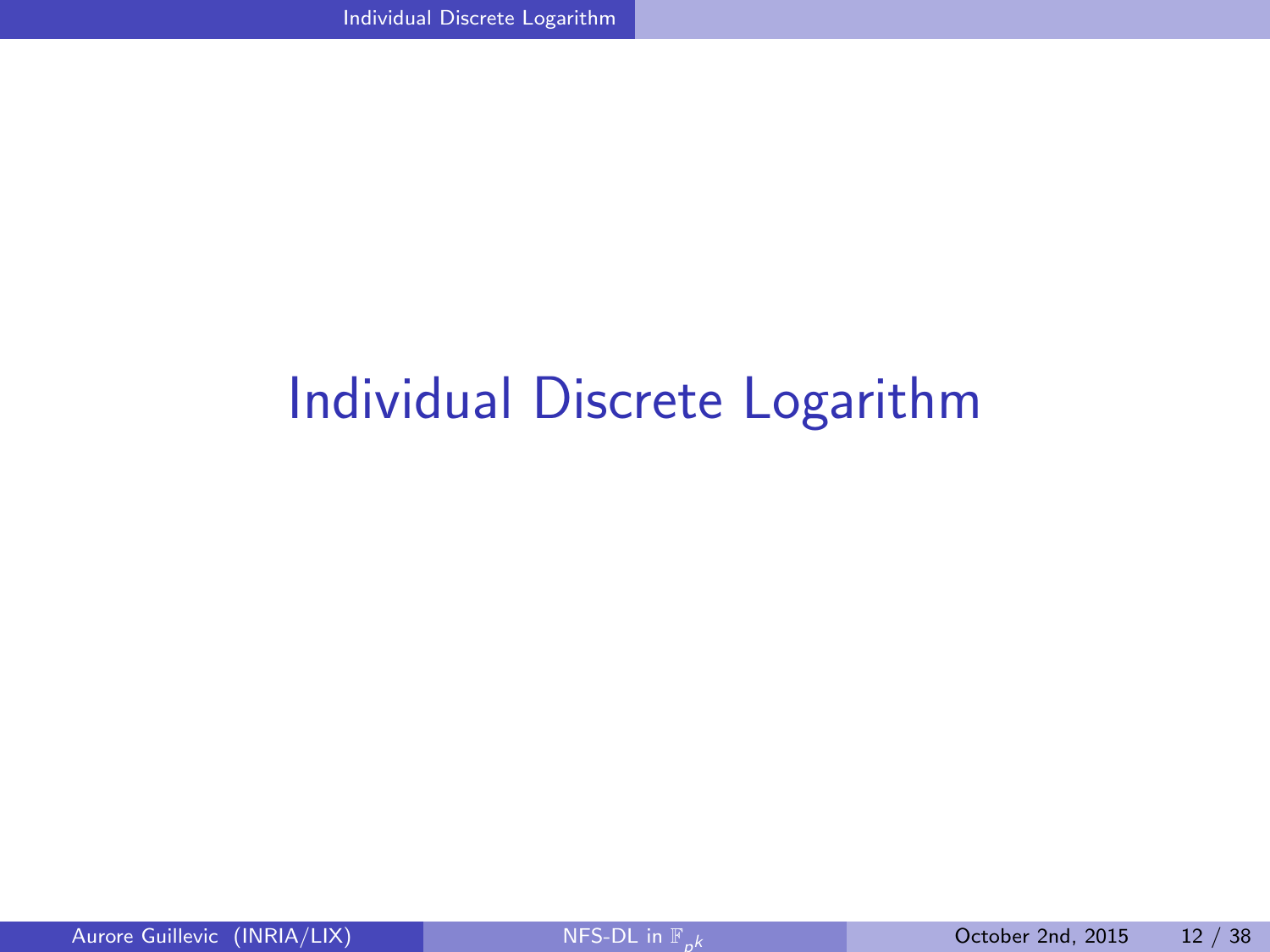# Individual Discrete Logarithm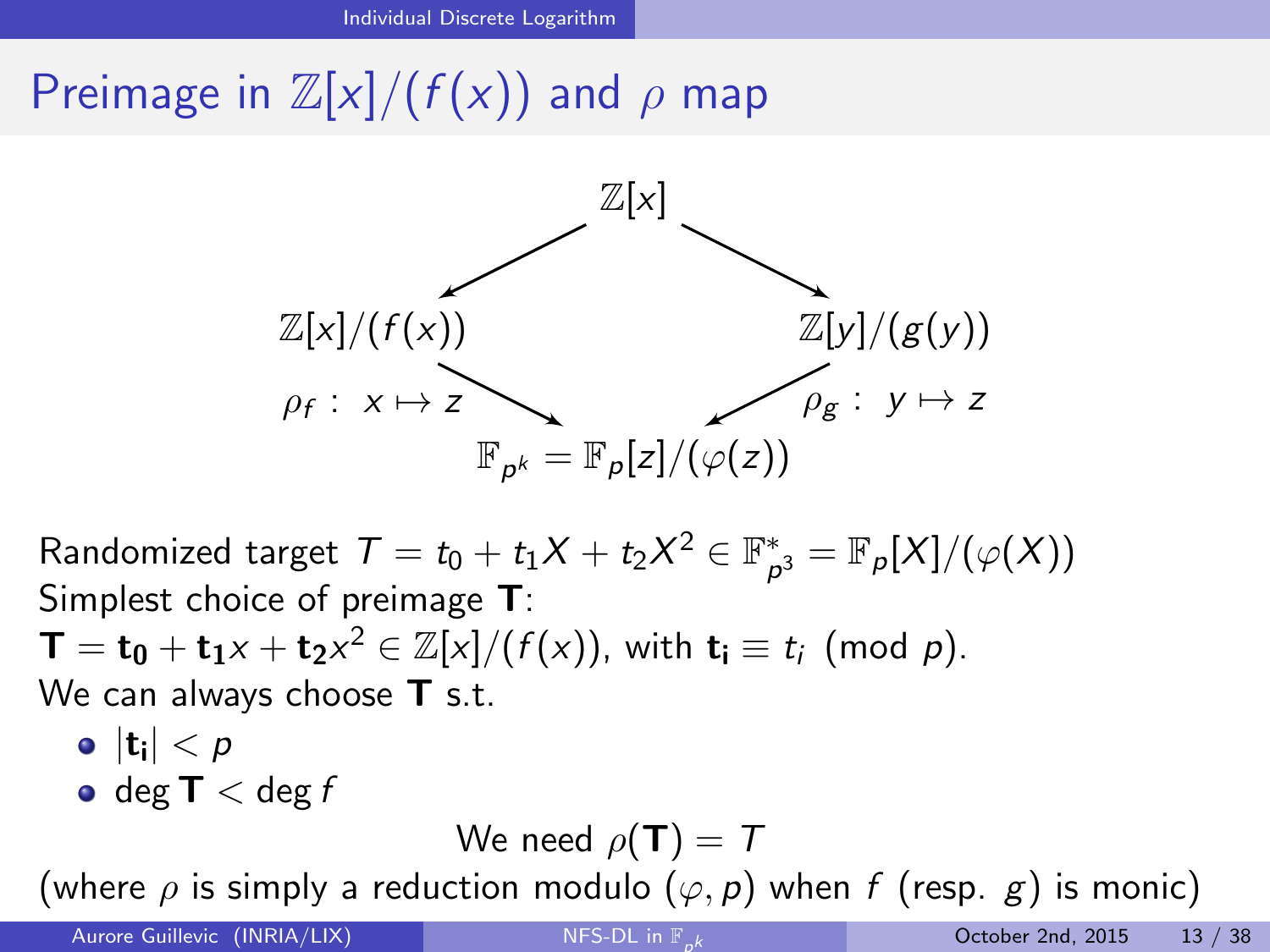# Preimage in $\mathbb{Z}[x]/(f(x))$ and $\rho$ map

$$
\begin{array}{ccccc}
 & & \mathbb{Z}[x] & & \\
 & \swarrow & & \searrow & \\
\mathbb{Z}[x]/(f(x)) & & & & \mathbb{Z}[y]/(g(y)) \\
\rho_f : x \mapsto z & \searrow & & \swarrow & \rho_g : y \mapsto z \\
 & & \mathbb{F}_{p^k} = \mathbb{F}_p[z]/(\varphi(z)) & &
\end{array}
$$

Randomized target $T = t_0 + t_1 X + t_2 X^2 \in \mathbb{F}_{p^3}^* = \mathbb{F}_p[X]/(\varphi(X))$

Simplest choice of preimage $\mathbf{T}$:

$\mathbf{T} = \mathbf{t_0} + \mathbf{t_1} x + \mathbf{t_2} x^2 \in \mathbb{Z}[x]/(f(x))$, with $\mathbf{t_i} \equiv t_i \pmod{p}$.

We can always choose $\mathbf{T}$ s.t.

- $|\mathbf{t_i}| < p$
- $\deg \mathbf{T} < \deg f$

We need $\rho(\mathbf{T}) = T$

(where $\rho$ is simply a reduction modulo $(\varphi, p)$ when $f$ (resp. $g$) is monic)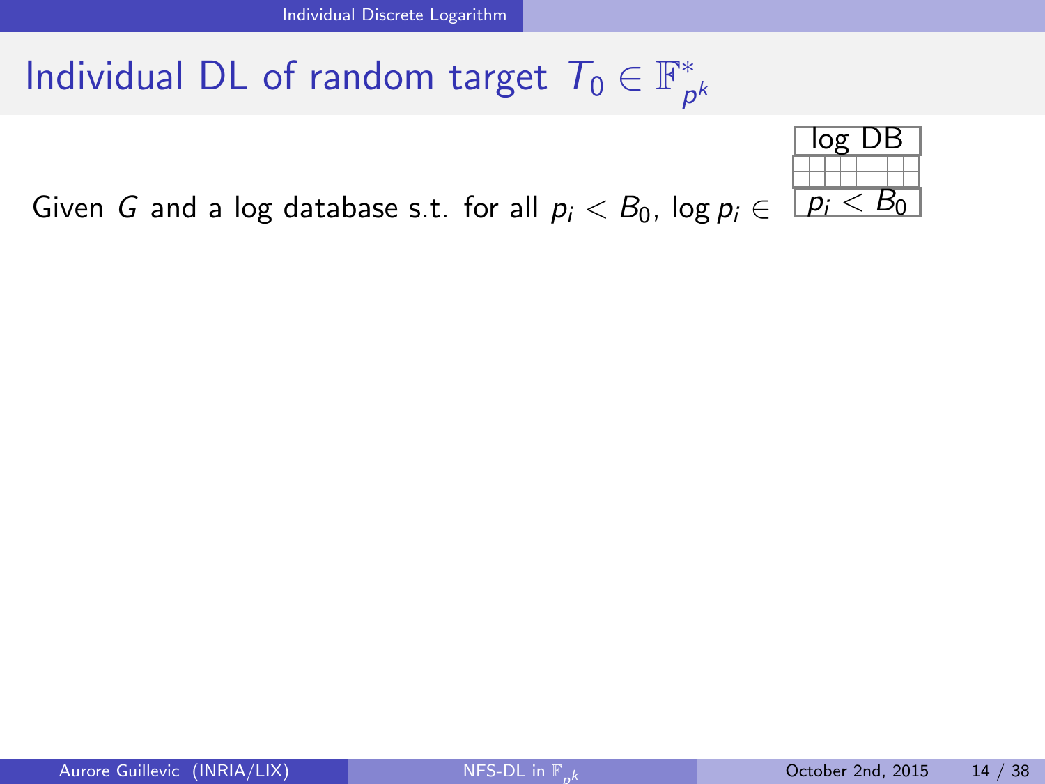# Individual DL of random target $T_0 \in \mathbb{F}_{p^k}^*$

Given $G$ and a log database s.t. for all $p_i < B_0$, $\log p_i \in$

| log DB |
| --- |
| $p_i < B_0$ |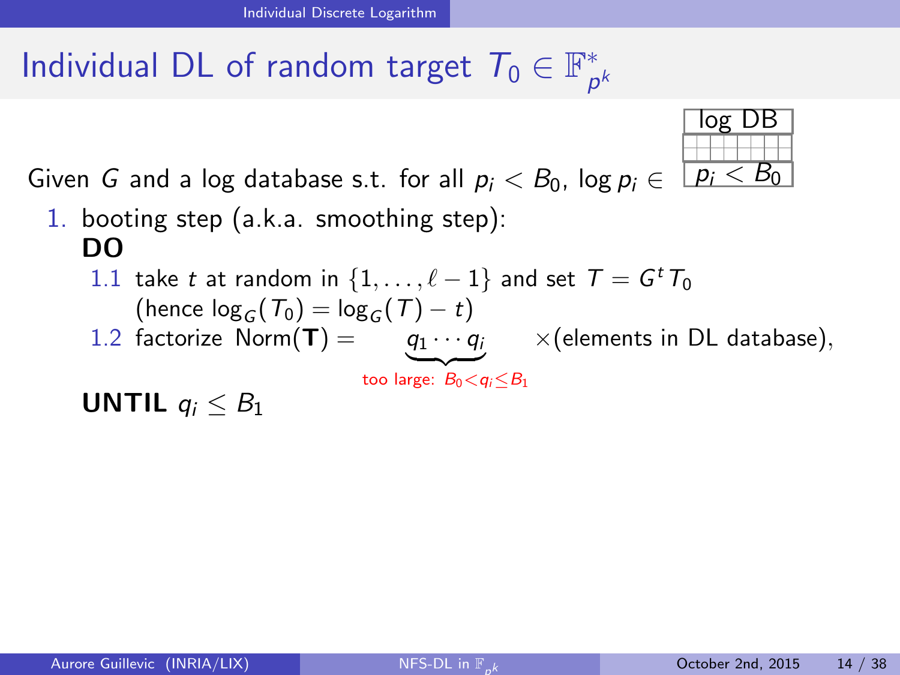# Individual DL of random target $T_0 \in \mathbb{F}_{p^k}^*$

| log DB |
|---|
| $p_i < B_0$ |

Given $G$ and a log database s.t. for all $p_i < B_0$, $\log p_i \in$ log DB

1. booting step (a.k.a. smoothing step):
   **DO**
   1.1 take $t$ at random in $\{1, \ldots, \ell - 1\}$ and set $T = G^t T_0$
   (hence $\log_G(T_0) = \log_G(T) - t$)
   1.2 factorize $\mathrm{Norm}(\mathbf{T}) = \underbrace{q_1 \cdots q_i}_{\text{too large: } B_0 < q_i \leq B_1} \times$(elements in DL database),

   **UNTIL** $q_i \leq B_1$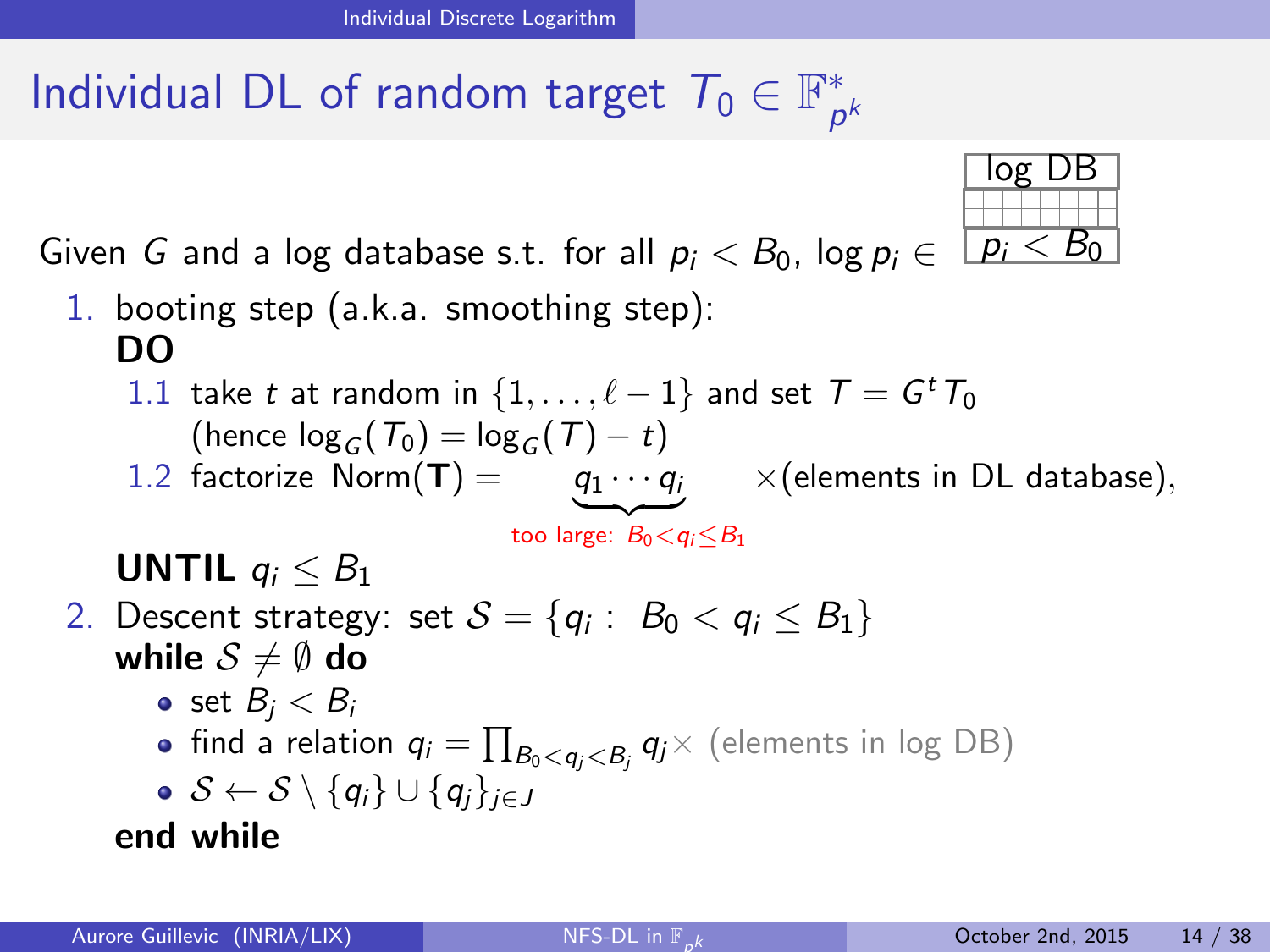# Individual DL of random target $T_0 \in \mathbb{F}_{p^k}^*$

| log DB |
|---|
| |
| $p_i < B_0$ |

Given $G$ and a log database s.t. for all $p_i < B_0$, $\log p_i \in$ log DB

1. booting step (a.k.a. smoothing step):
   **DO**
   1.1 take $t$ at random in $\{1, \ldots, \ell - 1\}$ and set $T = G^t T_0$
   (hence $\log_G(T_0) = \log_G(T) - t$)
   1.2 factorize $\text{Norm}(\mathbf{T}) = \underbrace{q_1 \cdots q_i}_{\text{too large: } B_0 < q_i \leq B_1} \times$(elements in DL database),

   **UNTIL** $q_i \leq B_1$
2. Descent strategy: set $\mathcal{S} = \{q_i : \; B_0 < q_i \leq B_1\}$
   **while** $\mathcal{S} \neq \emptyset$ **do**
   - set $B_j < B_i$
   - find a relation $q_i = \prod_{B_0 < q_j < B_j} q_j \times$ (elements in log DB)
   - $\mathcal{S} \leftarrow \mathcal{S} \setminus \{q_i\} \cup \{q_j\}_{j \in J}$

   **end while**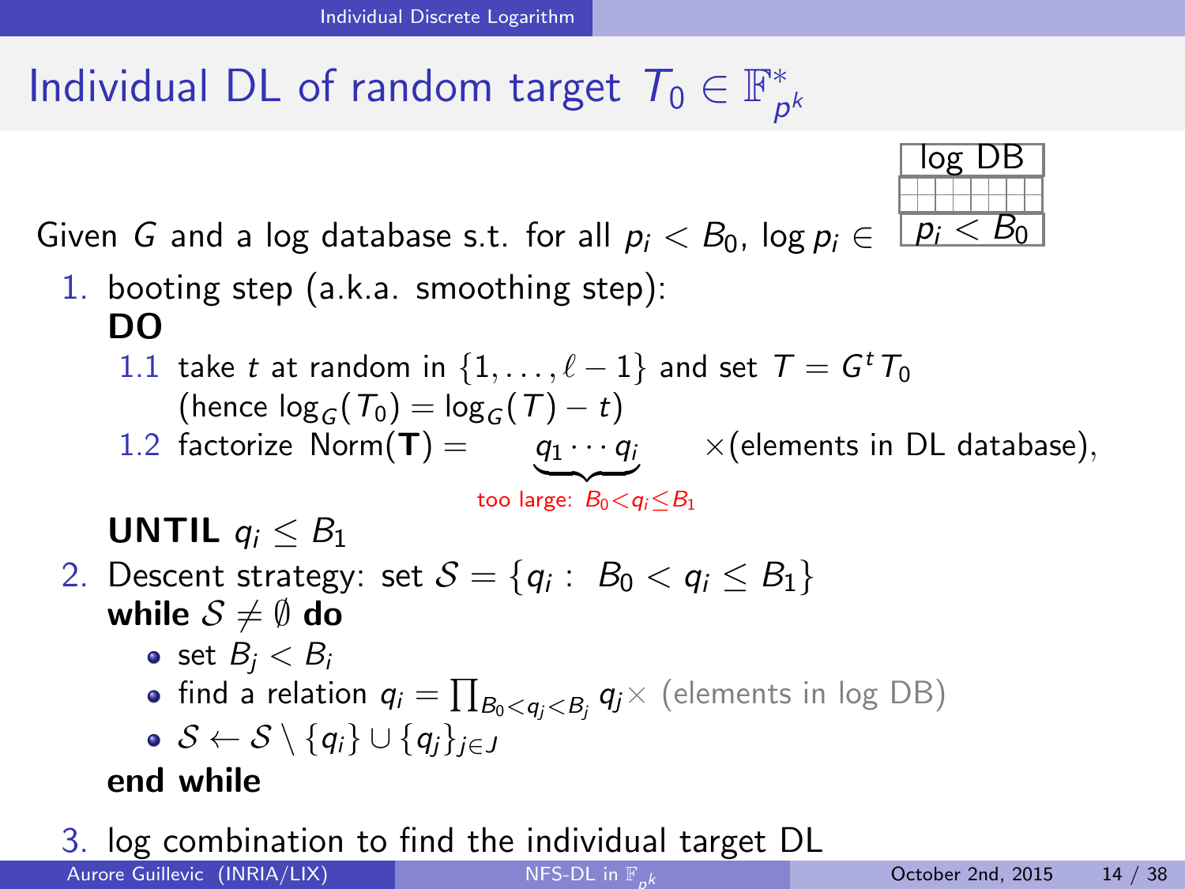# Individual DL of random target $T_0 \in \mathbb{F}_{p^k}^*$

| log DB |
|---|
| $p_i < B_0$ |

Given $G$ and a log database s.t. for all $p_i < B_0$, $\log p_i \in$ log DB

1. booting step (a.k.a. smoothing step):
   **DO**
   1.1 take $t$ at random in $\{1, \ldots, \ell - 1\}$ and set $T = G^t T_0$
   (hence $\log_G(T_0) = \log_G(T) - t$)
   1.2 factorize $\text{Norm}(\mathbf{T}) = \underbrace{q_1 \cdots q_i}_{\text{too large: } B_0 < q_i \leq B_1} \times$(elements in DL database),

   **UNTIL** $q_i \leq B_1$
2. Descent strategy: set $\mathcal{S} = \{q_i : \ B_0 < q_i \leq B_1\}$
   **while** $\mathcal{S} \neq \emptyset$ **do**
   - set $B_j < B_i$
   - find a relation $q_i = \prod_{B_0 < q_j < B_j} q_j \times$ (elements in log DB)
   - $\mathcal{S} \leftarrow \mathcal{S} \setminus \{q_i\} \cup \{q_j\}_{j \in J}$

   **end while**
3. log combination to find the individual target DL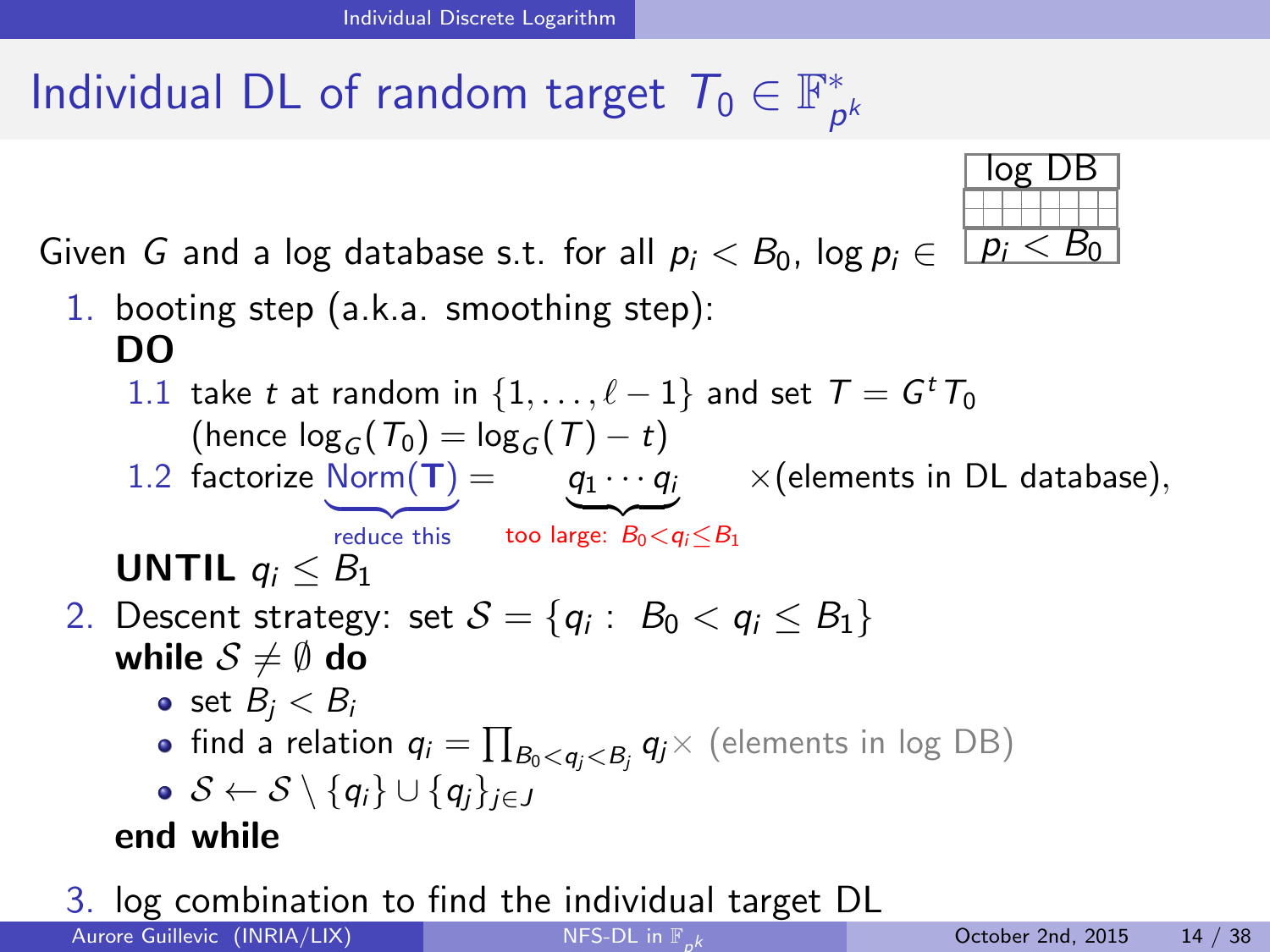# Individual DL of random target $T_0 \in \mathbb{F}_{p^k}^*$

| log DB |
|---|
| $p_i < B_0$ |

Given $G$ and a log database s.t. for all $p_i < B_0$, $\log p_i \in$

1. booting step (a.k.a. smoothing step):
   **DO**
   1.1 take $t$ at random in $\{1, \ldots, \ell - 1\}$ and set $T = G^t T_0$
   (hence $\log_G(T_0) = \log_G(T) - t$)
   1.2 factorize $\underbrace{\text{Norm}(\mathbf{T})}_{\text{reduce this}} = \underbrace{q_1 \cdots q_i}_{\text{too large: } B_0 < q_i \leq B_1} \times$(elements in DL database),

   **UNTIL** $q_i \leq B_1$
2. Descent strategy: set $\mathcal{S} = \{q_i : \ B_0 < q_i \leq B_1\}$
   **while** $\mathcal{S} \neq \emptyset$ **do**
   - set $B_j < B_i$
   - find a relation $q_i = \prod_{B_0 < q_j < B_j} q_j \times$ (elements in log DB)
   - $\mathcal{S} \leftarrow \mathcal{S} \setminus \{q_i\} \cup \{q_j\}_{j \in J}$

   **end while**
3. log combination to find the individual target DL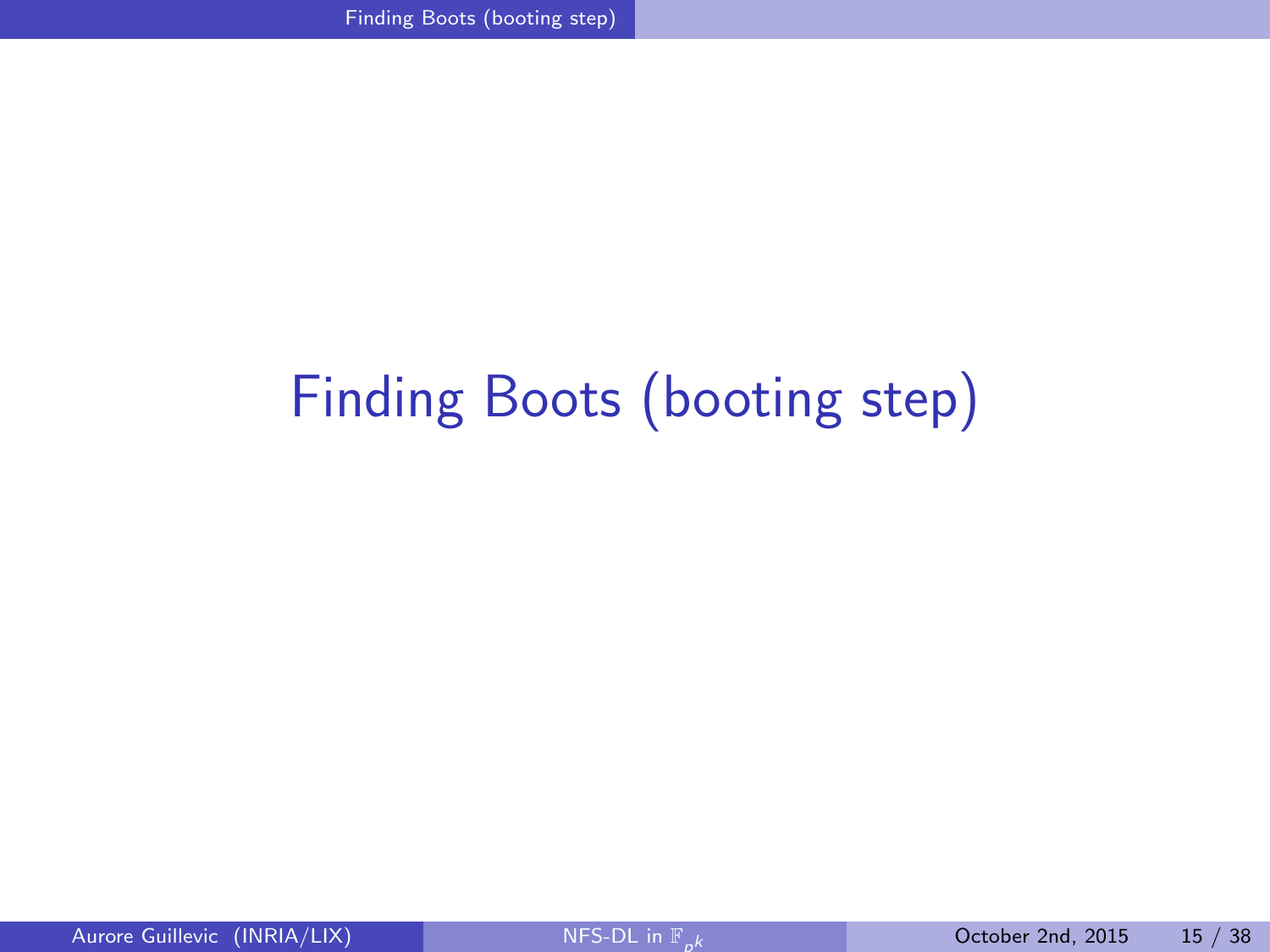# Finding Boots (booting step)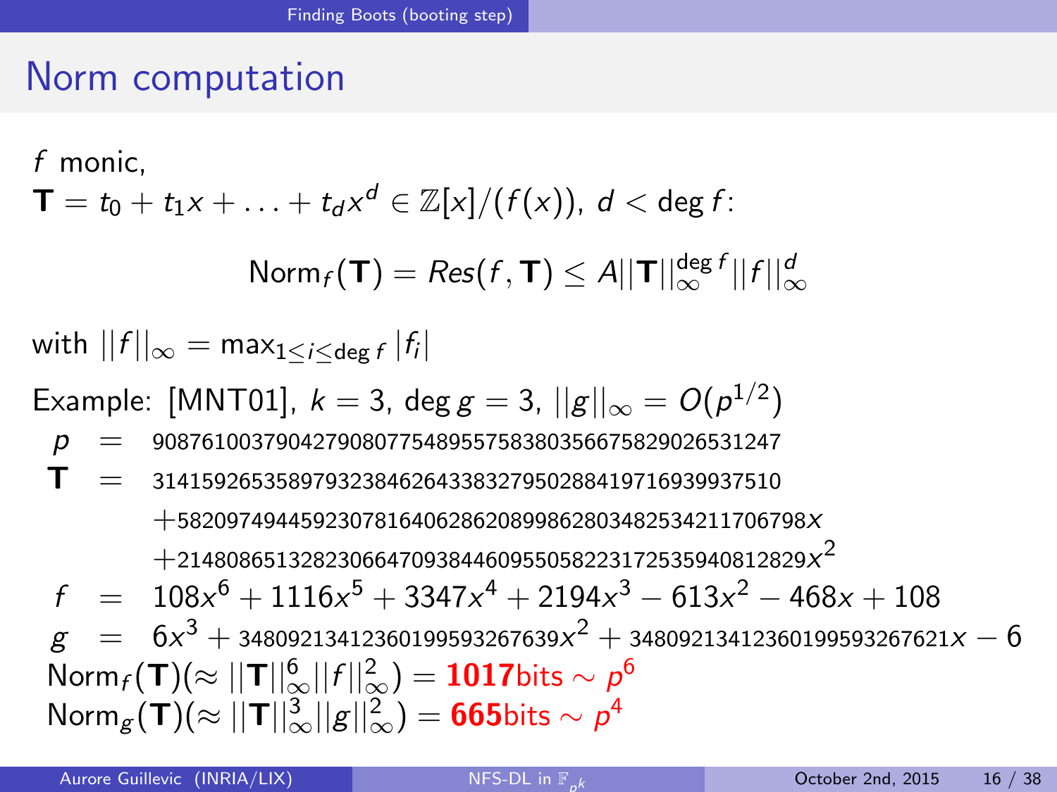# Norm computation

$f$ monic,

$\mathbf{T} = t_0 + t_1 x + \ldots + t_d x^d \in \mathbb{Z}[x]/(f(x))$, $d < \deg f$:

$$\mathrm{Norm}_f(\mathbf{T}) = Res(f, \mathbf{T}) \leq A ||\mathbf{T}||_\infty^{\deg f} ||f||_\infty^d$$

with $||f||_\infty = \max_{1 \leq i \leq \deg f} |f_i|$

Example: [MNT01], $k = 3$, $\deg g = 3$, $||g||_\infty = O(p^{1/2})$

$$\begin{aligned}
p &= 908761003790427908077548955758380356675829026531247 \\
\mathbf{T} &= 314159265358979323846264338327950288419716939937510 \\
&\quad +582097494459230781640628620899862803482534211706798x \\
&\quad +214808651328230664709384460955058223172535940812829x^2 \\
f &= 108x^6 + 1116x^5 + 3347x^4 + 2194x^3 - 613x^2 - 468x + 108 \\
g &= 6x^3 + 348092134123601995932676 39x^2 + 34809213412360199593267621x - 6
\end{aligned}$$

$\mathrm{Norm}_f(\mathbf{T}) (\approx ||\mathbf{T}||_\infty^6 ||f||_\infty^2) =$ **1017**bits $\sim p^6$

$\mathrm{Norm}_g(\mathbf{T}) (\approx ||\mathbf{T}||_\infty^3 ||g||_\infty^2) =$ **665**bits $\sim p^4$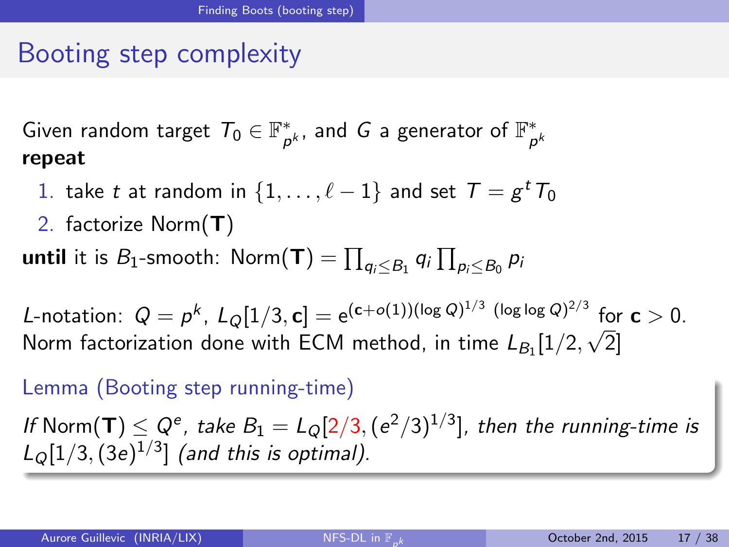## Booting step complexity

Given random target $T_0 \in \mathbb{F}_{p^k}^*$, and $G$ a generator of $\mathbb{F}_{p^k}^*$

**repeat**

1. take $t$ at random in $\{1, \ldots, \ell - 1\}$ and set $T = g^t T_0$
2. factorize $\mathrm{Norm}(\mathbf{T})$

**until** it is $B_1$-smooth: $\mathrm{Norm}(\mathbf{T}) = \prod_{q_i \leq B_1} q_i \prod_{p_i \leq B_0} p_i$

$L$-notation: $Q = p^k$, $L_Q[1/3, \mathbf{c}] = e^{(\mathbf{c}+o(1))(\log Q)^{1/3} \; (\log \log Q)^{2/3}}$ for $\mathbf{c} > 0$.
Norm factorization done with ECM method, in time $L_{B_1}[1/2, \sqrt{2}]$

**Lemma (Booting step running-time)**

*If* $\mathrm{Norm}(\mathbf{T}) \leq Q^e$*, take* $B_1 = L_Q[2/3, (e^2/3)^{1/3}]$*, then the running-time is* $L_Q[1/3, (3e)^{1/3}]$ *(and this is optimal).*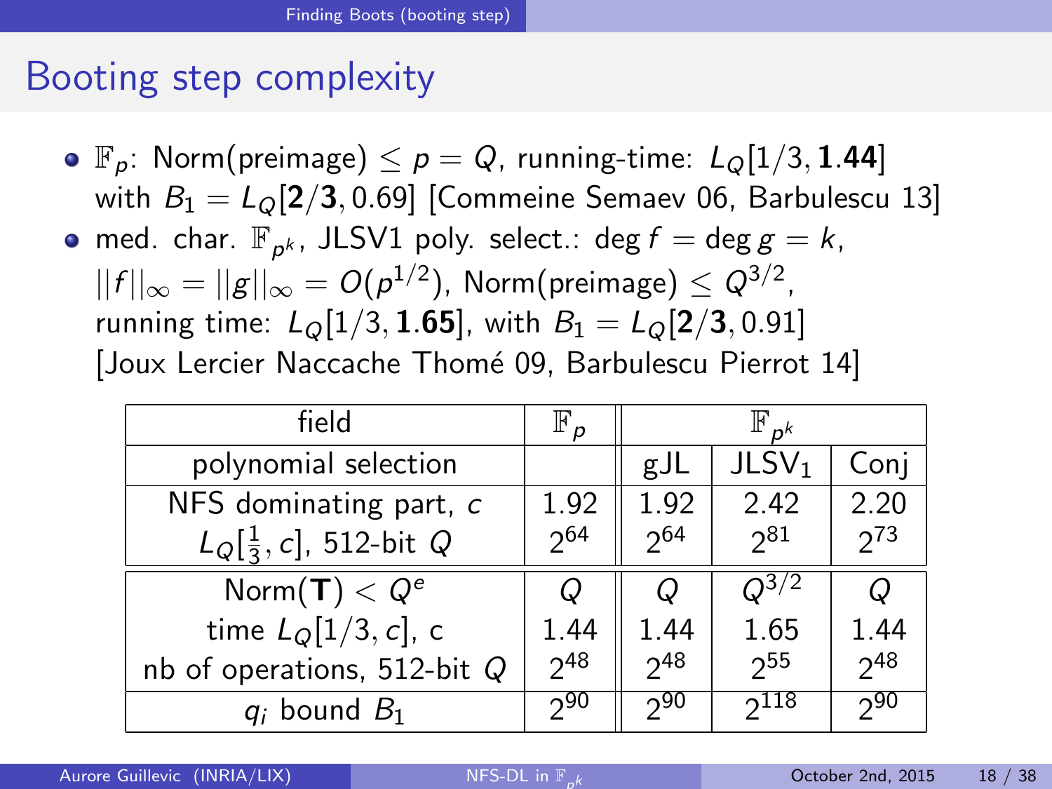# Booting step complexity

- $\mathbb{F}_p$: Norm(preimage) $\leq p = Q$, running-time: $L_Q[1/3, \mathbf{1.44}]$ with $B_1 = L_Q[\mathbf{2/3}, 0.69]$ [Commeine Semaev 06, Barbulescu 13]
- med. char. $\mathbb{F}_{p^k}$, JLSV1 poly. select.: $\deg f = \deg g = k$, $||f||_\infty = ||g||_\infty = O(p^{1/2})$, Norm(preimage) $\leq Q^{3/2}$, running time: $L_Q[1/3, \mathbf{1.65}]$, with $B_1 = L_Q[\mathbf{2/3}, 0.91]$ [Joux Lercier Naccache Thomé 09, Barbulescu Pierrot 14]

| field | $\mathbb{F}_p$ | $\mathbb{F}_{p^k}$ | | |
|---|---|---|---|---|
| polynomial selection | | gJL | JLSV$_1$ | Conj |
| NFS dominating part, $c$ | 1.92 | 1.92 | 2.42 | 2.20 |
| $L_Q[\frac{1}{3}, c]$, 512-bit $Q$ | $2^{64}$ | $2^{64}$ | $2^{81}$ | $2^{73}$ |
| Norm($\mathbf{T}$) $< Q^e$ | $Q$ | $Q$ | $Q^{3/2}$ | $Q$ |
| time $L_Q[1/3, c]$, c | 1.44 | 1.44 | 1.65 | 1.44 |
| nb of operations, 512-bit $Q$ | $2^{48}$ | $2^{48}$ | $2^{55}$ | $2^{48}$ |
| $q_i$ bound $B_1$ | $2^{90}$ | $2^{90}$ | $2^{118}$ | $2^{90}$ |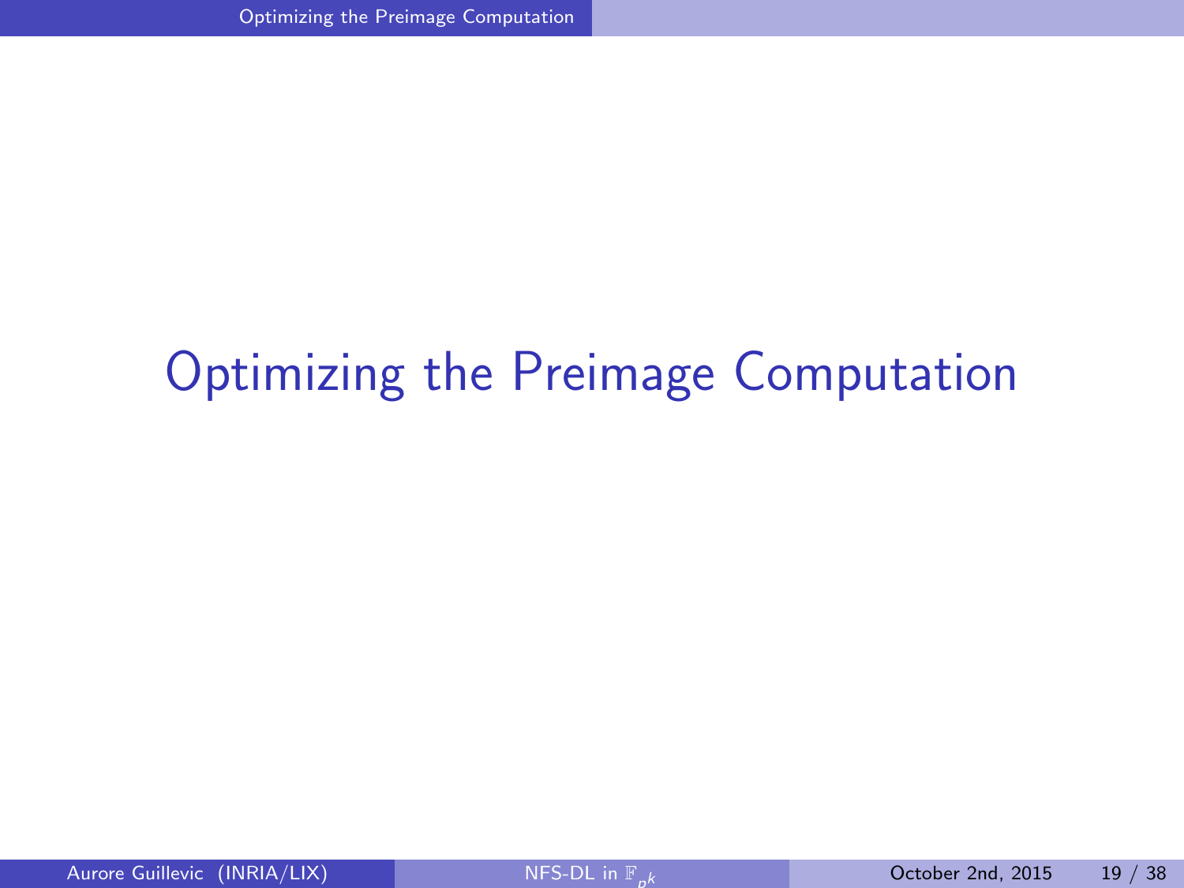# Optimizing the Preimage Computation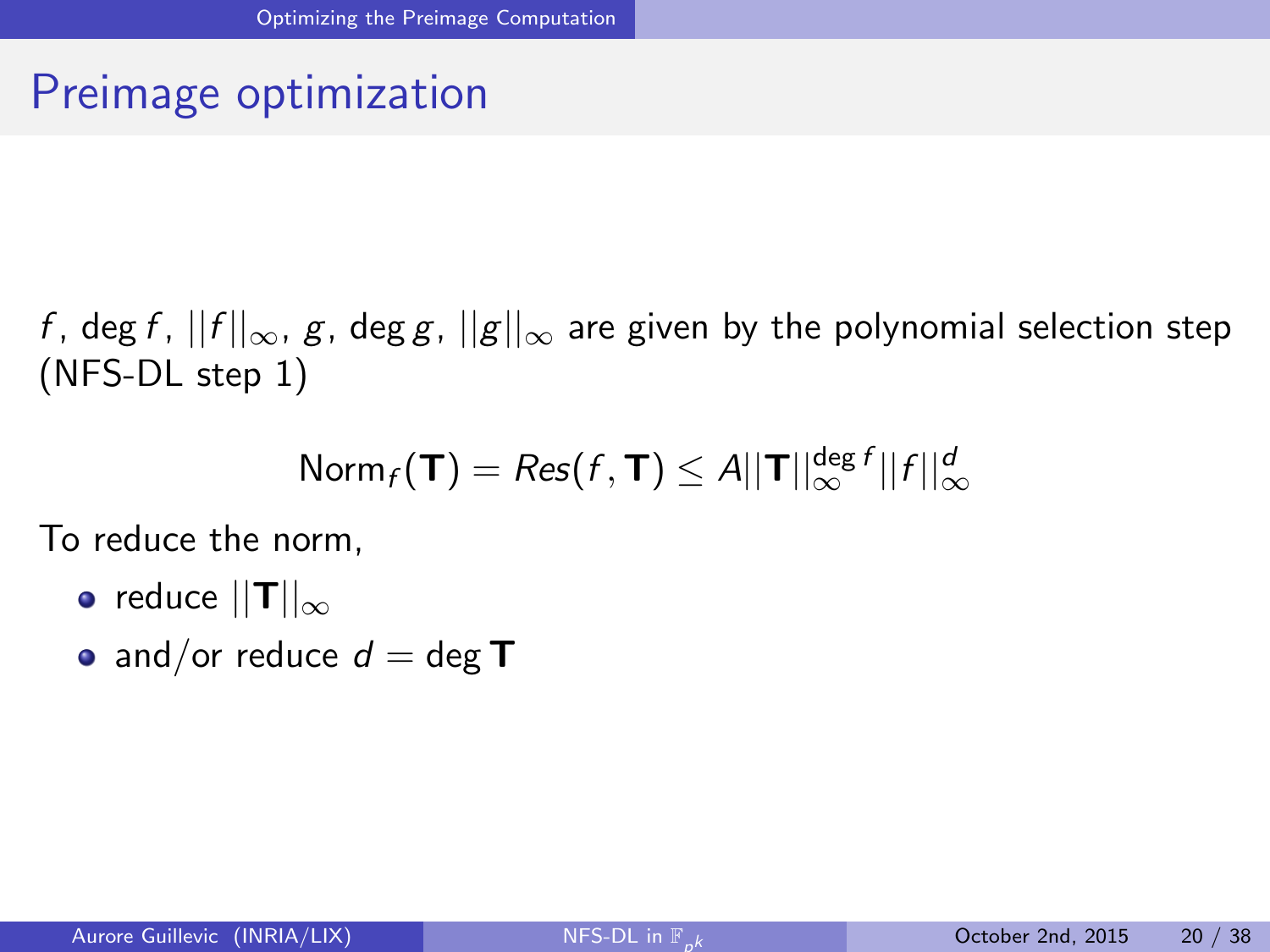# Preimage optimization

$f$, $\deg f$, $||f||_\infty$, $g$, $\deg g$, $||g||_\infty$ are given by the polynomial selection step (NFS-DL step 1)

$$\mathrm{Norm}_f(\mathbf{T}) = Res(f, \mathbf{T}) \leq A||\mathbf{T}||_\infty^{\deg f}||f||_\infty^d$$

To reduce the norm,

- reduce $||\mathbf{T}||_\infty$
- and/or reduce $d = \deg \mathbf{T}$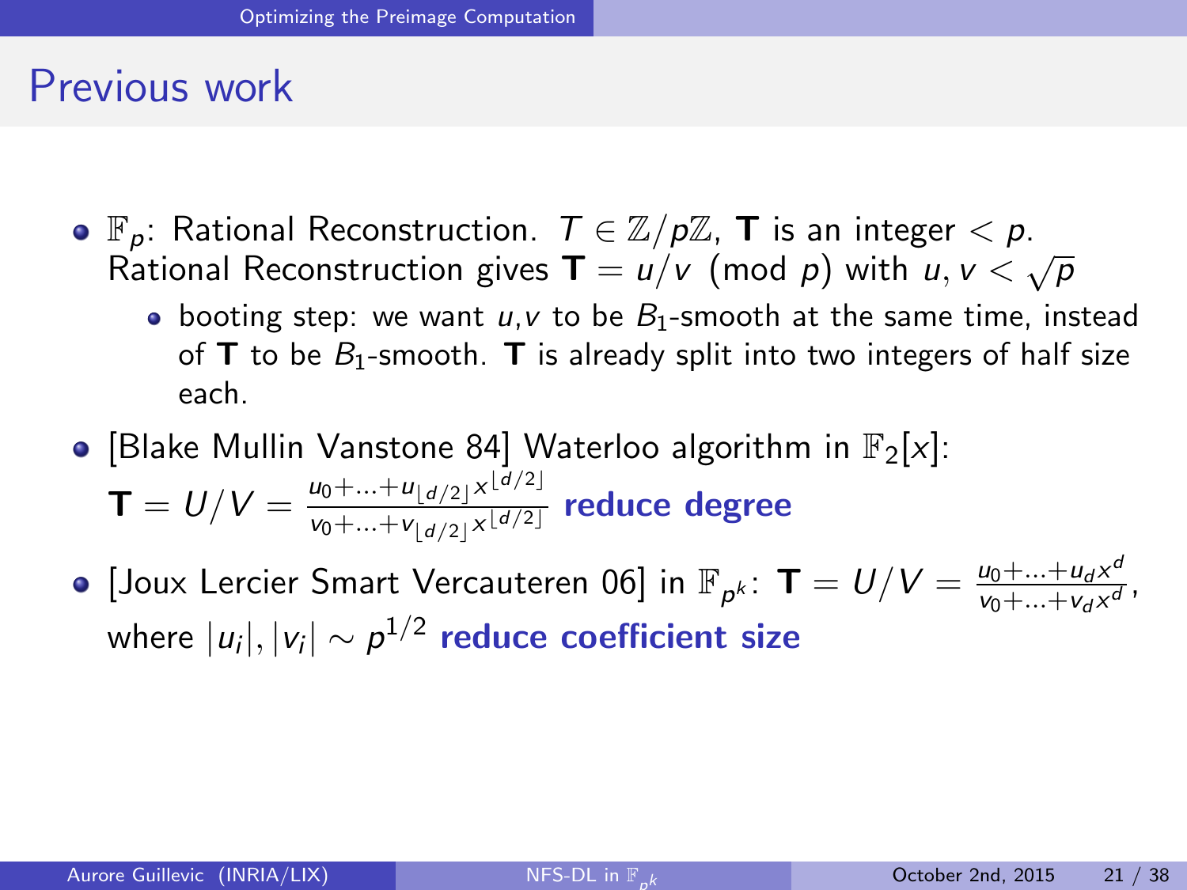## Previous work

- $\mathbb{F}_p$: Rational Reconstruction. $T \in \mathbb{Z}/p\mathbb{Z}$, $\mathbf{T}$ is an integer $< p$. Rational Reconstruction gives $\mathbf{T} = u/v \pmod p$ with $u, v < \sqrt{p}$
  - booting step: we want $u$,$v$ to be $B_1$-smooth at the same time, instead of $\mathbf{T}$ to be $B_1$-smooth. $\mathbf{T}$ is already split into two integers of half size each.
- [Blake Mullin Vanstone 84] Waterloo algorithm in $\mathbb{F}_2[x]$: $\mathbf{T} = U/V = \frac{u_0 + \ldots + u_{\lfloor d/2 \rfloor} x^{\lfloor d/2 \rfloor}}{v_0 + \ldots + v_{\lfloor d/2 \rfloor} x^{\lfloor d/2 \rfloor}}$ **reduce degree**
- [Joux Lercier Smart Vercauteren 06] in $\mathbb{F}_{p^k}$: $\mathbf{T} = U/V = \frac{u_0 + \ldots + u_d x^d}{v_0 + \ldots + v_d x^d}$, where $|u_i|, |v_i| \sim p^{1/2}$ **reduce coefficient size**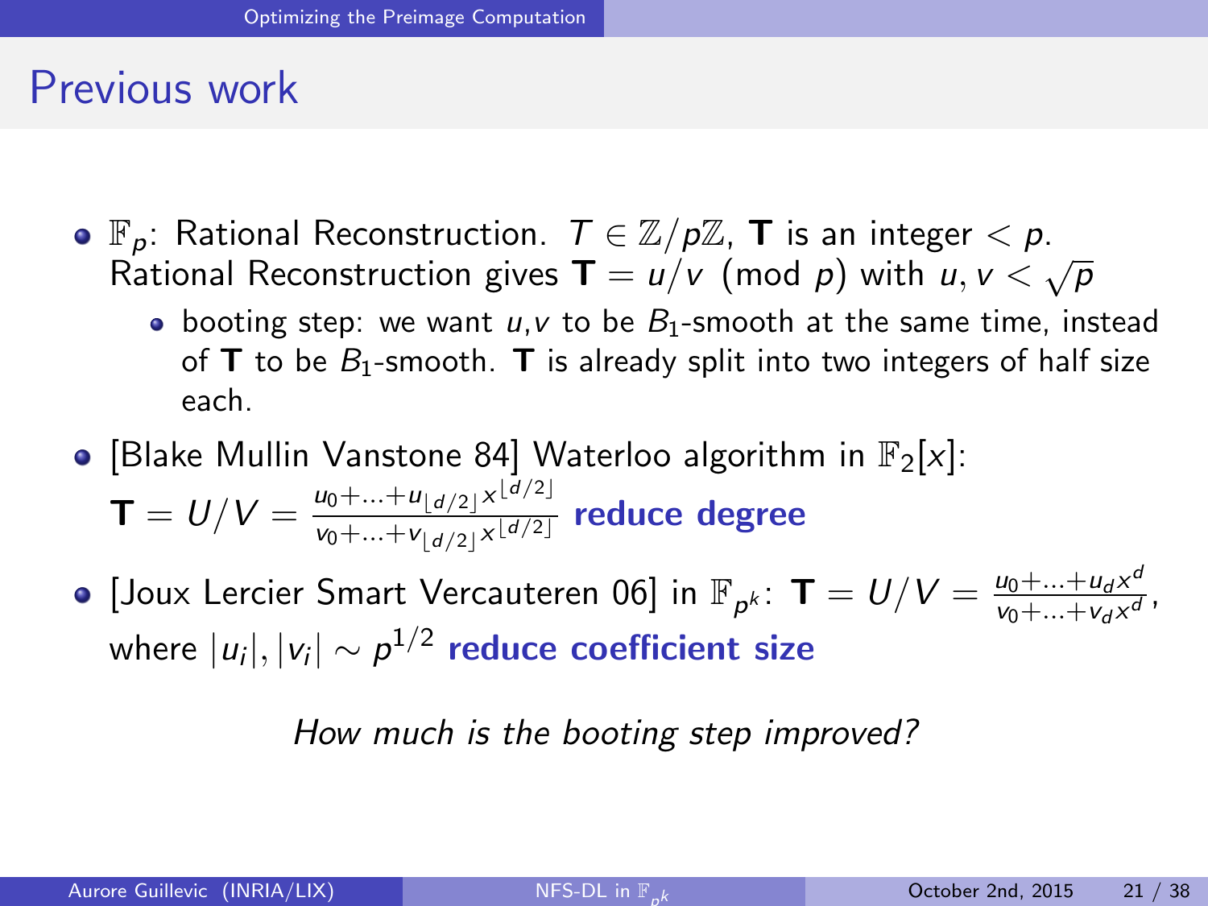## Previous work

- $\mathbb{F}_p$: Rational Reconstruction. $T \in \mathbb{Z}/p\mathbb{Z}$, $\mathbf{T}$ is an integer $< p$. Rational Reconstruction gives $\mathbf{T} = u/v \pmod p$ with $u, v < \sqrt{p}$
  - booting step: we want $u$,$v$ to be $B_1$-smooth at the same time, instead of $\mathbf{T}$ to be $B_1$-smooth. $\mathbf{T}$ is already split into two integers of half size each.
- [Blake Mullin Vanstone 84] Waterloo algorithm in $\mathbb{F}_2[x]$: $\mathbf{T} = U/V = \frac{u_0 + \ldots + u_{\lfloor d/2 \rfloor} x^{\lfloor d/2 \rfloor}}{v_0 + \ldots + v_{\lfloor d/2 \rfloor} x^{\lfloor d/2 \rfloor}}$ **reduce degree**
- [Joux Lercier Smart Vercauteren 06] in $\mathbb{F}_{p^k}$: $\mathbf{T} = U/V = \frac{u_0 + \ldots + u_d x^d}{v_0 + \ldots + v_d x^d}$, where $|u_i|, |v_i| \sim p^{1/2}$ **reduce coefficient size**

*How much is the booting step improved?*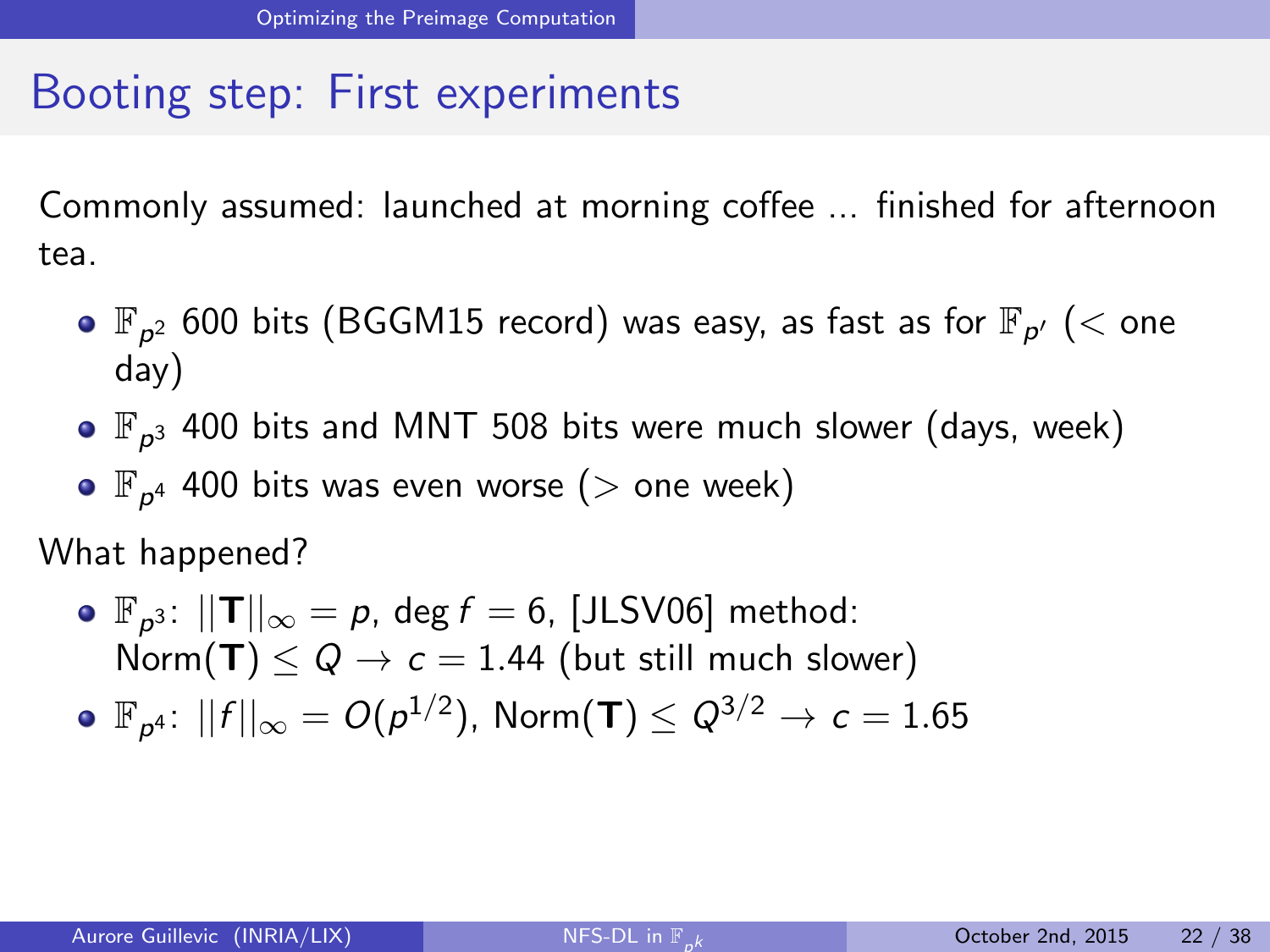# Booting step: First experiments

Commonly assumed: launched at morning coffee ... finished for afternoon tea.

- $\mathbb{F}_{p^2}$ 600 bits (BGGM15 record) was easy, as fast as for $\mathbb{F}_{p'}$ (< one day)
- $\mathbb{F}_{p^3}$ 400 bits and MNT 508 bits were much slower (days, week)
- $\mathbb{F}_{p^4}$ 400 bits was even worse (> one week)

What happened?

- $\mathbb{F}_{p^3}$: $||\mathbf{T}||_\infty = p$, $\deg f = 6$, [JLSV06] method: $\mathrm{Norm}(\mathbf{T}) \leq Q \rightarrow c = 1.44$ (but still much slower)
- $\mathbb{F}_{p^4}$: $||f||_\infty = O(p^{1/2})$, $\mathrm{Norm}(\mathbf{T}) \leq Q^{3/2} \rightarrow c = 1.65$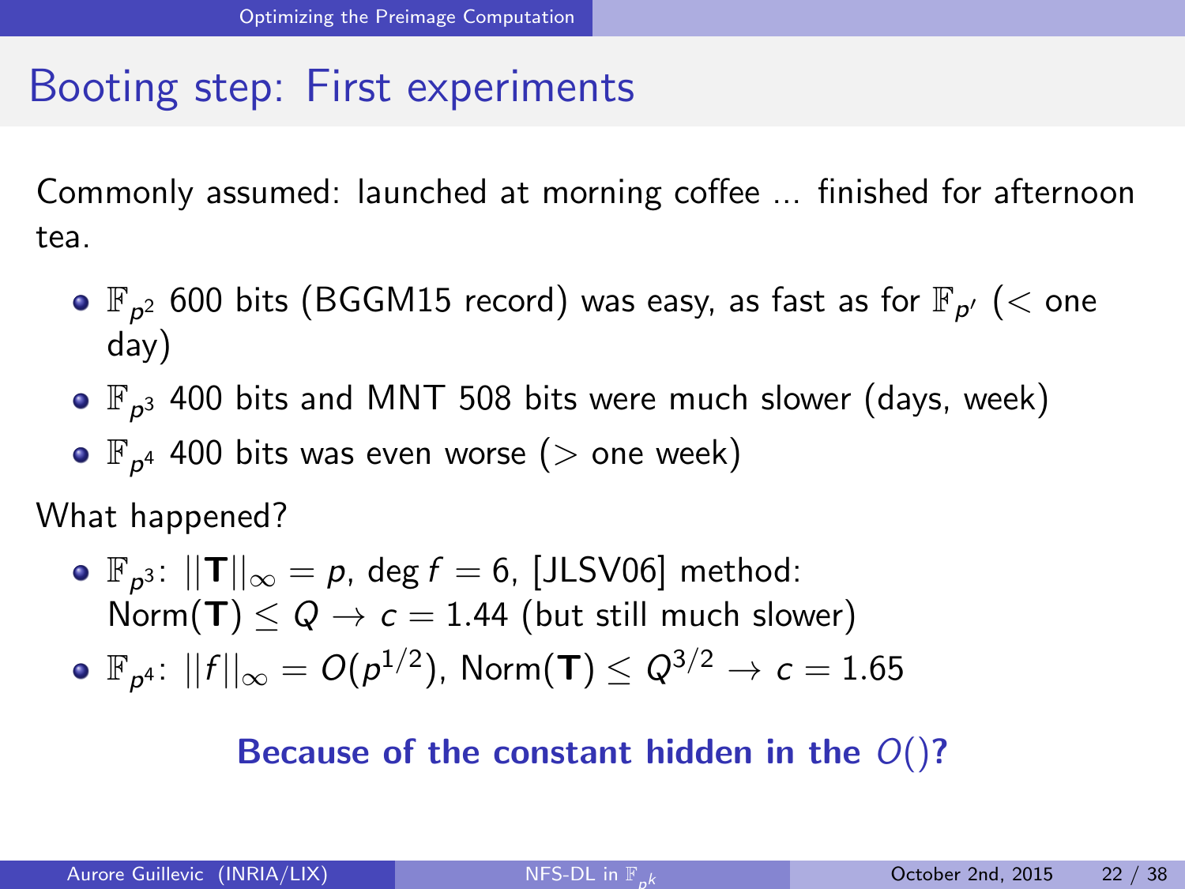## Booting step: First experiments

Commonly assumed: launched at morning coffee ... finished for afternoon tea.

- $\mathbb{F}_{p^2}$ 600 bits (BGGM15 record) was easy, as fast as for $\mathbb{F}_{p'}$ ($<$ one day)
- $\mathbb{F}_{p^3}$ 400 bits and MNT 508 bits were much slower (days, week)
- $\mathbb{F}_{p^4}$ 400 bits was even worse ($>$ one week)

What happened?

- $\mathbb{F}_{p^3}$: $||\mathbf{T}||_\infty = p$, $\deg f = 6$, [JLSV06] method: $\mathrm{Norm}(\mathbf{T}) \leq Q \to c = 1.44$ (but still much slower)
- $\mathbb{F}_{p^4}$: $||f||_\infty = O(p^{1/2})$, $\mathrm{Norm}(\mathbf{T}) \leq Q^{3/2} \to c = 1.65$

**Because of the constant hidden in the $O()$?**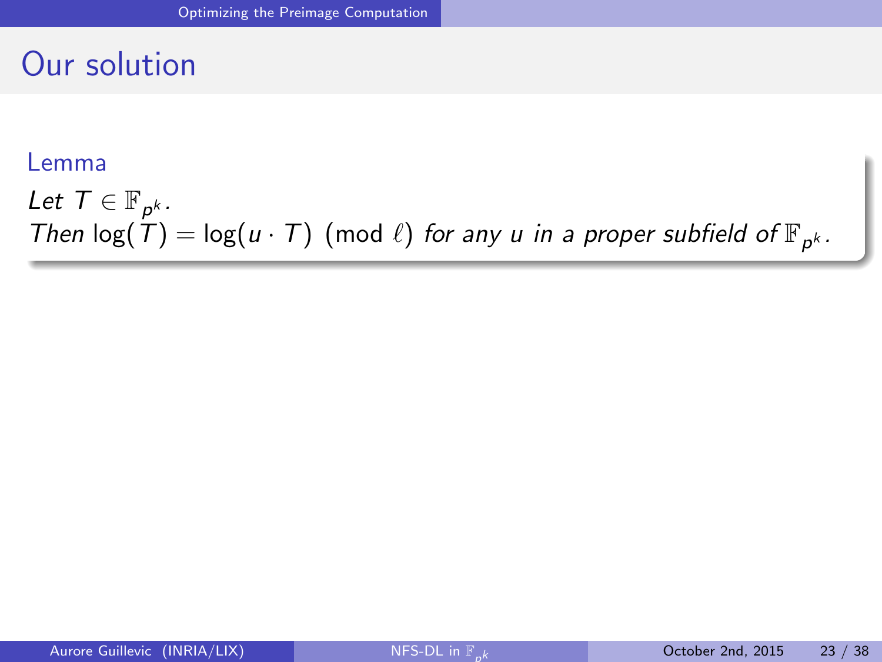## Our solution

**Lemma**

*Let* $T \in \mathbb{F}_{p^k}$.
*Then* $\log(T) = \log(u \cdot T) \pmod{\ell}$ *for any* $u$ *in a proper subfield of* $\mathbb{F}_{p^k}$.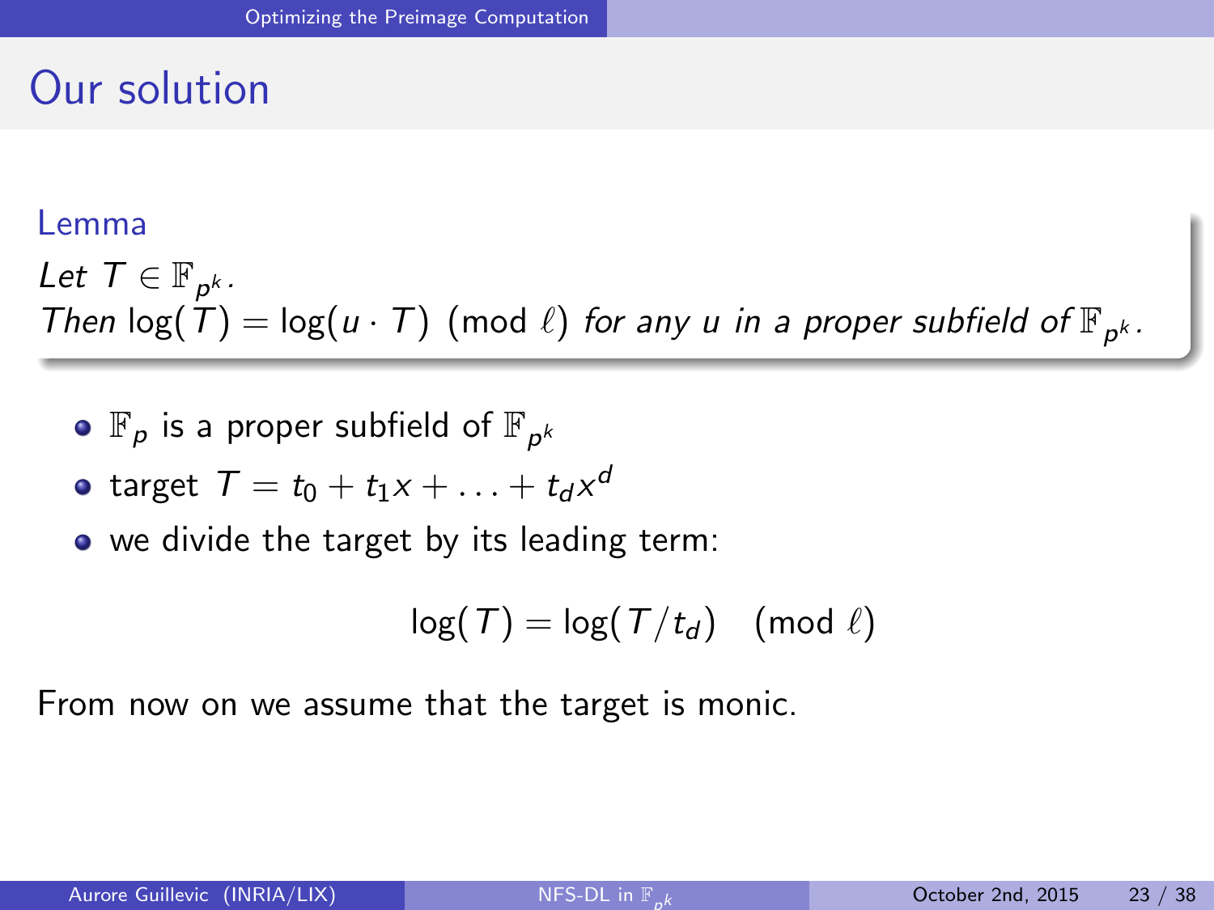# Our solution

**Lemma**

*Let $T \in \mathbb{F}_{p^k}$.*
*Then $\log(T) = \log(u \cdot T) \pmod{\ell}$ for any $u$ in a proper subfield of $\mathbb{F}_{p^k}$.*

- $\mathbb{F}_p$ is a proper subfield of $\mathbb{F}_{p^k}$
- target $T = t_0 + t_1 x + \ldots + t_d x^d$
- we divide the target by its leading term:

$$\log(T) = \log(T/t_d) \pmod{\ell}$$

From now on we assume that the target is monic.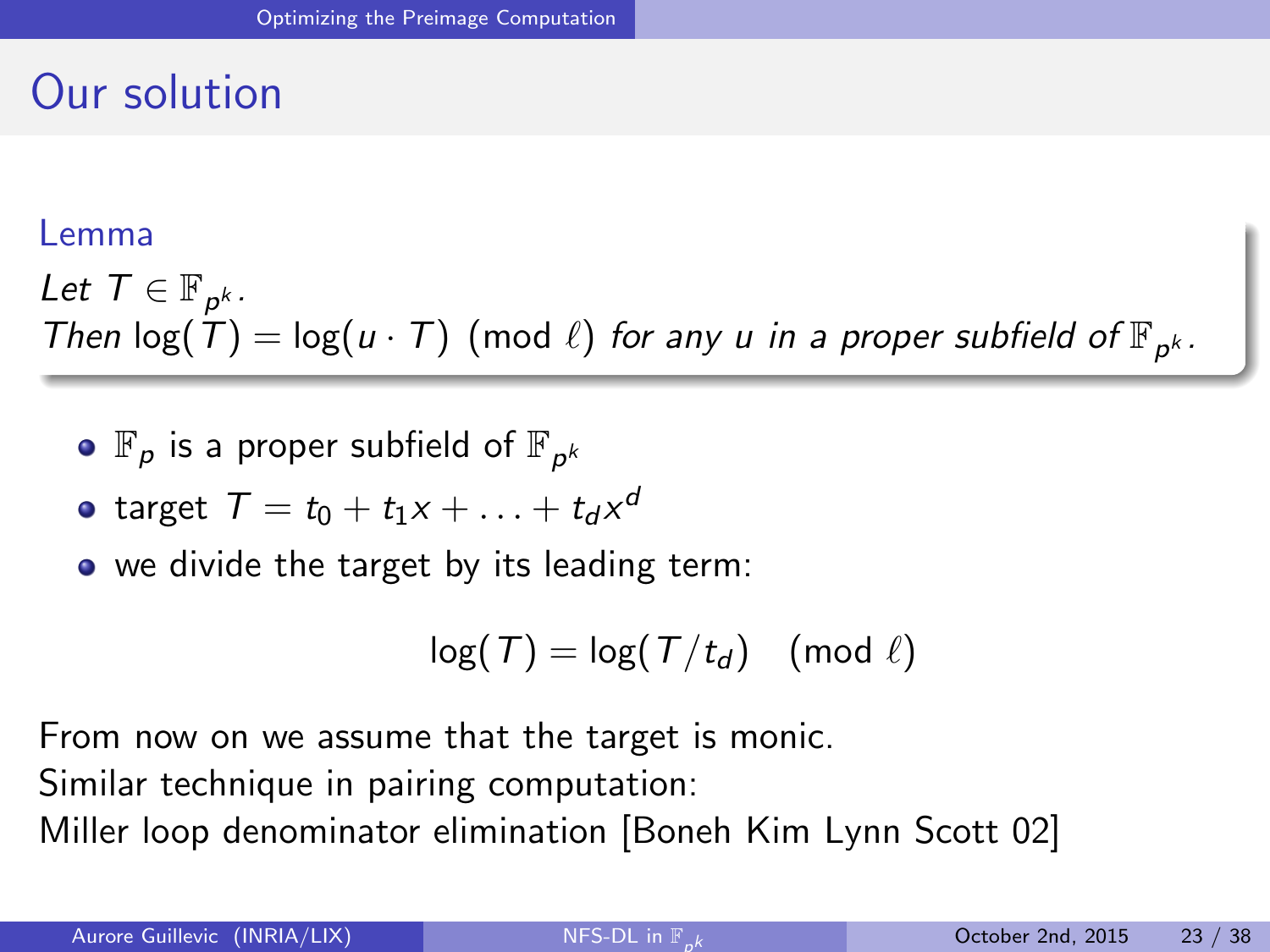## Our solution

**Lemma**

*Let $T \in \mathbb{F}_{p^k}$.*
*Then $\log(T) = \log(u \cdot T) \pmod{\ell}$ for any $u$ in a proper subfield of $\mathbb{F}_{p^k}$.*

- $\mathbb{F}_p$ is a proper subfield of $\mathbb{F}_{p^k}$
- target $T = t_0 + t_1 x + \ldots + t_d x^d$
- we divide the target by its leading term:

$$\log(T) = \log(T/t_d) \pmod{\ell}$$

From now on we assume that the target is monic.
Similar technique in pairing computation:
Miller loop denominator elimination [Boneh Kim Lynn Scott 02]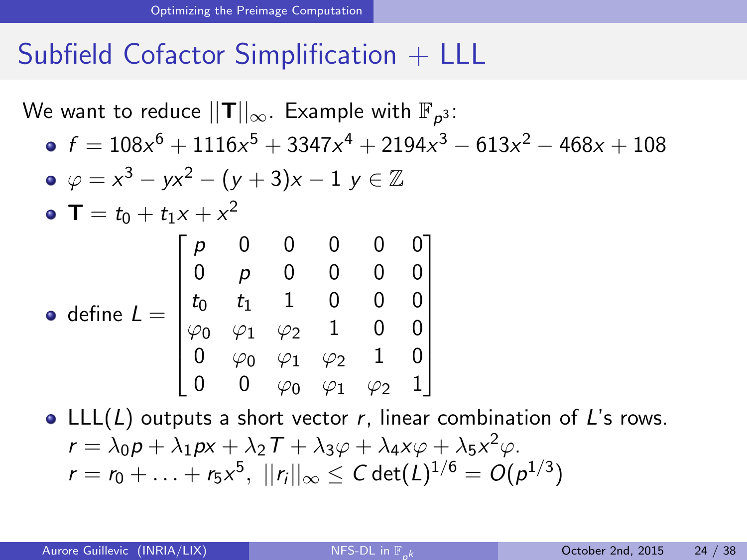# Subfield Cofactor Simplification + LLL

We want to reduce $||\mathbf{T}||_\infty$. Example with $\mathbb{F}_{p^3}$:

- $f = 108x^6 + 1116x^5 + 3347x^4 + 2194x^3 - 613x^2 - 468x + 108$
- $\varphi = x^3 - yx^2 - (y+3)x - 1 \; y \in \mathbb{Z}$
- $\mathbf{T} = t_0 + t_1 x + x^2$
- define $L = \begin{bmatrix} p & 0 & 0 & 0 & 0 & 0 \\ 0 & p & 0 & 0 & 0 & 0 \\ t_0 & t_1 & 1 & 0 & 0 & 0 \\ \varphi_0 & \varphi_1 & \varphi_2 & 1 & 0 & 0 \\ 0 & \varphi_0 & \varphi_1 & \varphi_2 & 1 & 0 \\ 0 & 0 & \varphi_0 & \varphi_1 & \varphi_2 & 1 \end{bmatrix}$
- LLL($L$) outputs a short vector $r$, linear combination of $L$'s rows.
  $r = \lambda_0 p + \lambda_1 p x + \lambda_2 T + \lambda_3 \varphi + \lambda_4 x \varphi + \lambda_5 x^2 \varphi$.
  $r = r_0 + \ldots + r_5 x^5, \; ||r_i||_\infty \leq C \det(L)^{1/6} = O(p^{1/3})$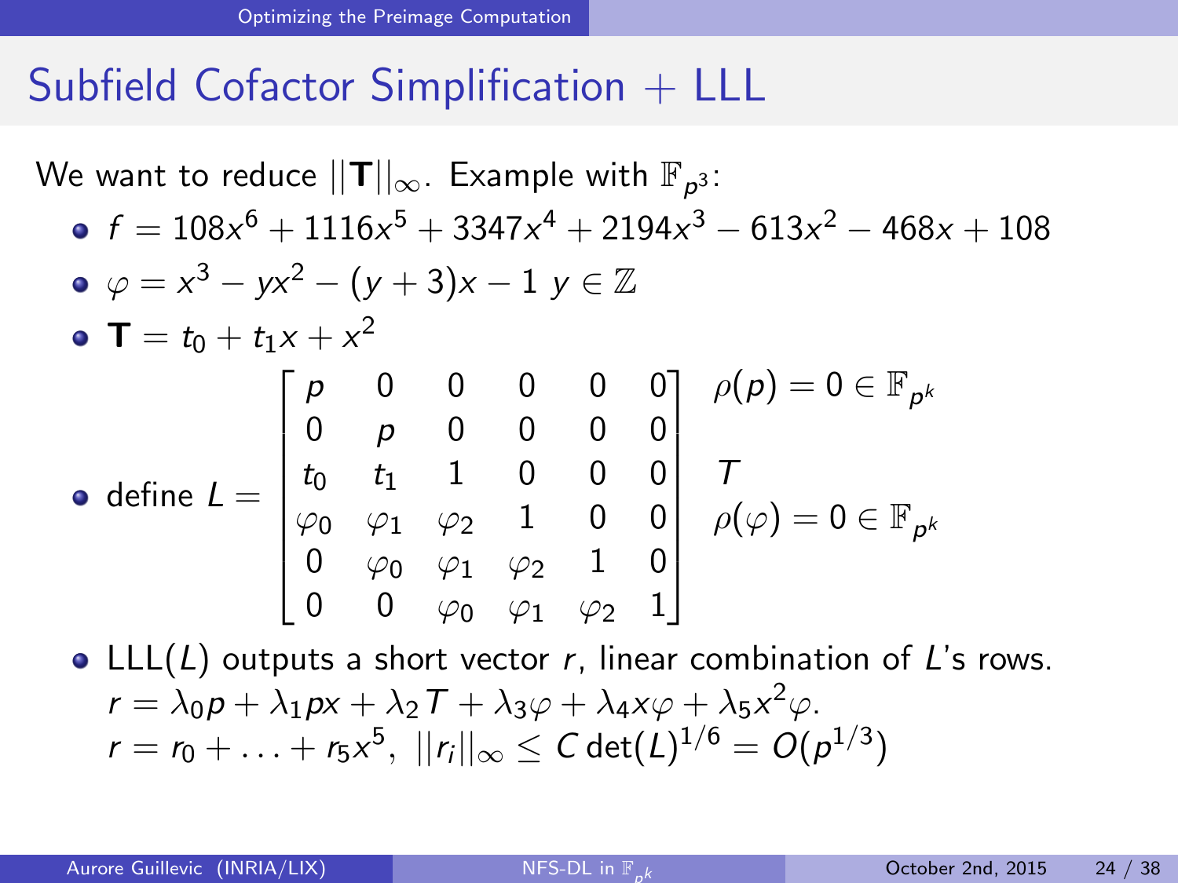## Subfield Cofactor Simplification + LLL

We want to reduce $||\mathbf{T}||_\infty$. Example with $\mathbb{F}_{p^3}$:

- $f = 108x^6 + 1116x^5 + 3347x^4 + 2194x^3 - 613x^2 - 468x + 108$
- $\varphi = x^3 - yx^2 - (y+3)x - 1 \; y \in \mathbb{Z}$
- $\mathbf{T} = t_0 + t_1 x + x^2$
- define $L = \begin{bmatrix} p & 0 & 0 & 0 & 0 & 0 \\ 0 & p & 0 & 0 & 0 & 0 \\ t_0 & t_1 & 1 & 0 & 0 & 0 \\ \varphi_0 & \varphi_1 & \varphi_2 & 1 & 0 & 0 \\ 0 & \varphi_0 & \varphi_1 & \varphi_2 & 1 & 0 \\ 0 & 0 & \varphi_0 & \varphi_1 & \varphi_2 & 1 \end{bmatrix}$ $\begin{matrix} \rho(p) = 0 \in \mathbb{F}_{p^k} \\ \\ T \\ \rho(\varphi) = 0 \in \mathbb{F}_{p^k} \\ \\ \\ \end{matrix}$
- LLL($L$) outputs a short vector $r$, linear combination of $L$'s rows.
  $r = \lambda_0 p + \lambda_1 px + \lambda_2 T + \lambda_3 \varphi + \lambda_4 x\varphi + \lambda_5 x^2 \varphi$.
  $r = r_0 + \ldots + r_5 x^5,\; ||r_i||_\infty \leq C \det(L)^{1/6} = O(p^{1/3})$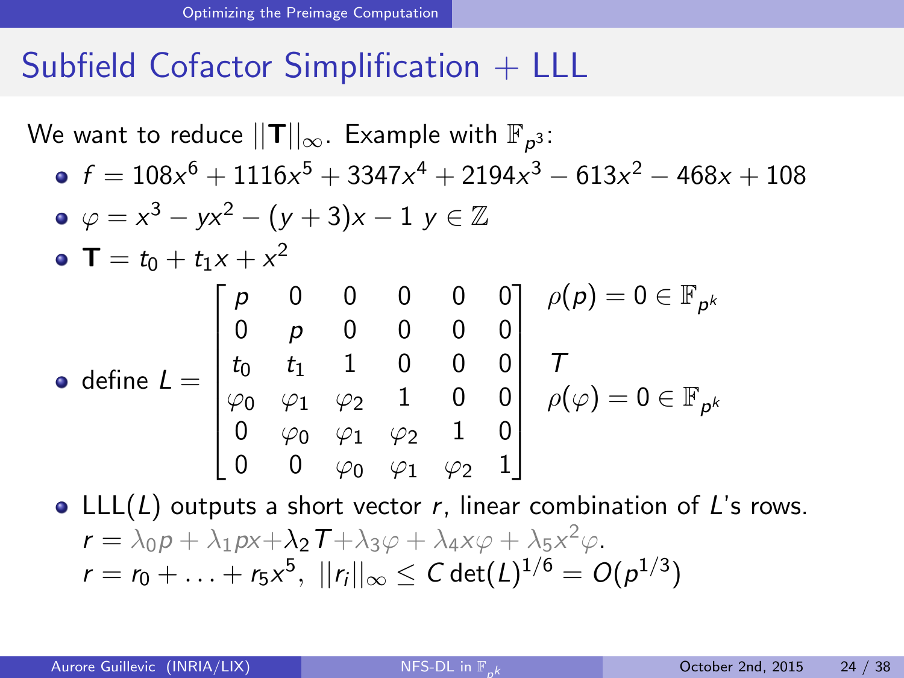# Subfield Cofactor Simplification + LLL

We want to reduce $||\mathbf{T}||_\infty$. Example with $\mathbb{F}_{p^3}$:

- $f = 108x^6 + 1116x^5 + 3347x^4 + 2194x^3 - 613x^2 - 468x + 108$
- $\varphi = x^3 - yx^2 - (y+3)x - 1 \; y \in \mathbb{Z}$
- $\mathbf{T} = t_0 + t_1 x + x^2$
- define $L = \begin{bmatrix} p & 0 & 0 & 0 & 0 & 0 \\ 0 & p & 0 & 0 & 0 & 0 \\ t_0 & t_1 & 1 & 0 & 0 & 0 \\ \varphi_0 & \varphi_1 & \varphi_2 & 1 & 0 & 0 \\ 0 & \varphi_0 & \varphi_1 & \varphi_2 & 1 & 0 \\ 0 & 0 & \varphi_0 & \varphi_1 & \varphi_2 & 1 \end{bmatrix}$ $\begin{matrix} \rho(p) = 0 \in \mathbb{F}_{p^k} \\ \\ T \\ \rho(\varphi) = 0 \in \mathbb{F}_{p^k} \\ \\ \\ \end{matrix}$
- LLL$(L)$ outputs a short vector $r$, linear combination of $L$'s rows.
  $r = \lambda_0 p + \lambda_1 px + \lambda_2 T + \lambda_3 \varphi + \lambda_4 x\varphi + \lambda_5 x^2 \varphi.$
  $r = r_0 + \ldots + r_5 x^5, \; ||r_i||_\infty \leq C \det(L)^{1/6} = O(p^{1/3})$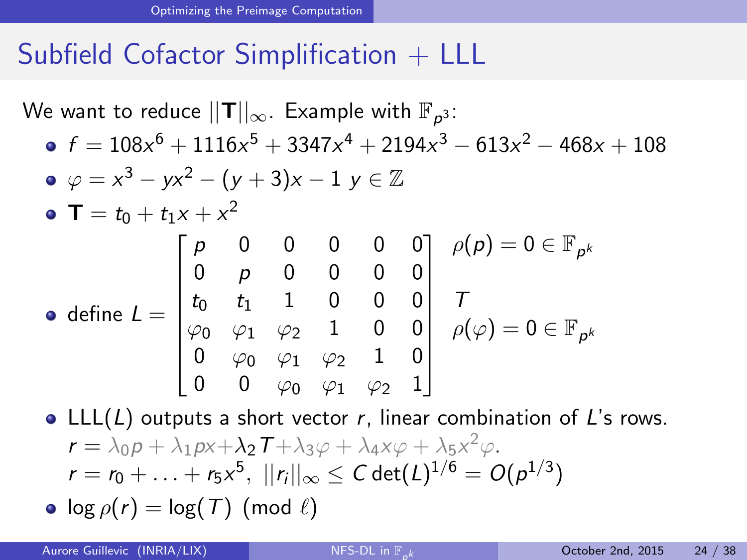## Subfield Cofactor Simplification + LLL

We want to reduce $||\mathbf{T}||_\infty$. Example with $\mathbb{F}_{p^3}$:

- $f = 108x^6 + 1116x^5 + 3347x^4 + 2194x^3 - 613x^2 - 468x + 108$
- $\varphi = x^3 - yx^2 - (y+3)x - 1 \;\; y \in \mathbb{Z}$
- $\mathbf{T} = t_0 + t_1 x + x^2$
- define $$L = \begin{bmatrix} p & 0 & 0 & 0 & 0 & 0 \\ 0 & p & 0 & 0 & 0 & 0 \\ t_0 & t_1 & 1 & 0 & 0 & 0 \\ \varphi_0 & \varphi_1 & \varphi_2 & 1 & 0 & 0 \\ 0 & \varphi_0 & \varphi_1 & \varphi_2 & 1 & 0 \\ 0 & 0 & \varphi_0 & \varphi_1 & \varphi_2 & 1 \end{bmatrix} \begin{array}{l} \rho(p) = 0 \in \mathbb{F}_{p^k} \\ \\ T \\ \rho(\varphi) = 0 \in \mathbb{F}_{p^k} \\ \\ \\ \end{array}$$
- LLL$(L)$ outputs a short vector $r$, linear combination of $L$'s rows.
  $r = \lambda_0 p + \lambda_1 p x + \lambda_2 T + \lambda_3 \varphi + \lambda_4 x \varphi + \lambda_5 x^2 \varphi$.
  $r = r_0 + \ldots + r_5 x^5,\; ||r_i||_\infty \leq C \det(L)^{1/6} = O(p^{1/3})$
- $\log \rho(r) = \log(T) \pmod{\ell}$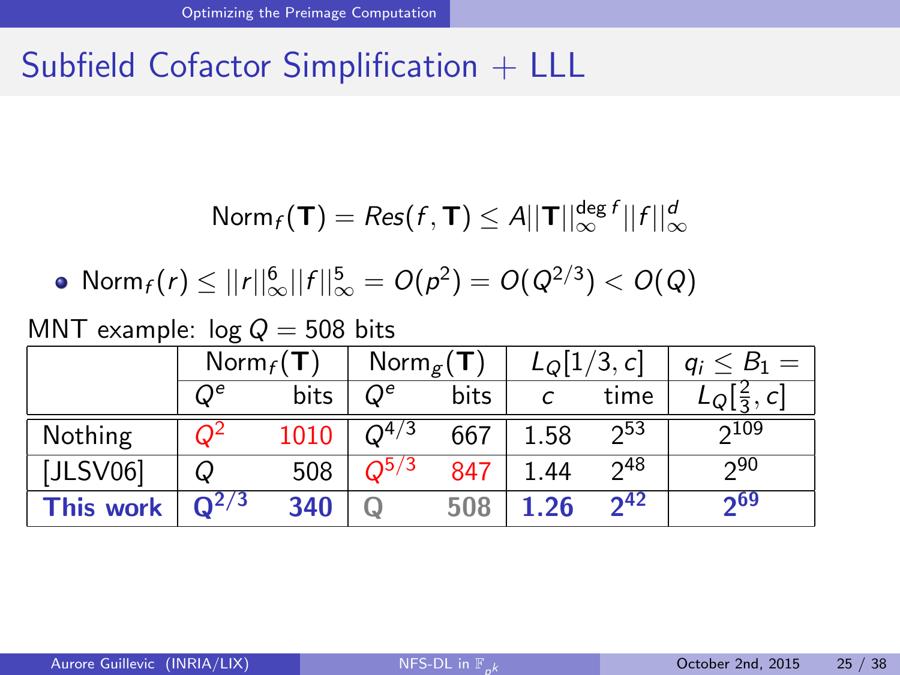# Subfield Cofactor Simplification + LLL

$$\mathrm{Norm}_f(\mathbf{T}) = Res(f, \mathbf{T}) \leq A||\mathbf{T}||_\infty^{\deg f}||f||_\infty^d$$

- $\mathrm{Norm}_f(r) \leq ||r||_\infty^6 ||f||_\infty^5 = O(p^2) = O(Q^{2/3}) < O(Q)$

MNT example: $\log Q = 508$ bits

| | $\mathrm{Norm}_f(\mathbf{T})$ | | $\mathrm{Norm}_g(\mathbf{T})$ | | $L_Q[1/3, c]$ | | $q_i \leq B_1 =$ |
|---|---|---|---|---|---|---|---|
| | $Q^e$ | bits | $Q^e$ | bits | $c$ | time | $L_Q[\frac{2}{3}, c]$ |
| Nothing | $Q^2$ | 1010 | $Q^{4/3}$ | 667 | 1.58 | $2^{53}$ | $2^{109}$ |
| [JLSV06] | $Q$ | 508 | $Q^{5/3}$ | 847 | 1.44 | $2^{48}$ | $2^{90}$ |
| **This work** | $\mathbf{Q^{2/3}}$ | **340** | $Q$ | 508 | **1.26** | $\mathbf{2^{42}}$ | $\mathbf{2^{69}}$ |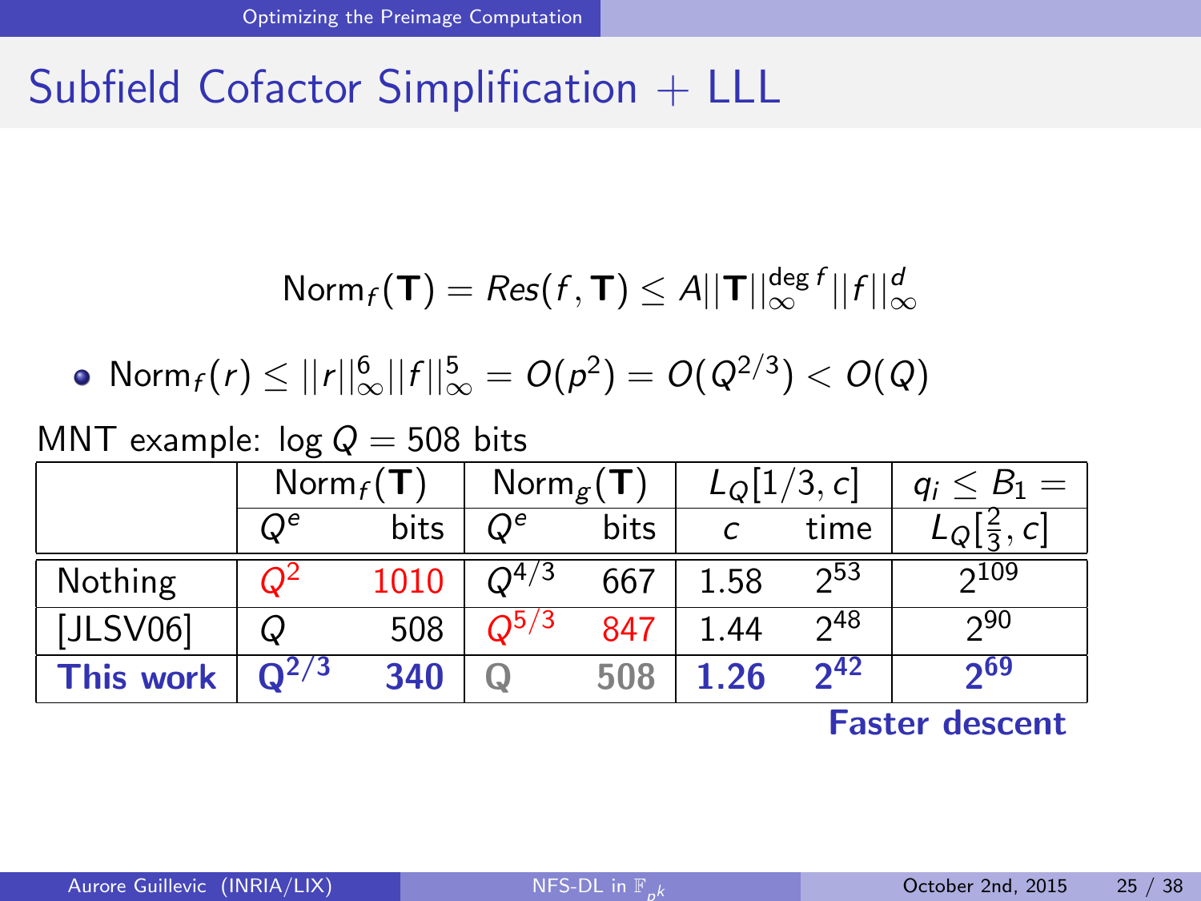# Subfield Cofactor Simplification + LLL

$$\mathrm{Norm}_f(\mathbf{T}) = Res(f, \mathbf{T}) \leq A||\mathbf{T}||_\infty^{\deg f}||f||_\infty^d$$

- $\mathrm{Norm}_f(r) \leq ||r||_\infty^6 ||f||_\infty^5 = O(p^2) = O(Q^{2/3}) < O(Q)$

MNT example: $\log Q = 508$ bits

| | $\mathrm{Norm}_f(\mathbf{T})$ | | $\mathrm{Norm}_g(\mathbf{T})$ | | $L_Q[1/3, c]$ | | $q_i \leq B_1 =$ |
|---|---|---|---|---|---|---|---|
| | $Q^e$ | bits | $Q^e$ | bits | $c$ | time | $L_Q[\frac{2}{3}, c]$ |
| Nothing | $Q^2$ | 1010 | $Q^{4/3}$ | 667 | 1.58 | $2^{53}$ | $2^{109}$ |
| [JLSV06] | $Q$ | 508 | $Q^{5/3}$ | 847 | 1.44 | $2^{48}$ | $2^{90}$ |
| **This work** | $\mathbf{Q^{2/3}}$ | **340** | $Q$ | 508 | **1.26** | $\mathbf{2^{42}}$ | $\mathbf{2^{69}}$ |

**Faster descent**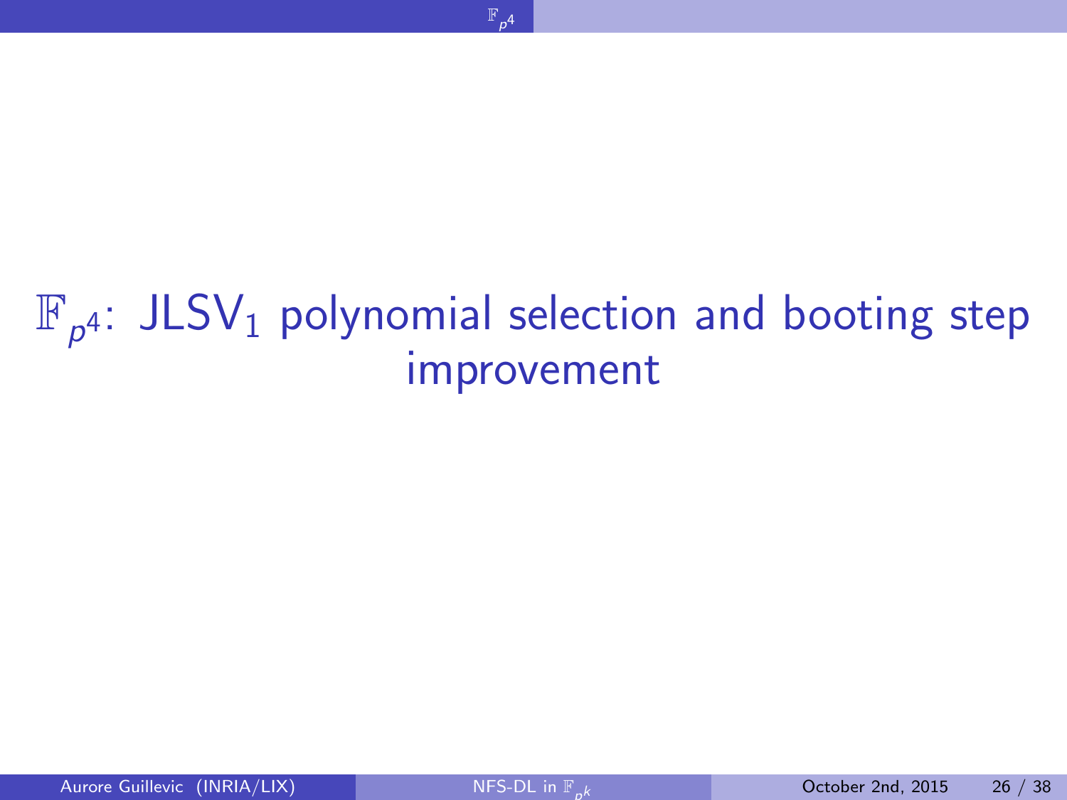# $\mathbb{F}_{p^4}$: JLSV$_1$ polynomial selection and booting step improvement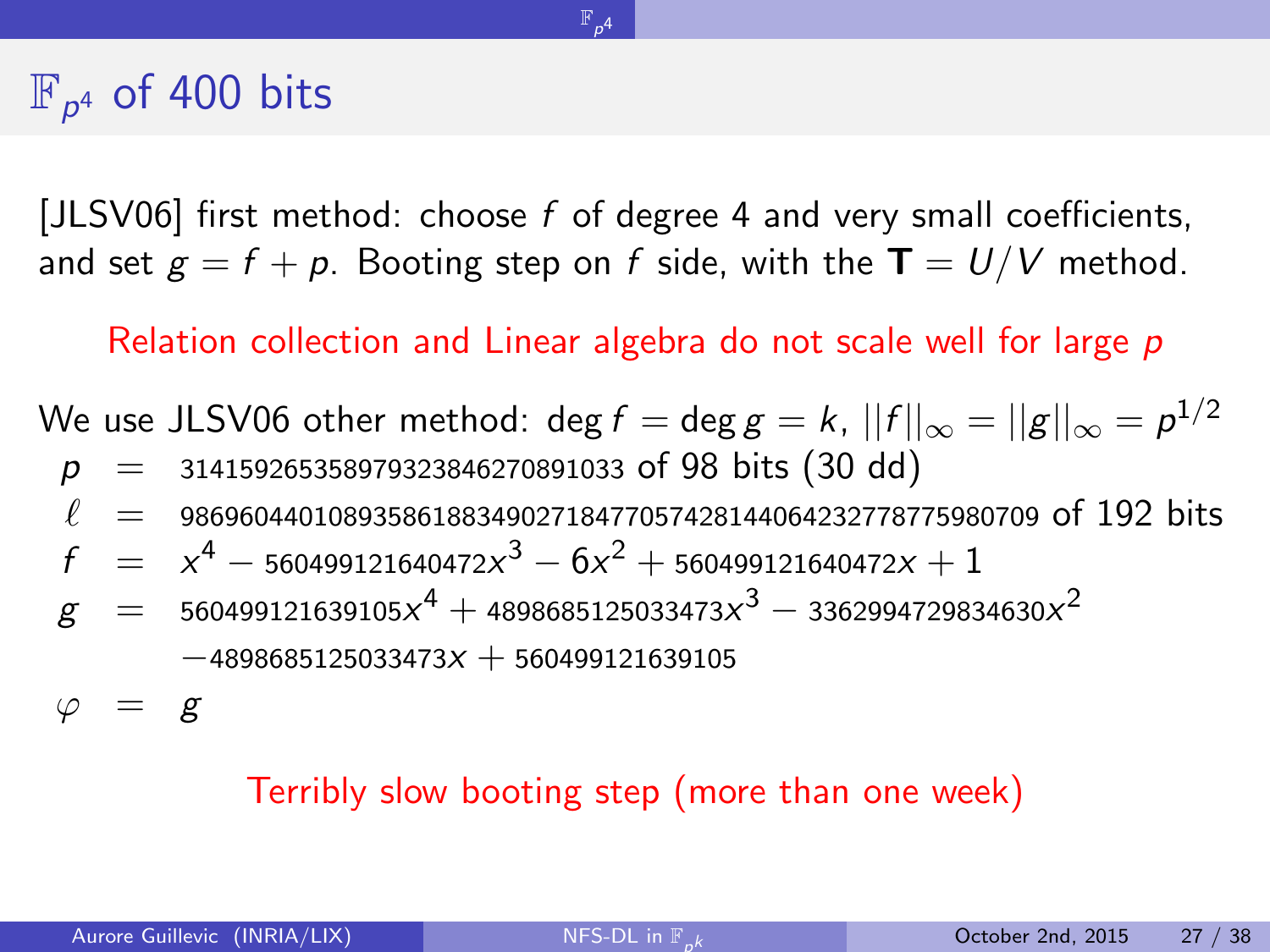# $\mathbb{F}_{p^4}$ of 400 bits

[JLSV06] first method: choose $f$ of degree 4 and very small coefficients, and set $g = f + p$. Booting step on $f$ side, with the $\mathbf{T} = U/V$ method.

Relation collection and Linear algebra do not scale well for large $p$

We use JLSV06 other method: $\deg f = \deg g = k$, $||f||_\infty = ||g||_\infty = p^{1/2}$

$$
\begin{aligned}
p &= 314159265358979323846270891033 \text{ of 98 bits (30 dd)} \\
\ell &= 986960440108935861883490271847705742814406423277877598070\text{9 of 192 bits} \\
f &= x^4 - 560499121640472x^3 - 6x^2 + 560499121640472x + 1 \\
g &= 560499121639105x^4 + 4898685125033473x^3 - 3362994729834630x^2 \\
&\quad -4898685125033473x + 560499121639105 \\
\varphi &= g
\end{aligned}
$$

Terribly slow booting step (more than one week)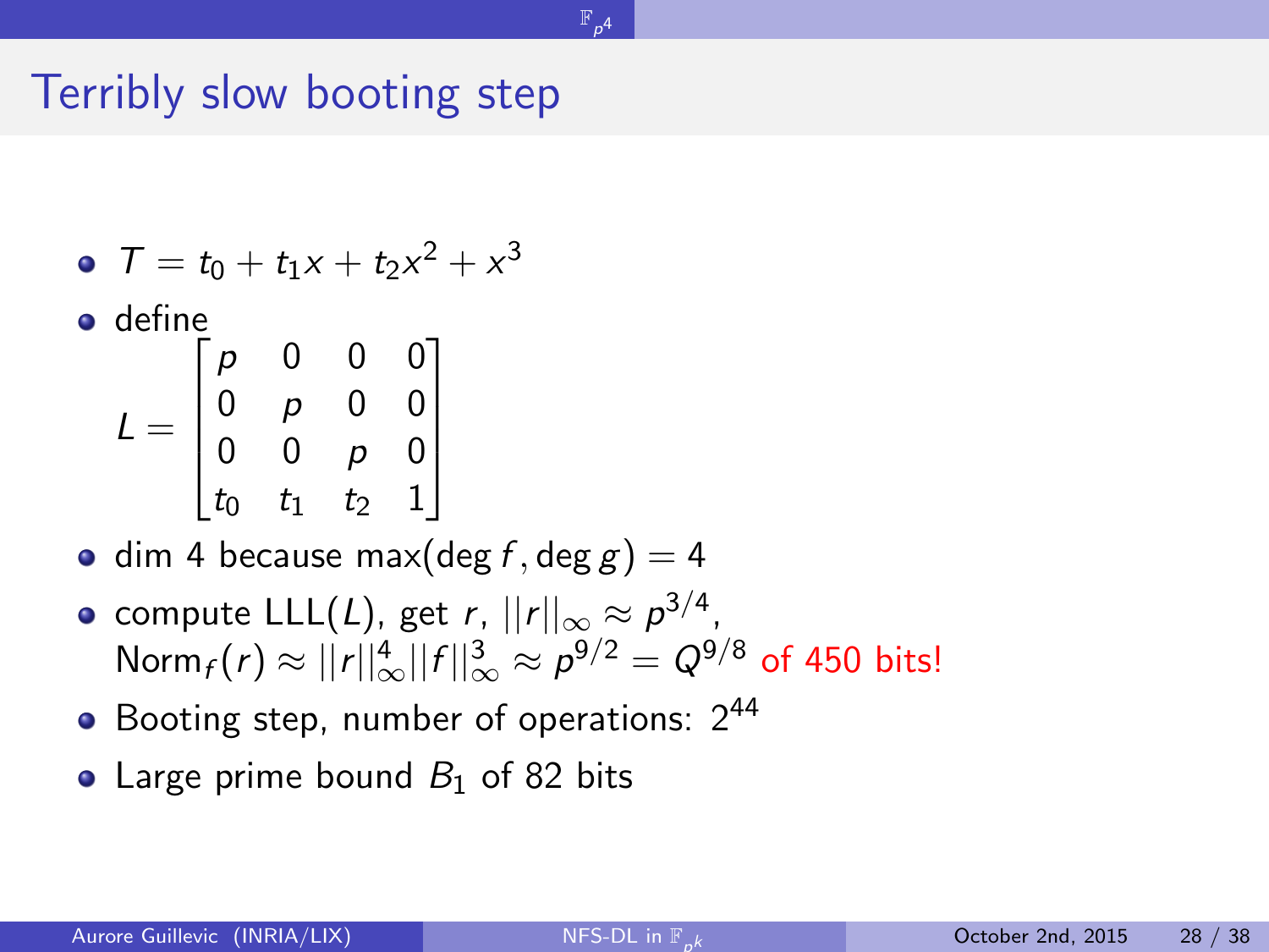# Terribly slow booting step

- $T = t_0 + t_1 x + t_2 x^2 + x^3$
- define

$$L = \begin{bmatrix} p & 0 & 0 & 0 \\ 0 & p & 0 & 0 \\ 0 & 0 & p & 0 \\ t_0 & t_1 & t_2 & 1 \end{bmatrix}$$

- dim 4 because $\max(\deg f, \deg g) = 4$
- compute $\mathrm{LLL}(L)$, get $r$, $||r||_\infty \approx p^{3/4}$, $\mathrm{Norm}_f(r) \approx ||r||_\infty^4 ||f||_\infty^3 \approx p^{9/2} = Q^{9/8}$ of 450 bits!
- Booting step, number of operations: $2^{44}$
- Large prime bound $B_1$ of 82 bits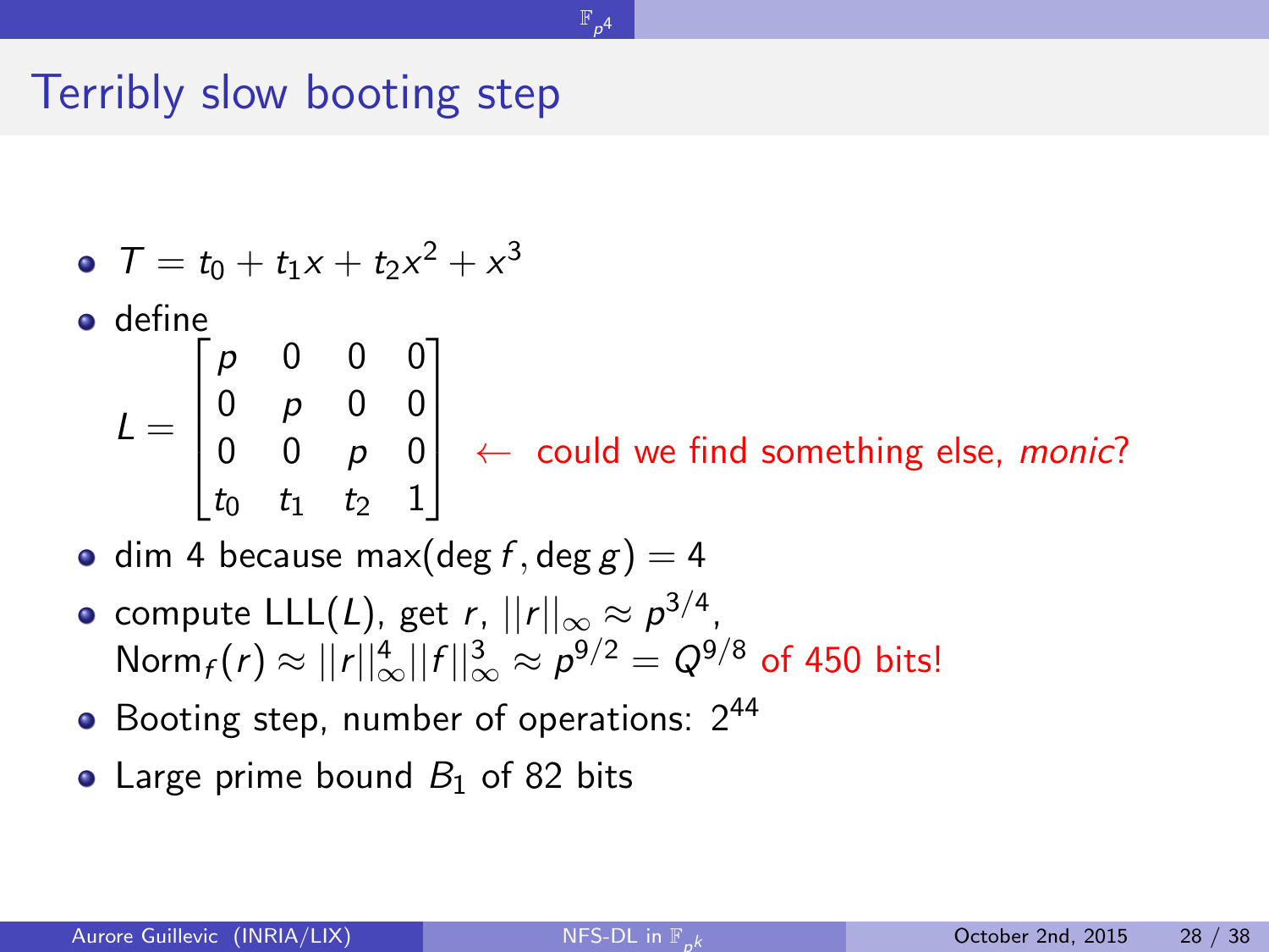# Terribly slow booting step

- $T = t_0 + t_1 x + t_2 x^2 + x^3$
- define

$$L = \begin{bmatrix} p & 0 & 0 & 0 \\ 0 & p & 0 & 0 \\ 0 & 0 & p & 0 \\ t_0 & t_1 & t_2 & 1 \end{bmatrix} \leftarrow \text{ could we find something else, } \textit{monic}\text{?}$$

- dim 4 because $\max(\deg f, \deg g) = 4$
- compute $\mathrm{LLL}(L)$, get $r$, $||r||_\infty \approx p^{3/4}$,
  $\mathrm{Norm}_f(r) \approx ||r||_\infty^4 ||f||_\infty^3 \approx p^{9/2} = Q^{9/8}$ of 450 bits!
- Booting step, number of operations: $2^{44}$
- Large prime bound $B_1$ of 82 bits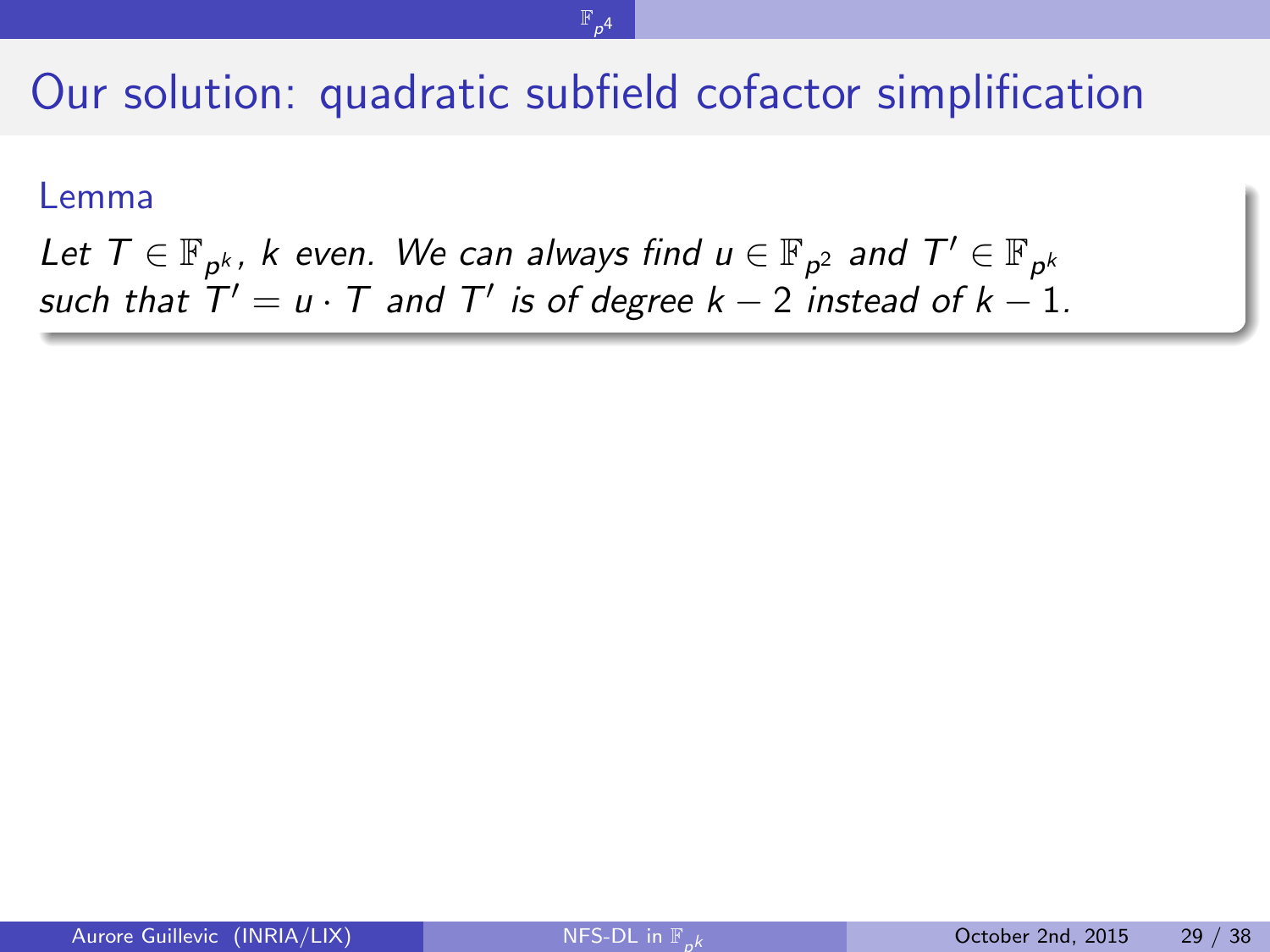# Our solution: quadratic subfield cofactor simplification

**Lemma**

*Let $T \in \mathbb{F}_{p^k}$, $k$ even. We can always find $u \in \mathbb{F}_{p^2}$ and $T' \in \mathbb{F}_{p^k}$ such that $T' = u \cdot T$ and $T'$ is of degree $k-2$ instead of $k-1$.*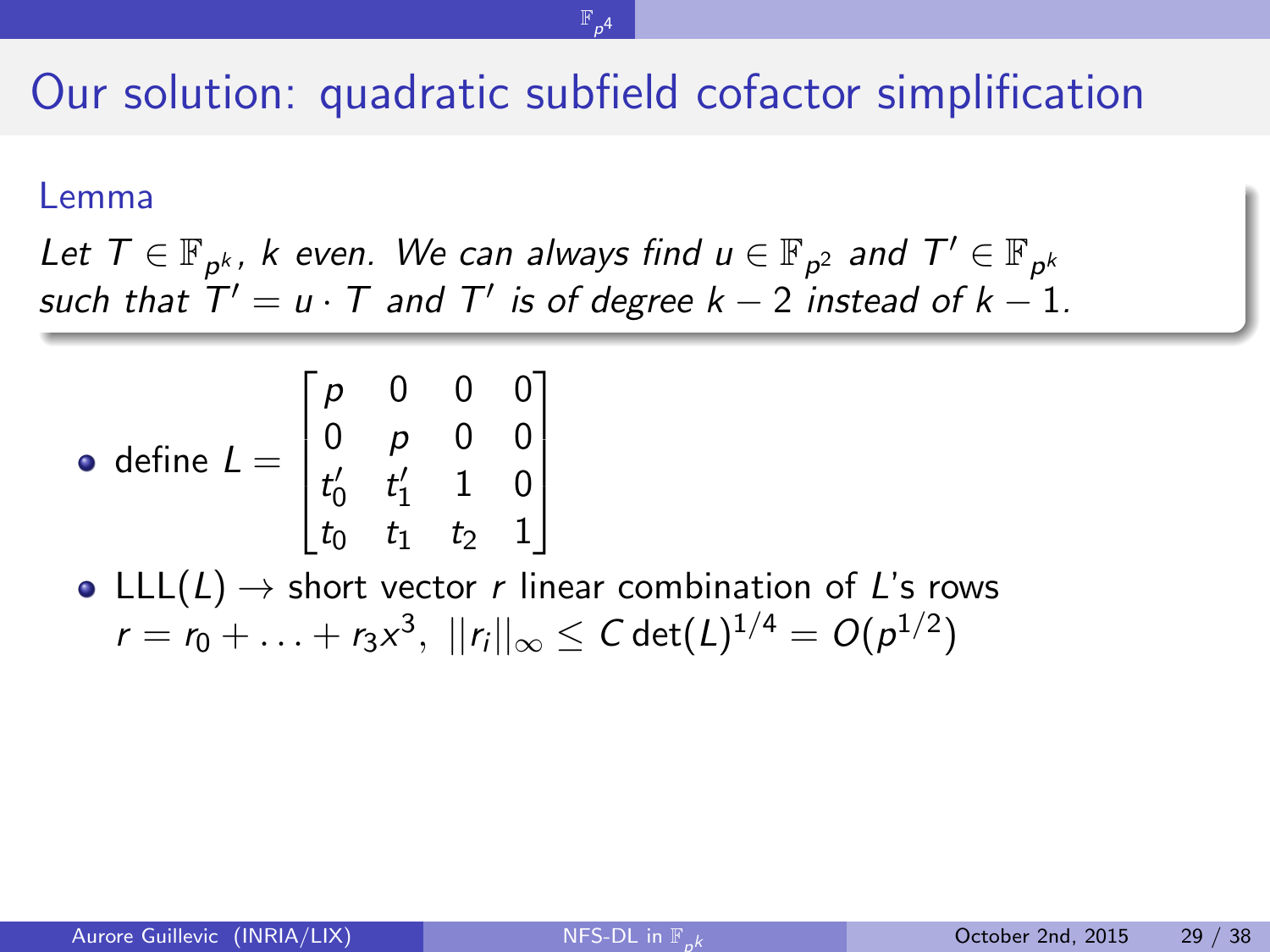# Our solution: quadratic subfield cofactor simplification

**Lemma**

*Let $T \in \mathbb{F}_{p^k}$, $k$ even. We can always find $u \in \mathbb{F}_{p^2}$ and $T' \in \mathbb{F}_{p^k}$ such that $T' = u \cdot T$ and $T'$ is of degree $k-2$ instead of $k-1$.*

- define $L = \begin{bmatrix} p & 0 & 0 & 0 \\ 0 & p & 0 & 0 \\ t_0' & t_1' & 1 & 0 \\ t_0 & t_1 & t_2 & 1 \end{bmatrix}$
- $\mathrm{LLL}(L) \rightarrow$ short vector $r$ linear combination of $L$'s rows $r = r_0 + \ldots + r_3 x^3$, $||r_i||_\infty \leq C \det(L)^{1/4} = O(p^{1/2})$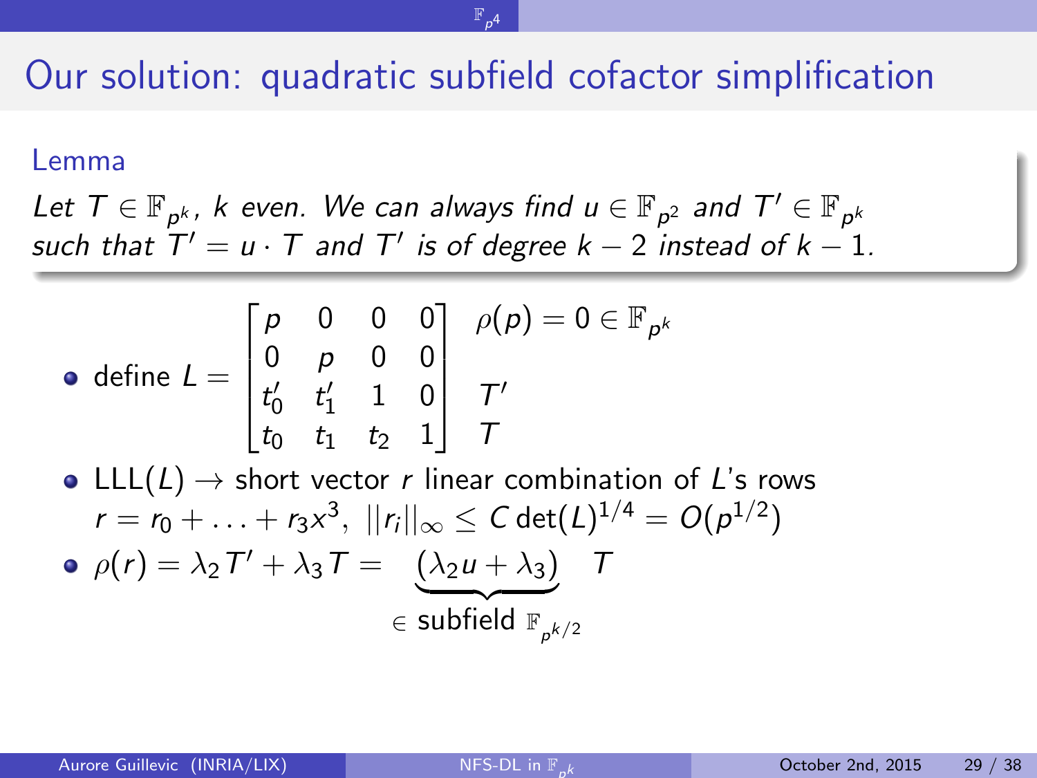# Our solution: quadratic subfield cofactor simplification

**Lemma**

*Let $T \in \mathbb{F}_{p^k}$, $k$ even. We can always find $u \in \mathbb{F}_{p^2}$ and $T' \in \mathbb{F}_{p^k}$ such that $T' = u \cdot T$ and $T'$ is of degree $k-2$ instead of $k-1$.*

- define $L = \begin{bmatrix} p & 0 & 0 & 0 \\ 0 & p & 0 & 0 \\ t_0' & t_1' & 1 & 0 \\ t_0 & t_1 & t_2 & 1 \end{bmatrix}$ $\begin{matrix} \rho(p) = 0 \in \mathbb{F}_{p^k} \\ \\ T' \\ T \end{matrix}$
- $\mathrm{LLL}(L) \rightarrow$ short vector $r$ linear combination of $L$'s rows $r = r_0 + \ldots + r_3 x^3,\ ||r_i||_\infty \leq C \det(L)^{1/4} = O(p^{1/2})$
- $\rho(r) = \lambda_2 T' + \lambda_3 T = \underbrace{(\lambda_2 u + \lambda_3)}_{\in \text{ subfield } \mathbb{F}_{p^{k/2}}} \; T$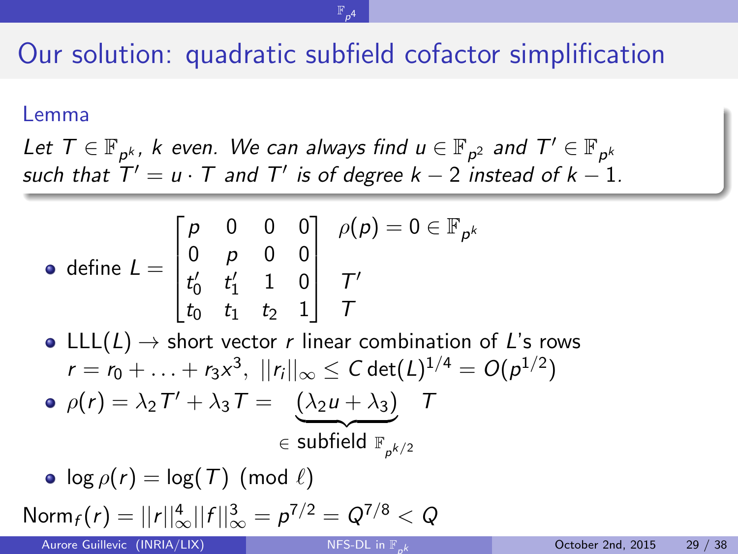# Our solution: quadratic subfield cofactor simplification

**Lemma**

*Let $T \in \mathbb{F}_{p^k}$, $k$ even. We can always find $u \in \mathbb{F}_{p^2}$ and $T' \in \mathbb{F}_{p^k}$ such that $T' = u \cdot T$ and $T'$ is of degree $k-2$ instead of $k-1$.*

- define $L = \begin{bmatrix} p & 0 & 0 & 0 \\ 0 & p & 0 & 0 \\ t_0' & t_1' & 1 & 0 \\ t_0 & t_1 & t_2 & 1 \end{bmatrix} \begin{matrix} \rho(p) = 0 \in \mathbb{F}_{p^k} \\ \\ T' \\ T \end{matrix}$
- LLL$(L) \to$ short vector $r$ linear combination of $L$'s rows $r = r_0 + \ldots + r_3 x^3$, $||r_i||_\infty \leq C \det(L)^{1/4} = O(p^{1/2})$
- $\rho(r) = \lambda_2 T' + \lambda_3 T = \underbrace{(\lambda_2 u + \lambda_3)}_{\in \text{ subfield } \mathbb{F}_{p^{k/2}}} T$
- $\log \rho(r) = \log(T) \pmod{\ell}$

$\mathrm{Norm}_f(r) = ||r||_\infty^4 ||f||_\infty^3 = p^{7/2} = Q^{7/8} < Q$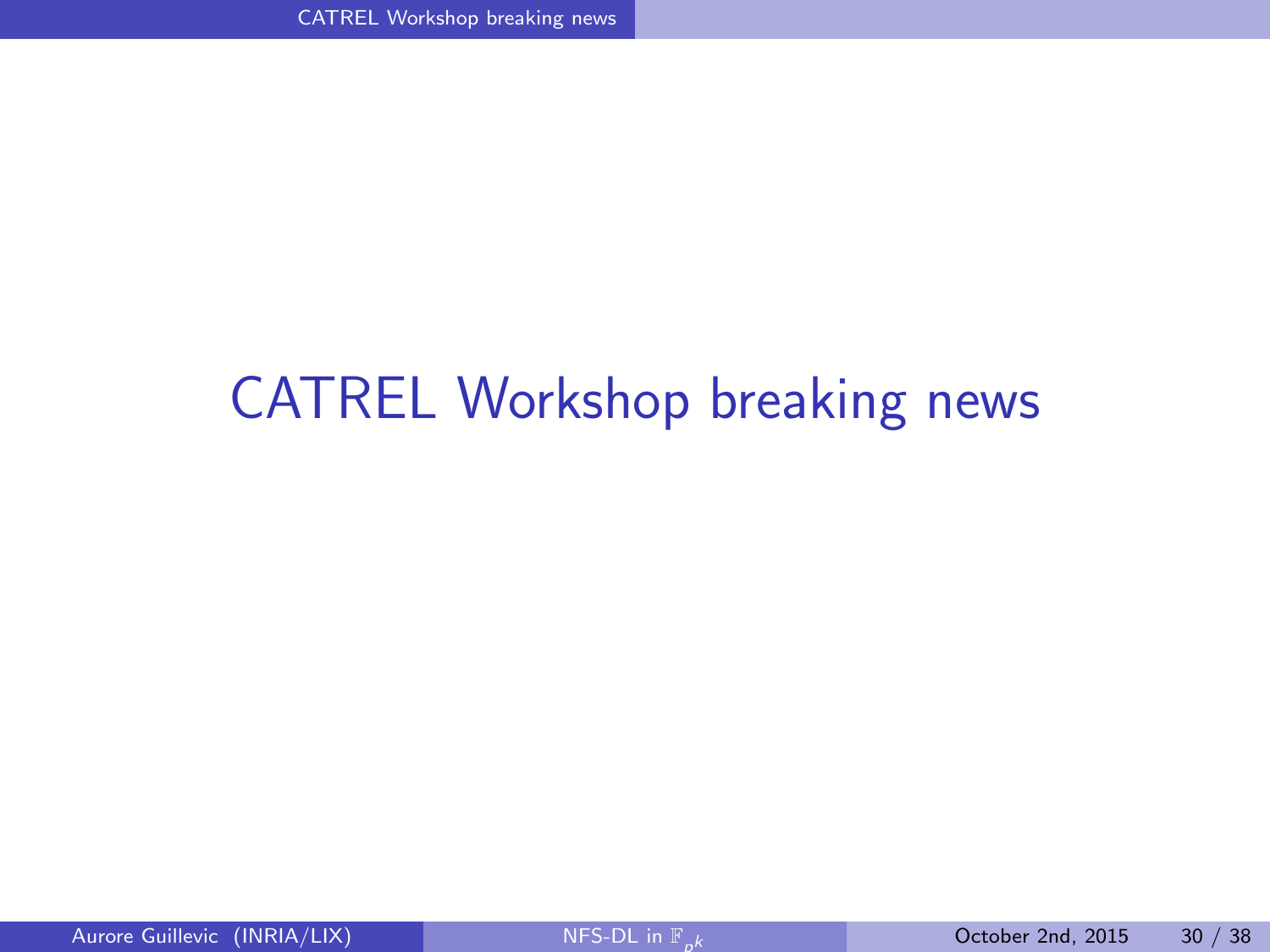# CATREL Workshop breaking news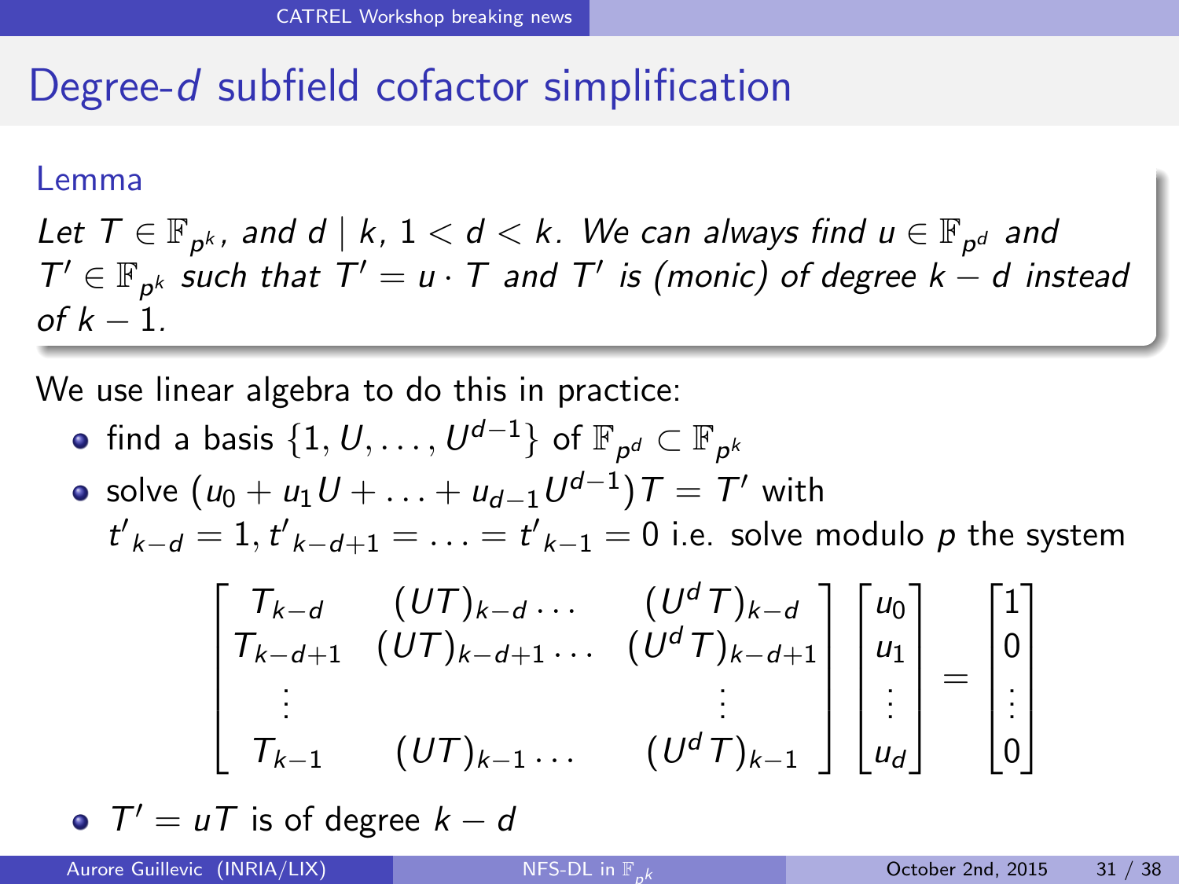# Degree-$d$ subfield cofactor simplification

**Lemma**

*Let $T \in \mathbb{F}_{p^k}$, and $d \mid k$, $1 < d < k$. We can always find $u \in \mathbb{F}_{p^d}$ and $T' \in \mathbb{F}_{p^k}$ such that $T' = u \cdot T$ and $T'$ is (monic) of degree $k - d$ instead of $k - 1$.*

We use linear algebra to do this in practice:

- find a basis $\{1, U, \ldots, U^{d-1}\}$ of $\mathbb{F}_{p^d} \subset \mathbb{F}_{p^k}$
- solve $(u_0 + u_1 U + \ldots + u_{d-1} U^{d-1}) T = T'$ with $t'_{k-d} = 1, t'_{k-d+1} = \ldots = t'_{k-1} = 0$ i.e. solve modulo $p$ the system

$$\begin{bmatrix} T_{k-d} & (UT)_{k-d} \ldots & (U^d T)_{k-d} \\ T_{k-d+1} & (UT)_{k-d+1} \ldots & (U^d T)_{k-d+1} \\ \vdots & & \vdots \\ T_{k-1} & (UT)_{k-1} \ldots & (U^d T)_{k-1} \end{bmatrix} \begin{bmatrix} u_0 \\ u_1 \\ \vdots \\ u_d \end{bmatrix} = \begin{bmatrix} 1 \\ 0 \\ \vdots \\ 0 \end{bmatrix}$$

- $T' = uT$ is of degree $k - d$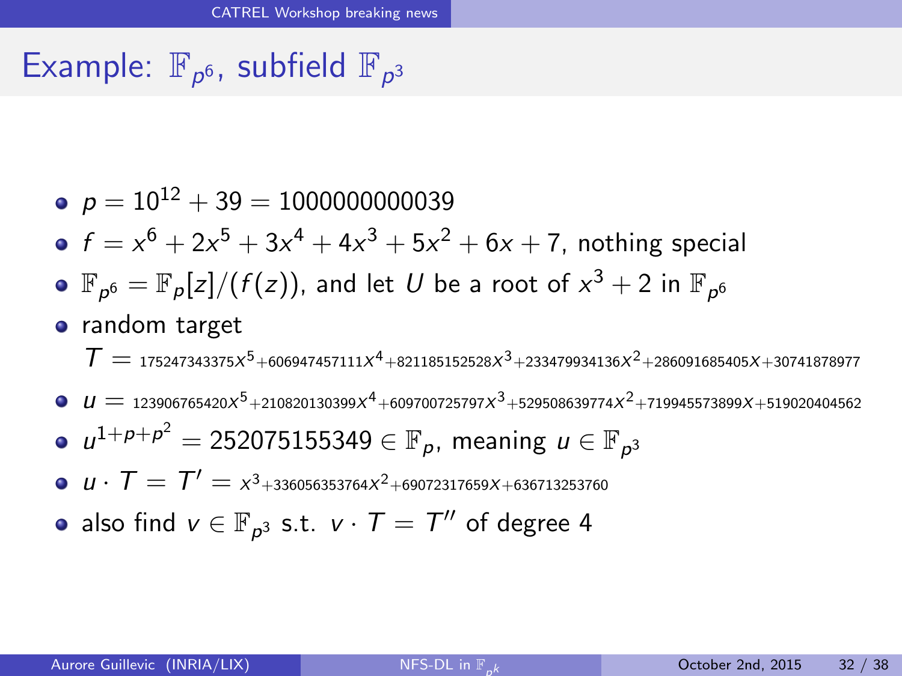# Example: $\mathbb{F}_{p^6}$, subfield $\mathbb{F}_{p^3}$

- $p = 10^{12} + 39 = 1000000000039$
- $f = x^6 + 2x^5 + 3x^4 + 4x^3 + 5x^2 + 6x + 7$, nothing special
- $\mathbb{F}_{p^6} = \mathbb{F}_p[z]/(f(z))$, and let $U$ be a root of $x^3 + 2$ in $\mathbb{F}_{p^6}$
- random target
  $T = 175247343375X^5 + 606947457111X^4 + 821185152528X^3 + 233479934136X^2 + 286091685405X + 30741878977$
- $u = 123906765420X^5 + 210820130399X^4 + 609700725797X^3 + 529508639774X^2 + 719945573899X + 519020404562$
- $u^{1+p+p^2} = 252075155349 \in \mathbb{F}_p$, meaning $u \in \mathbb{F}_{p^3}$
- $u \cdot T = T' = x^3 + 336056353764X^2 + 69072317659X + 636713253760$
- also find $v \in \mathbb{F}_{p^3}$ s.t. $v \cdot T = T''$ of degree 4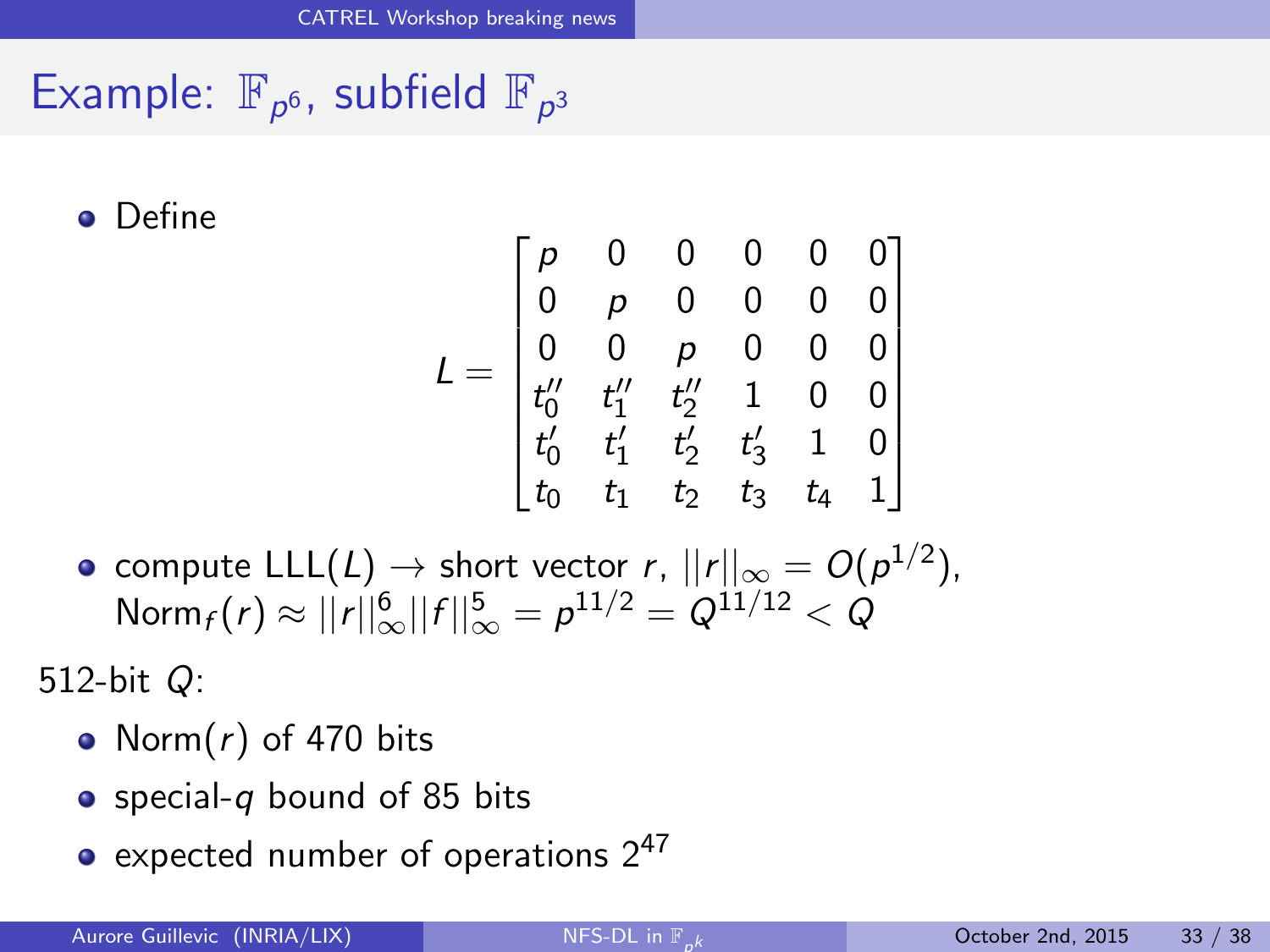# Example: $\mathbb{F}_{p^6}$, subfield $\mathbb{F}_{p^3}$

- Define

$$L = \begin{bmatrix} p & 0 & 0 & 0 & 0 & 0 \\ 0 & p & 0 & 0 & 0 & 0 \\ 0 & 0 & p & 0 & 0 & 0 \\ t_0'' & t_1'' & t_2'' & 1 & 0 & 0 \\ t_0' & t_1' & t_2' & t_3' & 1 & 0 \\ t_0 & t_1 & t_2 & t_3 & t_4 & 1 \end{bmatrix}$$

- compute $\mathrm{LLL}(L) \to$ short vector $r$, $||r||_\infty = O(p^{1/2})$,
  $\mathrm{Norm}_f(r) \approx ||r||_\infty^6 ||f||_\infty^5 = p^{11/2} = Q^{11/12} < Q$

512-bit $Q$:

- $\mathrm{Norm}(r)$ of 470 bits
- special-$q$ bound of 85 bits
- expected number of operations $2^{47}$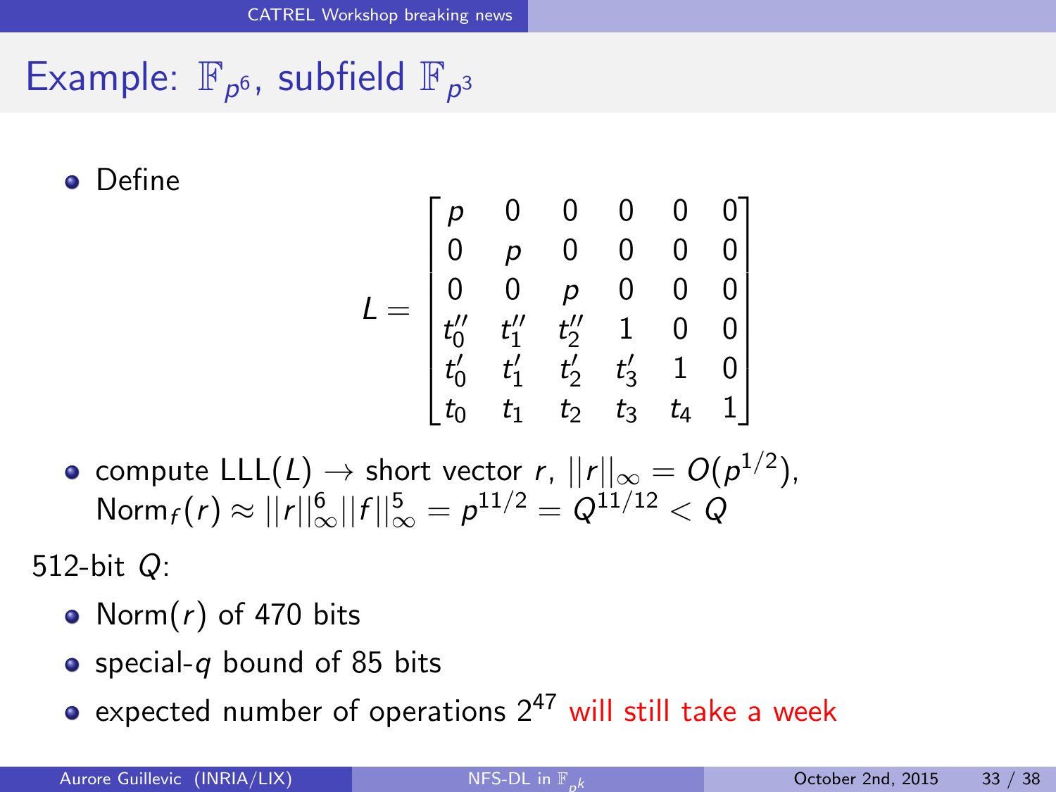# Example: $\mathbb{F}_{p^6}$, subfield $\mathbb{F}_{p^3}$

- Define

$$L = \begin{bmatrix} p & 0 & 0 & 0 & 0 & 0 \\ 0 & p & 0 & 0 & 0 & 0 \\ 0 & 0 & p & 0 & 0 & 0 \\ t_0'' & t_1'' & t_2'' & 1 & 0 & 0 \\ t_0' & t_1' & t_2' & t_3' & 1 & 0 \\ t_0 & t_1 & t_2 & t_3 & t_4 & 1 \end{bmatrix}$$

- compute $\text{LLL}(L) \to$ short vector $r$, $||r||_\infty = O(p^{1/2})$, $\text{Norm}_f(r) \approx ||r||_\infty^6 ||f||_\infty^5 = p^{11/2} = Q^{11/12} < Q$

512-bit $Q$:

- $\text{Norm}(r)$ of 470 bits
- special-$q$ bound of 85 bits
- expected number of operations $2^{47}$ will still take a week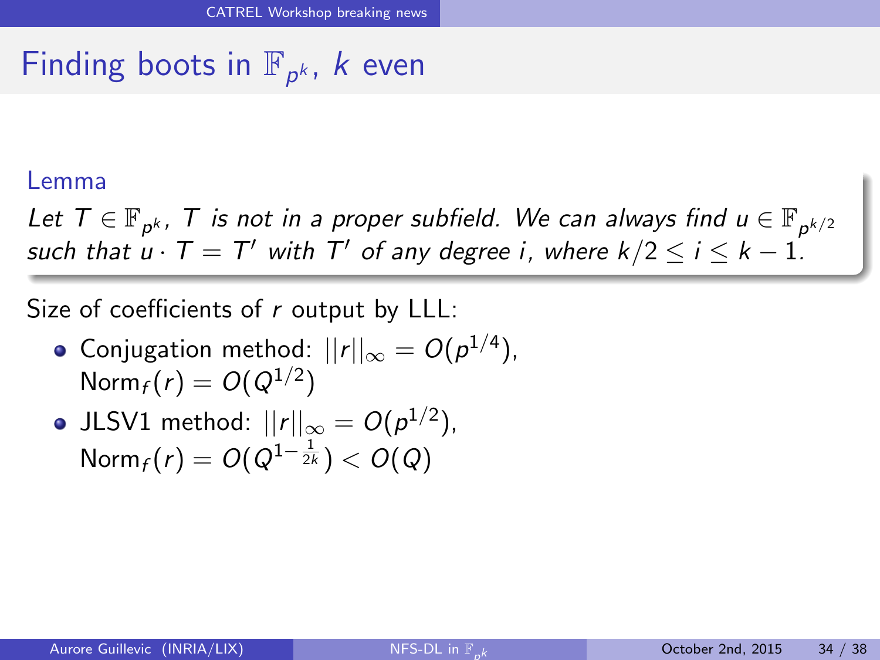# Finding boots in $\mathbb{F}_{p^k}$, $k$ even

**Lemma**

*Let $T \in \mathbb{F}_{p^k}$, $T$ is not in a proper subfield. We can always find $u \in \mathbb{F}_{p^{k/2}}$ such that $u \cdot T = T'$ with $T'$ of any degree $i$, where $k/2 \leq i \leq k-1$.*

Size of coefficients of $r$ output by LLL:

- Conjugation method: $||r||_\infty = O(p^{1/4})$, $\mathrm{Norm}_f(r) = O(Q^{1/2})$
- JLSV1 method: $||r||_\infty = O(p^{1/2})$, $\mathrm{Norm}_f(r) = O(Q^{1-\frac{1}{2k}}) < O(Q)$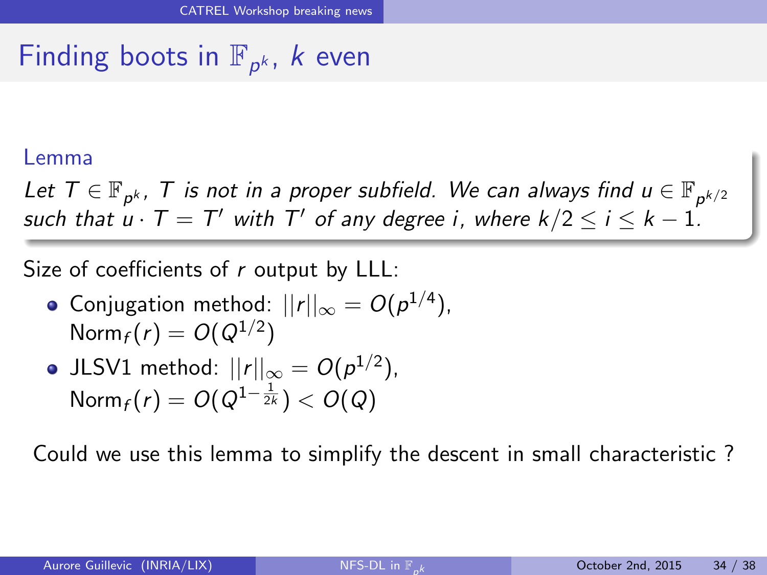# Finding boots in $\mathbb{F}_{p^k}$, $k$ even

**Lemma**

*Let $T \in \mathbb{F}_{p^k}$, $T$ is not in a proper subfield. We can always find $u \in \mathbb{F}_{p^{k/2}}$ such that $u \cdot T = T'$ with $T'$ of any degree $i$, where $k/2 \leq i \leq k-1$.*

Size of coefficients of $r$ output by LLL:

- Conjugation method: $||r||_\infty = O(p^{1/4})$, $\mathrm{Norm}_f(r) = O(Q^{1/2})$
- JLSV1 method: $||r||_\infty = O(p^{1/2})$, $\mathrm{Norm}_f(r) = O(Q^{1-\frac{1}{2k}}) < O(Q)$

Could we use this lemma to simplify the descent in small characteristic ?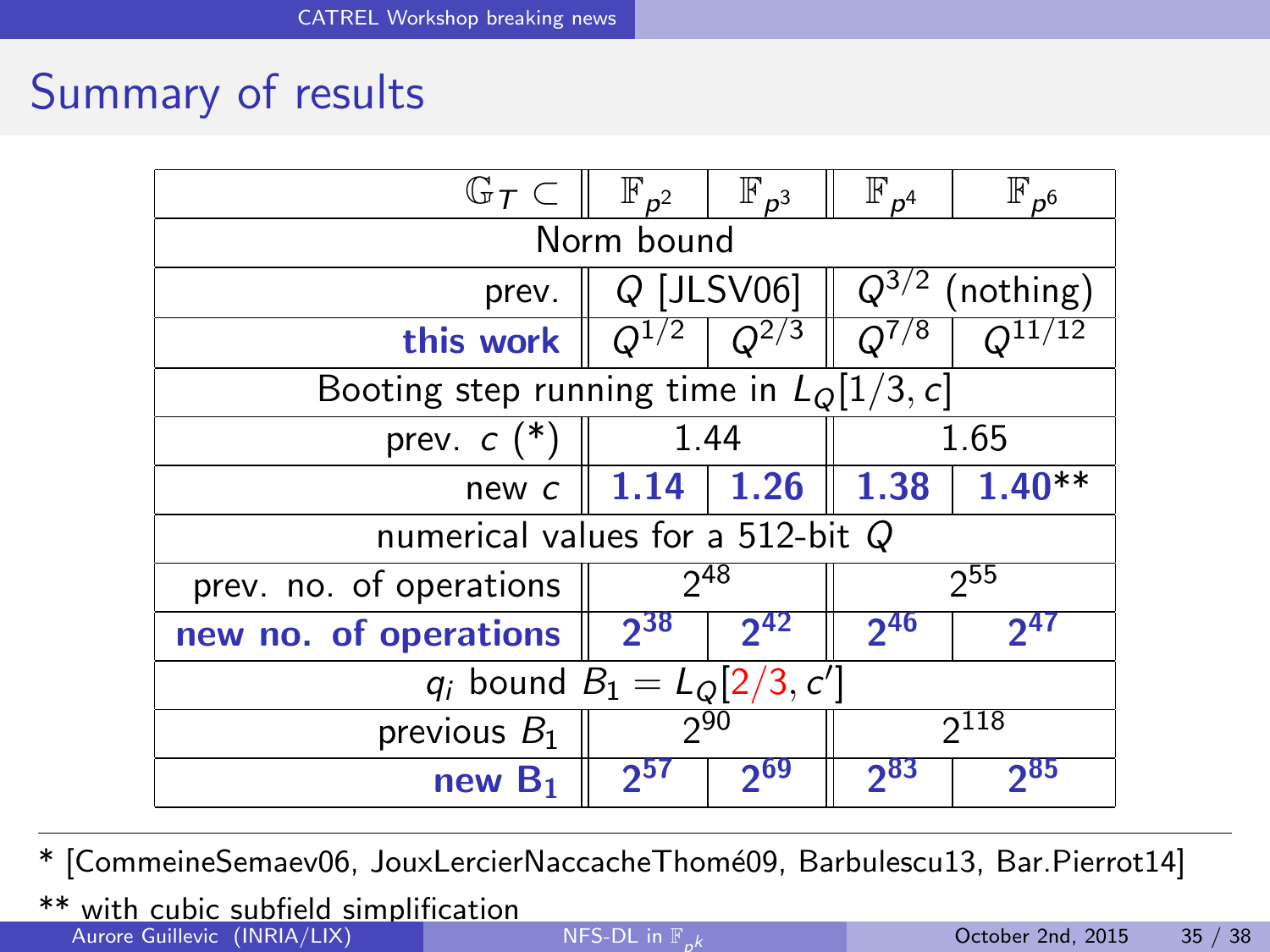## Summary of results

| $\mathbb{G}_T \subset$ | $\mathbb{F}_{p^2}$ | $\mathbb{F}_{p^3}$ | $\mathbb{F}_{p^4}$ | $\mathbb{F}_{p^6}$ |
|---|---|---|---|---|
| Norm bound | | | | |
| prev. | $Q$ [JLSV06] | | $Q^{3/2}$ (nothing) | |
| **this work** | $Q^{1/2}$ | $Q^{2/3}$ | $Q^{7/8}$ | $Q^{11/12}$ |
| Booting step running time in $L_Q[1/3, c]$ | | | | |
| prev. $c$ (*) | 1.44 | | 1.65 | |
| new $c$ | **1.14** | **1.26** | **1.38** | **1.40**** |
| numerical values for a 512-bit $Q$ | | | | |
| prev. no. of operations | $2^{48}$ | | $2^{55}$ | |
| **new no. of operations** | $\mathbf{2^{38}}$ | $\mathbf{2^{42}}$ | $\mathbf{2^{46}}$ | $\mathbf{2^{47}}$ |
| $q_i$ bound $B_1 = L_Q[2/3, c']$ | | | | |
| previous $B_1$ | $2^{90}$ | | $2^{118}$ | |
| **new $\mathbf{B_1}$** | $\mathbf{2^{57}}$ | $\mathbf{2^{69}}$ | $\mathbf{2^{83}}$ | $\mathbf{2^{85}}$ |

* [CommeineSemaev06, JouxLercierNaccacheThomé09, Barbulescu13, Bar.Pierrot14]

** with cubic subfield simplification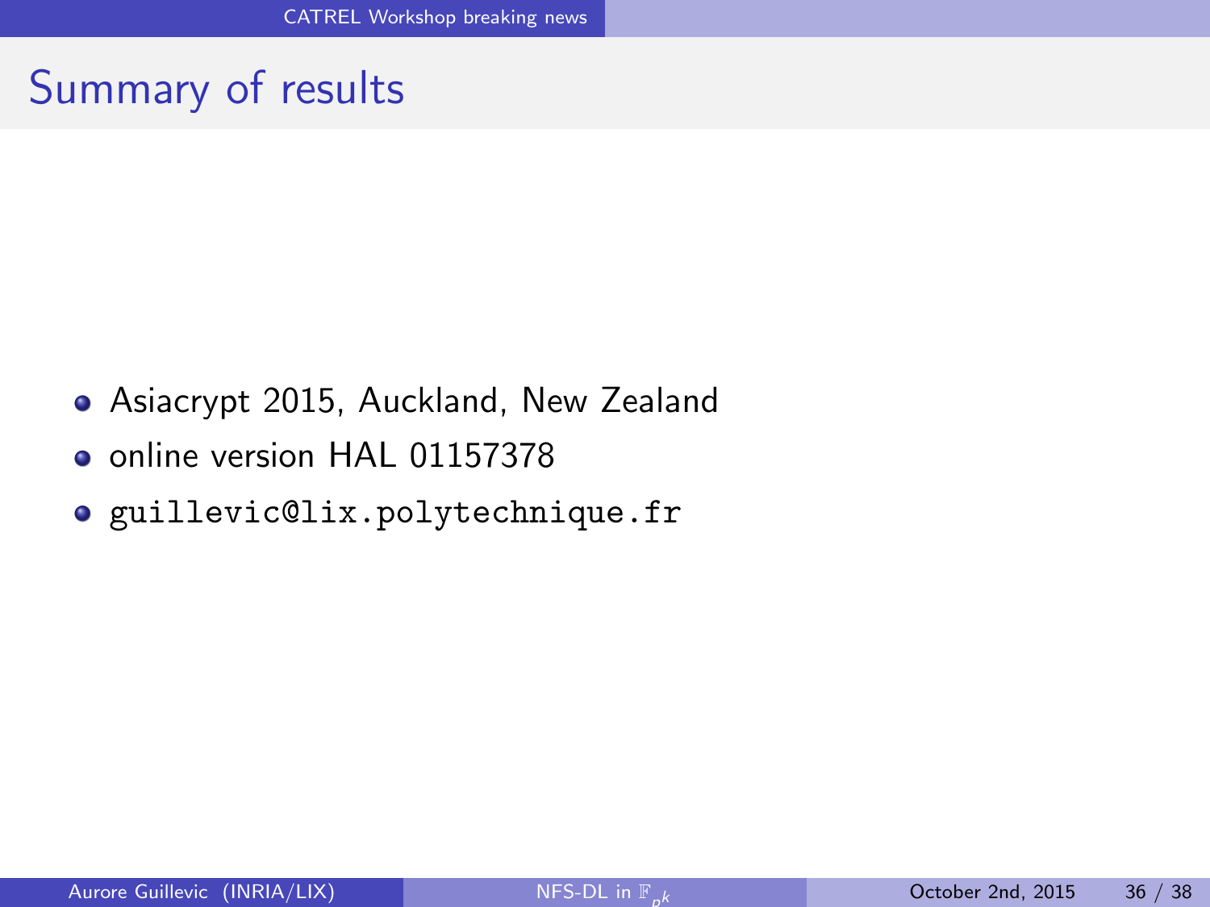## Summary of results

- Asiacrypt 2015, Auckland, New Zealand
- online version HAL 01157378
- `guillevic@lix.polytechnique.fr`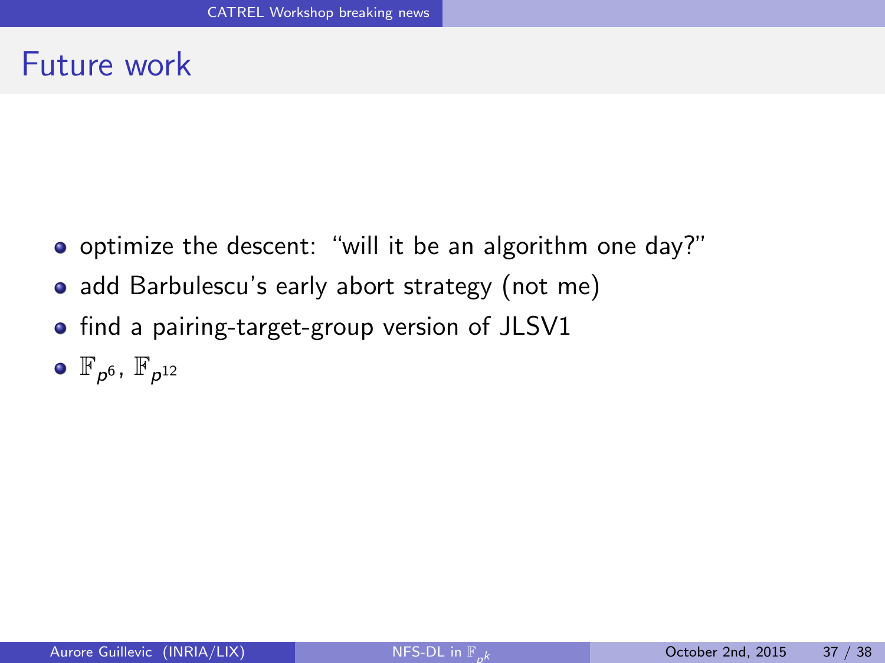# Future work

- optimize the descent: “will it be an algorithm one day?”
- add Barbulescu’s early abort strategy (not me)
- find a pairing-target-group version of JLSV1
- $\mathbb{F}_{p^6}$, $\mathbb{F}_{p^{12}}$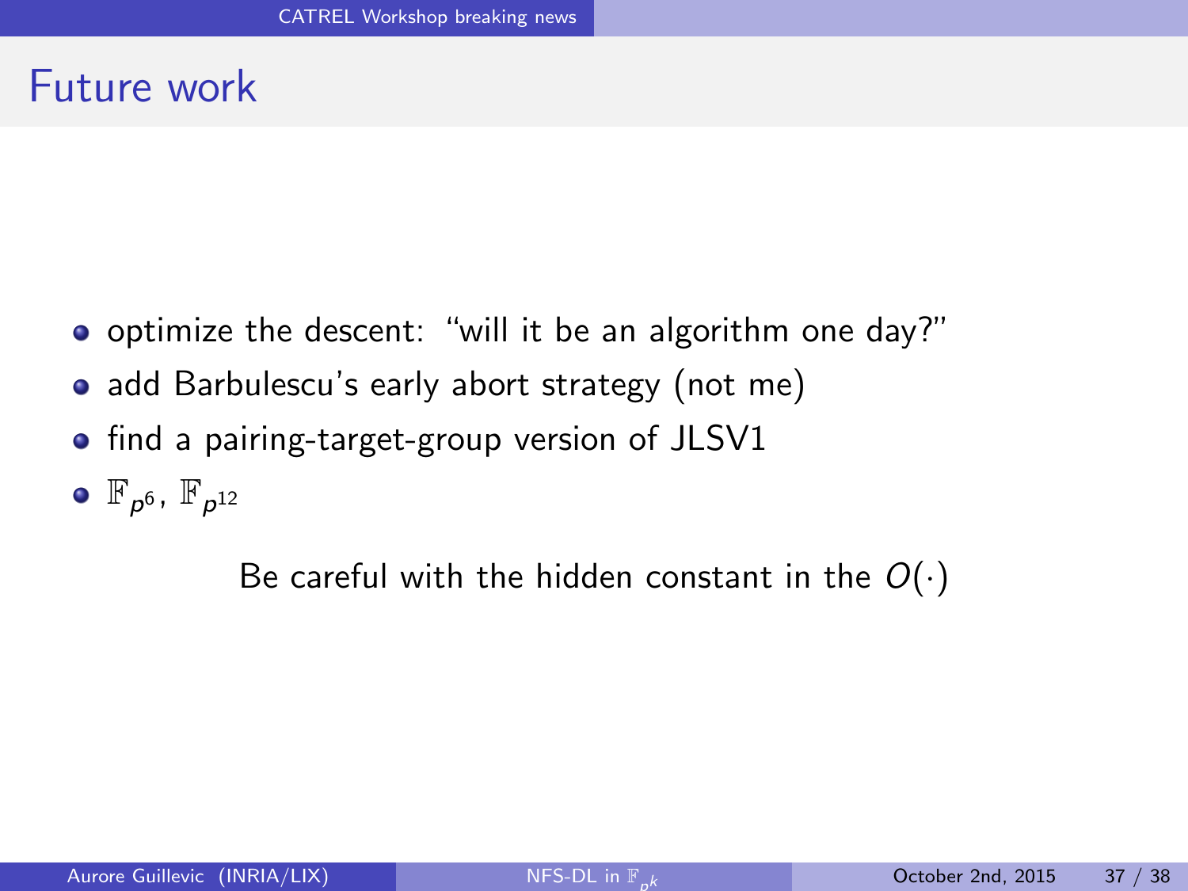# Future work

- optimize the descent: "will it be an algorithm one day?"
- add Barbulescu's early abort strategy (not me)
- find a pairing-target-group version of JLSV1
- $\mathbb{F}_{p^6}$, $\mathbb{F}_{p^{12}}$

Be careful with the hidden constant in the $O(\cdot)$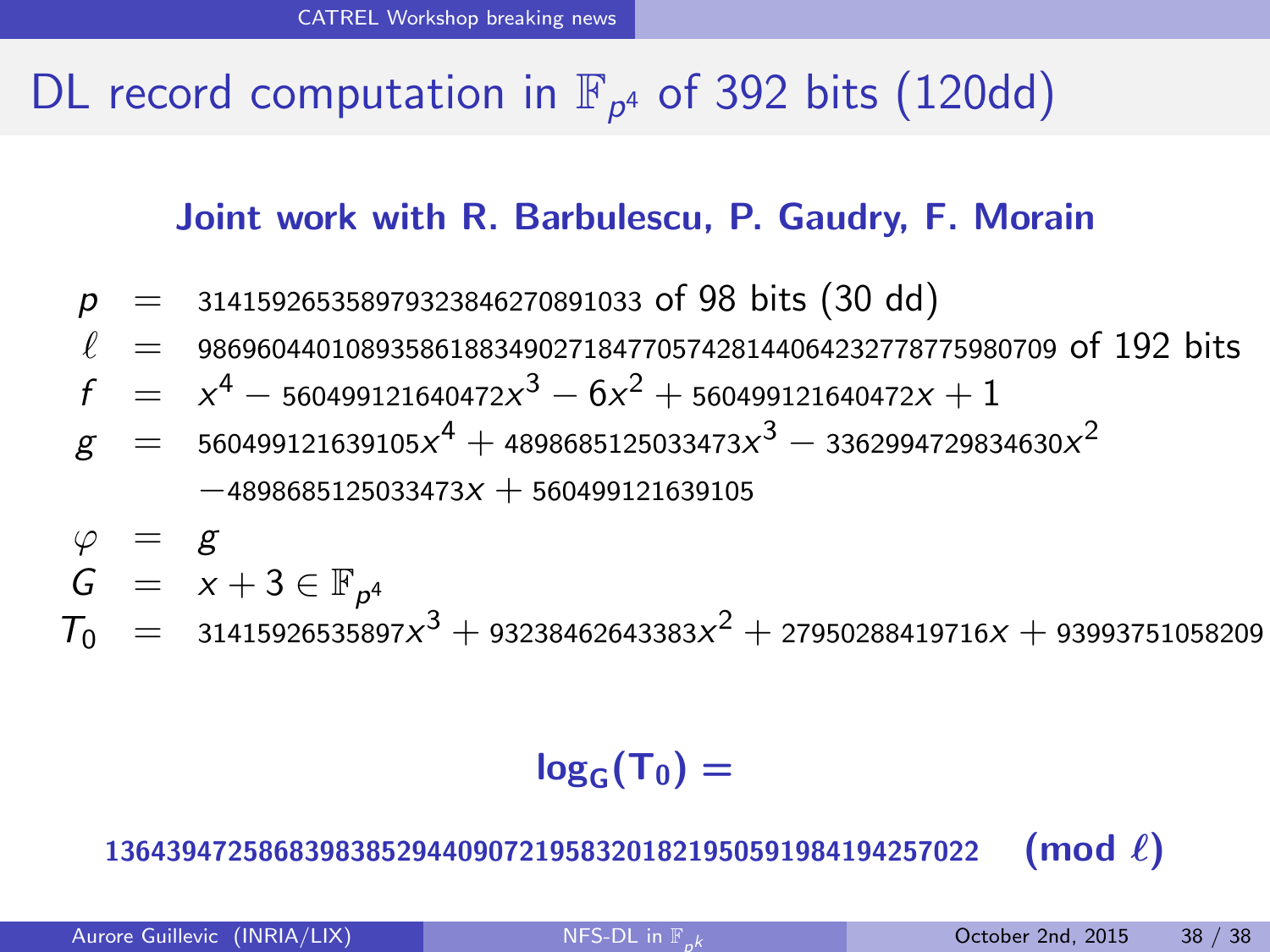# DL record computation in $\mathbb{F}_{p^4}$ of 392 bits (120dd)

**Joint work with R. Barbulescu, P. Gaudry, F. Morain**

$$
\begin{aligned}
p &= 314159265358979323846270891033 \text{ of 98 bits (30 dd)} \\
\ell &= 986960440108935861883490271847705742814406423277877598070\text{9} \text{ of 192 bits} \\
f &= x^4 - 560499121640472x^3 - 6x^2 + 560499121640472x + 1 \\
g &= 560499121639105x^4 + 4898685125033473x^3 - 3362994729834630x^2 \\
&\quad -4898685125033473x + 560499121639105 \\
\varphi &= g \\
G &= x + 3 \in \mathbb{F}_{p^4} \\
T_0 &= 31415926535897x^3 + 93238462643383x^2 + 27950288419716x + 93993751058209
\end{aligned}
$$

$$\mathbf{\log_G(T_0) =}$$

$$\mathbf{1364394725868398385294409072195832018219505919841942570 22 \pmod{\ell}}$$